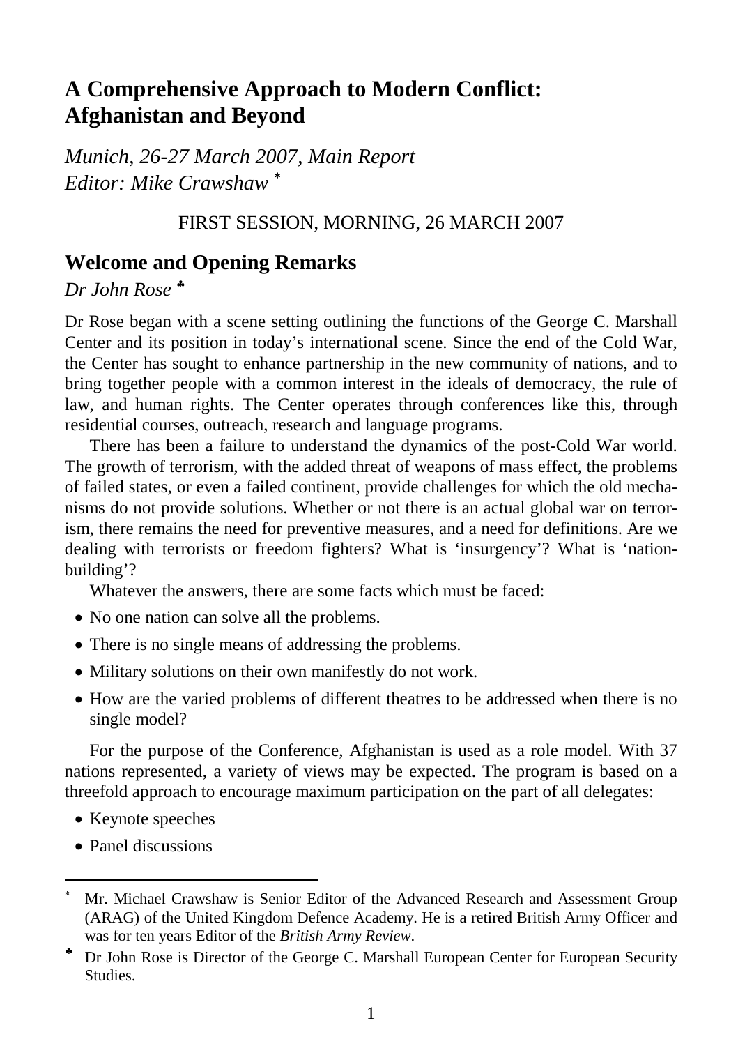# A Comprehensive Approach to Modern Conflict: Afghanistan and Beyond

*Munich, 26-27 March 2007, Main Report*
*Editor: Mike Crawshaw* [*]

FIRST SESSION, MORNING, 26 MARCH 2007

## Welcome and Opening Remarks

*Dr John Rose* [♣]

Dr Rose began with a scene setting outlining the functions of the George C. Marshall Center and its position in today's international scene. Since the end of the Cold War, the Center has sought to enhance partnership in the new community of nations, and to bring together people with a common interest in the ideals of democracy, the rule of law, and human rights. The Center operates through conferences like this, through residential courses, outreach, research and language programs.

There has been a failure to understand the dynamics of the post-Cold War world. The growth of terrorism, with the added threat of weapons of mass effect, the problems of failed states, or even a failed continent, provide challenges for which the old mechanisms do not provide solutions. Whether or not there is an actual global war on terrorism, there remains the need for preventive measures, and a need for definitions. Are we dealing with terrorists or freedom fighters? What is 'insurgency'? What is 'nation-building'?

Whatever the answers, there are some facts which must be faced:

- No one nation can solve all the problems.
- There is no single means of addressing the problems.
- Military solutions on their own manifestly do not work.
- How are the varied problems of different theatres to be addressed when there is no single model?

For the purpose of the Conference, Afghanistan is used as a role model. With 37 nations represented, a variety of views may be expected. The program is based on a threefold approach to encourage maximum participation on the part of all delegates:

- Keynote speeches
- Panel discussions

---

[*] Mr. Michael Crawshaw is Senior Editor of the Advanced Research and Assessment Group (ARAG) of the United Kingdom Defence Academy. He is a retired British Army Officer and was for ten years Editor of the *British Army Review*.

[♣] Dr John Rose is Director of the George C. Marshall European Center for European Security Studies.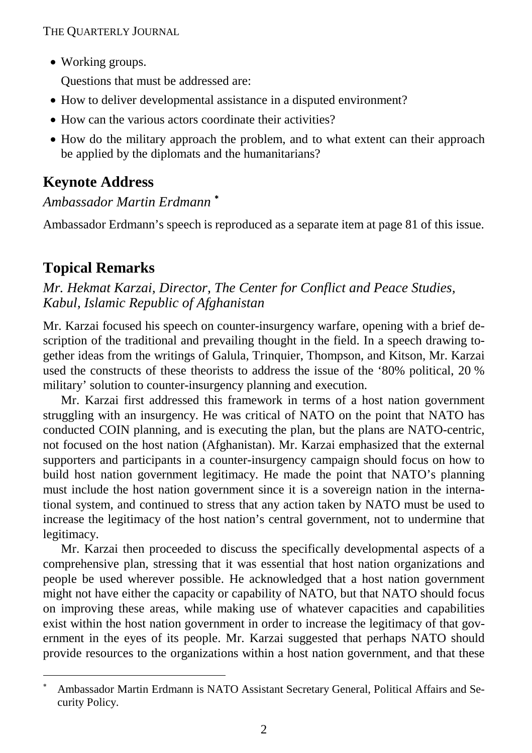- Working groups.

  Questions that must be addressed are:

- How to deliver developmental assistance in a disputed environment?
- How can the various actors coordinate their activities?
- How do the military approach the problem, and to what extent can their approach be applied by the diplomats and the humanitarians?

## Keynote Address

*Ambassador Martin Erdmann* [*]

Ambassador Erdmann's speech is reproduced as a separate item at page 81 of this issue.

## Topical Remarks

*Mr. Hekmat Karzai, Director, The Center for Conflict and Peace Studies, Kabul, Islamic Republic of Afghanistan*

Mr. Karzai focused his speech on counter-insurgency warfare, opening with a brief description of the traditional and prevailing thought in the field. In a speech drawing together ideas from the writings of Galula, Trinquier, Thompson, and Kitson, Mr. Karzai used the constructs of these theorists to address the issue of the '80% political, 20 % military' solution to counter-insurgency planning and execution.

Mr. Karzai first addressed this framework in terms of a host nation government struggling with an insurgency. He was critical of NATO on the point that NATO has conducted COIN planning, and is executing the plan, but the plans are NATO-centric, not focused on the host nation (Afghanistan). Mr. Karzai emphasized that the external supporters and participants in a counter-insurgency campaign should focus on how to build host nation government legitimacy. He made the point that NATO's planning must include the host nation government since it is a sovereign nation in the international system, and continued to stress that any action taken by NATO must be used to increase the legitimacy of the host nation's central government, not to undermine that legitimacy.

Mr. Karzai then proceeded to discuss the specifically developmental aspects of a comprehensive plan, stressing that it was essential that host nation organizations and people be used wherever possible. He acknowledged that a host nation government might not have either the capacity or capability of NATO, but that NATO should focus on improving these areas, while making use of whatever capacities and capabilities exist within the host nation government in order to increase the legitimacy of that government in the eyes of its people. Mr. Karzai suggested that perhaps NATO should provide resources to the organizations within a host nation government, and that these

---

[*] Ambassador Martin Erdmann is NATO Assistant Secretary General, Political Affairs and Security Policy.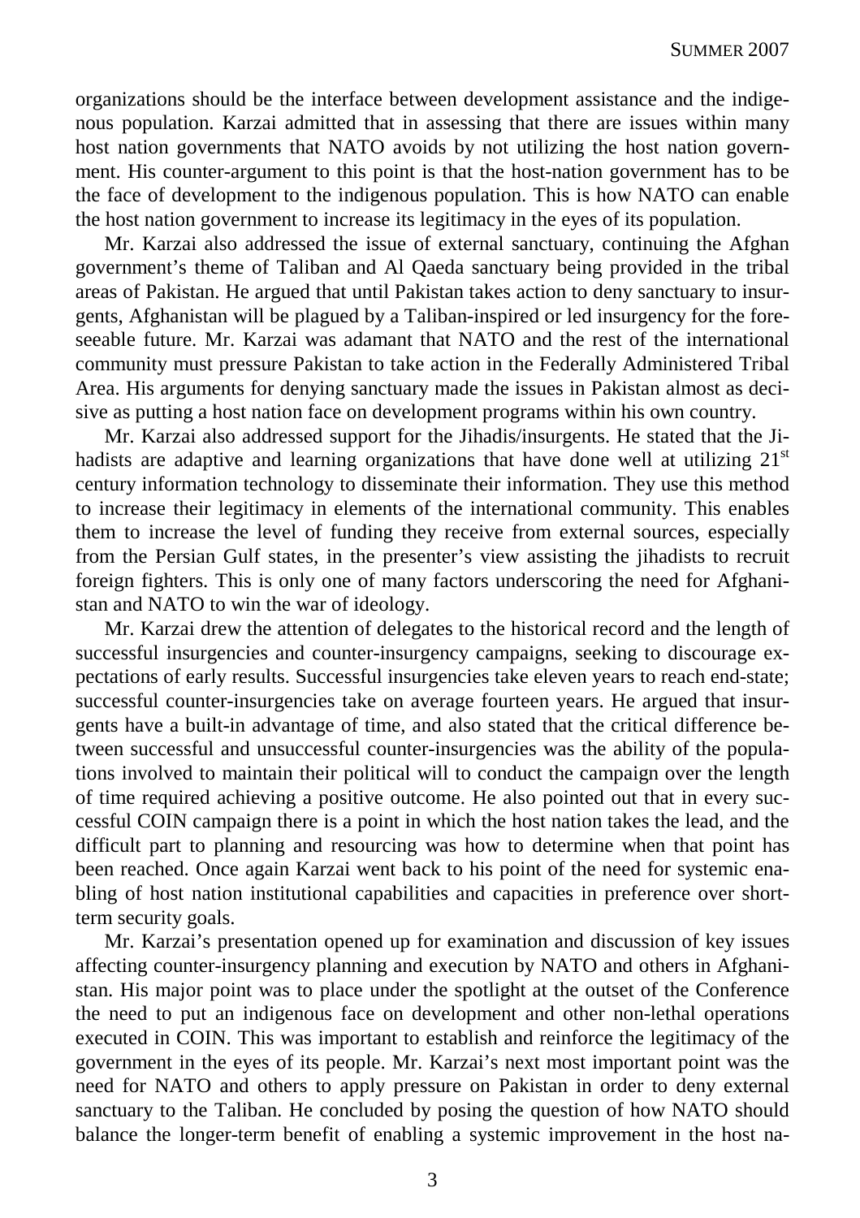organizations should be the interface between development assistance and the indigenous population. Karzai admitted that in assessing that there are issues within many host nation governments that NATO avoids by not utilizing the host nation government. His counter-argument to this point is that the host-nation government has to be the face of development to the indigenous population. This is how NATO can enable the host nation government to increase its legitimacy in the eyes of its population.

Mr. Karzai also addressed the issue of external sanctuary, continuing the Afghan government's theme of Taliban and Al Qaeda sanctuary being provided in the tribal areas of Pakistan. He argued that until Pakistan takes action to deny sanctuary to insurgents, Afghanistan will be plagued by a Taliban-inspired or led insurgency for the foreseeable future. Mr. Karzai was adamant that NATO and the rest of the international community must pressure Pakistan to take action in the Federally Administered Tribal Area. His arguments for denying sanctuary made the issues in Pakistan almost as decisive as putting a host nation face on development programs within his own country.

Mr. Karzai also addressed support for the Jihadis/insurgents. He stated that the Jihadists are adaptive and learning organizations that have done well at utilizing 21st century information technology to disseminate their information. They use this method to increase their legitimacy in elements of the international community. This enables them to increase the level of funding they receive from external sources, especially from the Persian Gulf states, in the presenter's view assisting the jihadists to recruit foreign fighters. This is only one of many factors underscoring the need for Afghanistan and NATO to win the war of ideology.

Mr. Karzai drew the attention of delegates to the historical record and the length of successful insurgencies and counter-insurgency campaigns, seeking to discourage expectations of early results. Successful insurgencies take eleven years to reach end-state; successful counter-insurgencies take on average fourteen years. He argued that insurgents have a built-in advantage of time, and also stated that the critical difference between successful and unsuccessful counter-insurgencies was the ability of the populations involved to maintain their political will to conduct the campaign over the length of time required achieving a positive outcome. He also pointed out that in every successful COIN campaign there is a point in which the host nation takes the lead, and the difficult part to planning and resourcing was how to determine when that point has been reached. Once again Karzai went back to his point of the need for systemic enabling of host nation institutional capabilities and capacities in preference over short-term security goals.

Mr. Karzai's presentation opened up for examination and discussion of key issues affecting counter-insurgency planning and execution by NATO and others in Afghanistan. His major point was to place under the spotlight at the outset of the Conference the need to put an indigenous face on development and other non-lethal operations executed in COIN. This was important to establish and reinforce the legitimacy of the government in the eyes of its people. Mr. Karzai's next most important point was the need for NATO and others to apply pressure on Pakistan in order to deny external sanctuary to the Taliban. He concluded by posing the question of how NATO should balance the longer-term benefit of enabling a systemic improvement in the host na-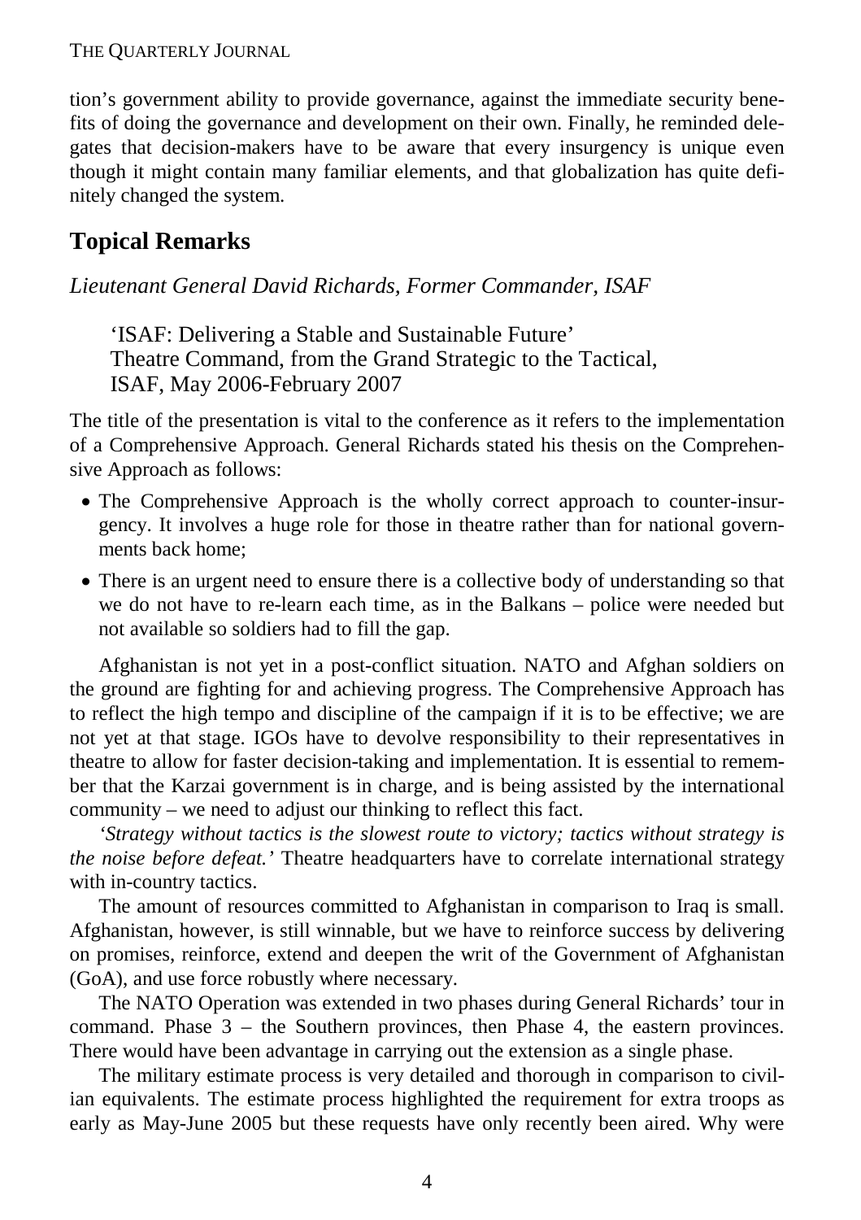tion's government ability to provide governance, against the immediate security benefits of doing the governance and development on their own. Finally, he reminded delegates that decision-makers have to be aware that every insurgency is unique even though it might contain many familiar elements, and that globalization has quite definitely changed the system.

## Topical Remarks

*Lieutenant General David Richards, Former Commander, ISAF*

> 'ISAF: Delivering a Stable and Sustainable Future'
> Theatre Command, from the Grand Strategic to the Tactical,
> ISAF, May 2006-February 2007

The title of the presentation is vital to the conference as it refers to the implementation of a Comprehensive Approach. General Richards stated his thesis on the Comprehensive Approach as follows:

- The Comprehensive Approach is the wholly correct approach to counter-insurgency. It involves a huge role for those in theatre rather than for national governments back home;
- There is an urgent need to ensure there is a collective body of understanding so that we do not have to re-learn each time, as in the Balkans – police were needed but not available so soldiers had to fill the gap.

Afghanistan is not yet in a post-conflict situation. NATO and Afghan soldiers on the ground are fighting for and achieving progress. The Comprehensive Approach has to reflect the high tempo and discipline of the campaign if it is to be effective; we are not yet at that stage. IGOs have to devolve responsibility to their representatives in theatre to allow for faster decision-taking and implementation. It is essential to remember that the Karzai government is in charge, and is being assisted by the international community – we need to adjust our thinking to reflect this fact.

*'Strategy without tactics is the slowest route to victory; tactics without strategy is the noise before defeat.'* Theatre headquarters have to correlate international strategy with in-country tactics.

The amount of resources committed to Afghanistan in comparison to Iraq is small. Afghanistan, however, is still winnable, but we have to reinforce success by delivering on promises, reinforce, extend and deepen the writ of the Government of Afghanistan (GoA), and use force robustly where necessary.

The NATO Operation was extended in two phases during General Richards' tour in command. Phase 3 – the Southern provinces, then Phase 4, the eastern provinces. There would have been advantage in carrying out the extension as a single phase.

The military estimate process is very detailed and thorough in comparison to civilian equivalents. The estimate process highlighted the requirement for extra troops as early as May-June 2005 but these requests have only recently been aired. Why were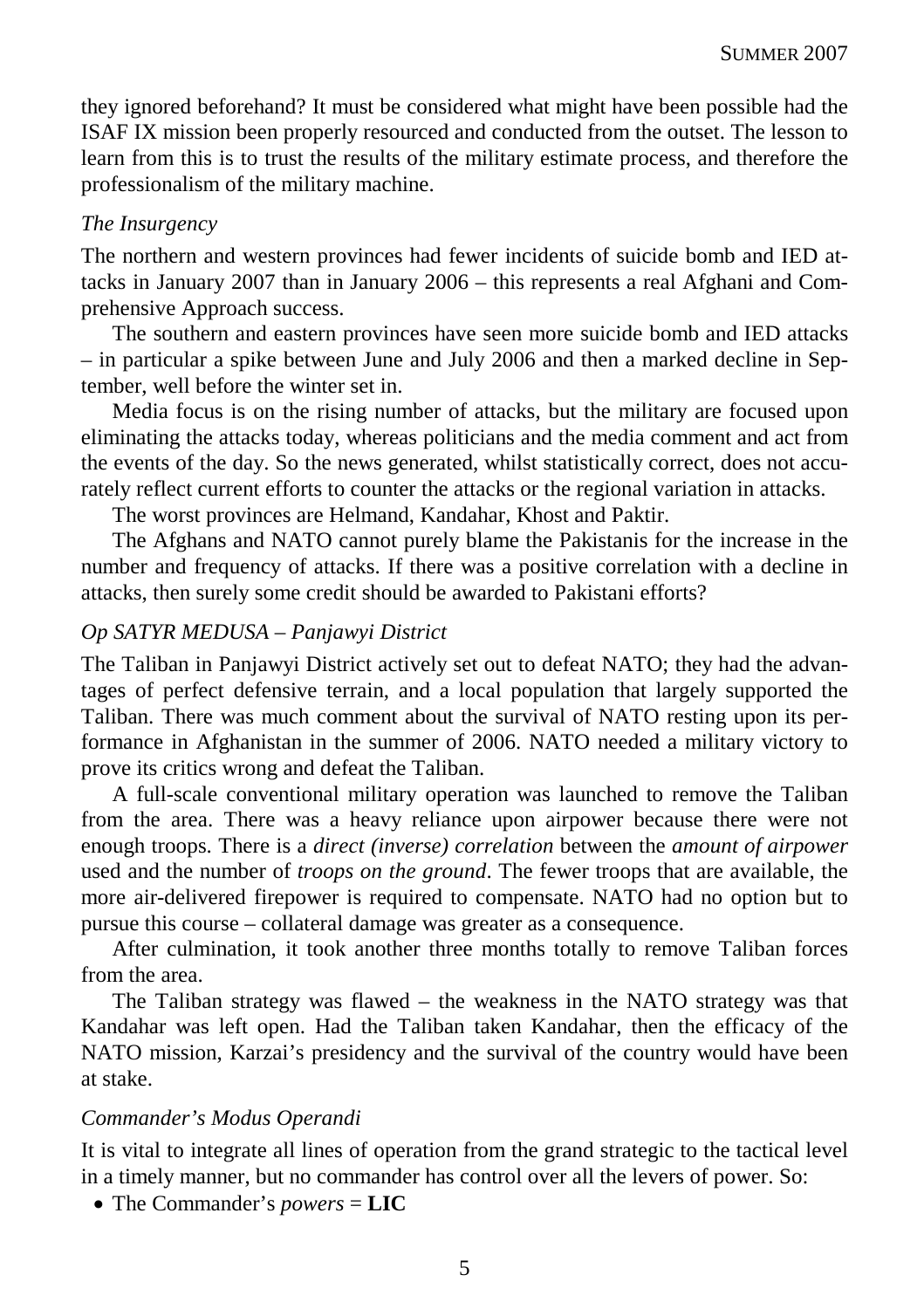they ignored beforehand? It must be considered what might have been possible had the ISAF IX mission been properly resourced and conducted from the outset. The lesson to learn from this is to trust the results of the military estimate process, and therefore the professionalism of the military machine.

### *The Insurgency*

The northern and western provinces had fewer incidents of suicide bomb and IED attacks in January 2007 than in January 2006 – this represents a real Afghani and Comprehensive Approach success.

The southern and eastern provinces have seen more suicide bomb and IED attacks – in particular a spike between June and July 2006 and then a marked decline in September, well before the winter set in.

Media focus is on the rising number of attacks, but the military are focused upon eliminating the attacks today, whereas politicians and the media comment and act from the events of the day. So the news generated, whilst statistically correct, does not accurately reflect current efforts to counter the attacks or the regional variation in attacks.

The worst provinces are Helmand, Kandahar, Khost and Paktir.

The Afghans and NATO cannot purely blame the Pakistanis for the increase in the number and frequency of attacks. If there was a positive correlation with a decline in attacks, then surely some credit should be awarded to Pakistani efforts?

### *Op SATYR MEDUSA – Panjawyi District*

The Taliban in Panjawyi District actively set out to defeat NATO; they had the advantages of perfect defensive terrain, and a local population that largely supported the Taliban. There was much comment about the survival of NATO resting upon its performance in Afghanistan in the summer of 2006. NATO needed a military victory to prove its critics wrong and defeat the Taliban.

A full-scale conventional military operation was launched to remove the Taliban from the area. There was a heavy reliance upon airpower because there were not enough troops. There is a *direct (inverse) correlation* between the *amount of airpower* used and the number of *troops on the ground*. The fewer troops that are available, the more air-delivered firepower is required to compensate. NATO had no option but to pursue this course – collateral damage was greater as a consequence.

After culmination, it took another three months totally to remove Taliban forces from the area.

The Taliban strategy was flawed – the weakness in the NATO strategy was that Kandahar was left open. Had the Taliban taken Kandahar, then the efficacy of the NATO mission, Karzai's presidency and the survival of the country would have been at stake.

### *Commander's Modus Operandi*

It is vital to integrate all lines of operation from the grand strategic to the tactical level in a timely manner, but no commander has control over all the levers of power. So:

- The Commander's *powers* = **LIC**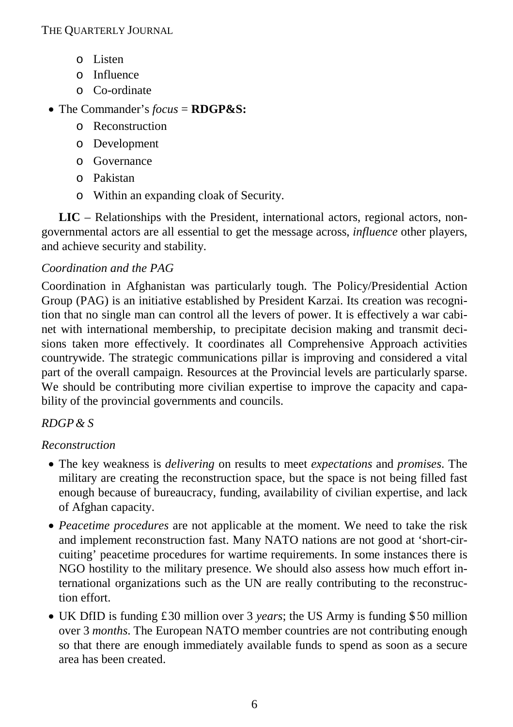- Listen
  - Influence
  - Co-ordinate
- The Commander's *focus* = **RDGP&S:**
  - Reconstruction
  - Development
  - Governance
  - Pakistan
  - Within an expanding cloak of Security.

**LIC** – Relationships with the President, international actors, regional actors, non-governmental actors are all essential to get the message across, *influence* other players, and achieve security and stability.

*Coordination and the PAG*

Coordination in Afghanistan was particularly tough. The Policy/Presidential Action Group (PAG) is an initiative established by President Karzai. Its creation was recognition that no single man can control all the levers of power. It is effectively a war cabinet with international membership, to precipitate decision making and transmit decisions taken more effectively. It coordinates all Comprehensive Approach activities countrywide. The strategic communications pillar is improving and considered a vital part of the overall campaign. Resources at the Provincial levels are particularly sparse. We should be contributing more civilian expertise to improve the capacity and capability of the provincial governments and councils.

*RDGP & S*

*Reconstruction*

- The key weakness is *delivering* on results to meet *expectations* and *promises*. The military are creating the reconstruction space, but the space is not being filled fast enough because of bureaucracy, funding, availability of civilian expertise, and lack of Afghan capacity.
- *Peacetime procedures* are not applicable at the moment. We need to take the risk and implement reconstruction fast. Many NATO nations are not good at 'short-circuiting' peacetime procedures for wartime requirements. In some instances there is NGO hostility to the military presence. We should also assess how much effort international organizations such as the UN are really contributing to the reconstruction effort.
- UK DfID is funding £30 million over 3 *years*; the US Army is funding $50 million over 3 *months*. The European NATO member countries are not contributing enough so that there are enough immediately available funds to spend as soon as a secure area has been created.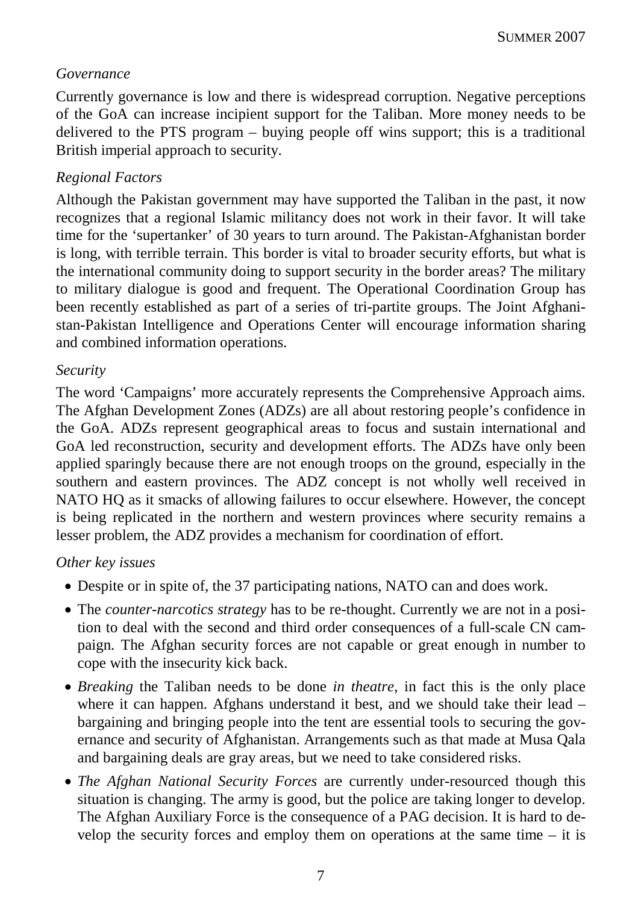*Governance*

Currently governance is low and there is widespread corruption. Negative perceptions of the GoA can increase incipient support for the Taliban. More money needs to be delivered to the PTS program – buying people off wins support; this is a traditional British imperial approach to security.

*Regional Factors*

Although the Pakistan government may have supported the Taliban in the past, it now recognizes that a regional Islamic militancy does not work in their favor. It will take time for the 'supertanker' of 30 years to turn around. The Pakistan-Afghanistan border is long, with terrible terrain. This border is vital to broader security efforts, but what is the international community doing to support security in the border areas? The military to military dialogue is good and frequent. The Operational Coordination Group has been recently established as part of a series of tri-partite groups. The Joint Afghanistan-Pakistan Intelligence and Operations Center will encourage information sharing and combined information operations.

*Security*

The word 'Campaigns' more accurately represents the Comprehensive Approach aims. The Afghan Development Zones (ADZs) are all about restoring people's confidence in the GoA. ADZs represent geographical areas to focus and sustain international and GoA led reconstruction, security and development efforts. The ADZs have only been applied sparingly because there are not enough troops on the ground, especially in the southern and eastern provinces. The ADZ concept is not wholly well received in NATO HQ as it smacks of allowing failures to occur elsewhere. However, the concept is being replicated in the northern and western provinces where security remains a lesser problem, the ADZ provides a mechanism for coordination of effort.

*Other key issues*

- Despite or in spite of, the 37 participating nations, NATO can and does work.
- The *counter-narcotics strategy* has to be re-thought. Currently we are not in a position to deal with the second and third order consequences of a full-scale CN campaign. The Afghan security forces are not capable or great enough in number to cope with the insecurity kick back.
- *Breaking* the Taliban needs to be done *in theatre*, in fact this is the only place where it can happen. Afghans understand it best, and we should take their lead – bargaining and bringing people into the tent are essential tools to securing the governance and security of Afghanistan. Arrangements such as that made at Musa Qala and bargaining deals are gray areas, but we need to take considered risks.
- *The Afghan National Security Forces* are currently under-resourced though this situation is changing. The army is good, but the police are taking longer to develop. The Afghan Auxiliary Force is the consequence of a PAG decision. It is hard to develop the security forces and employ them on operations at the same time – it is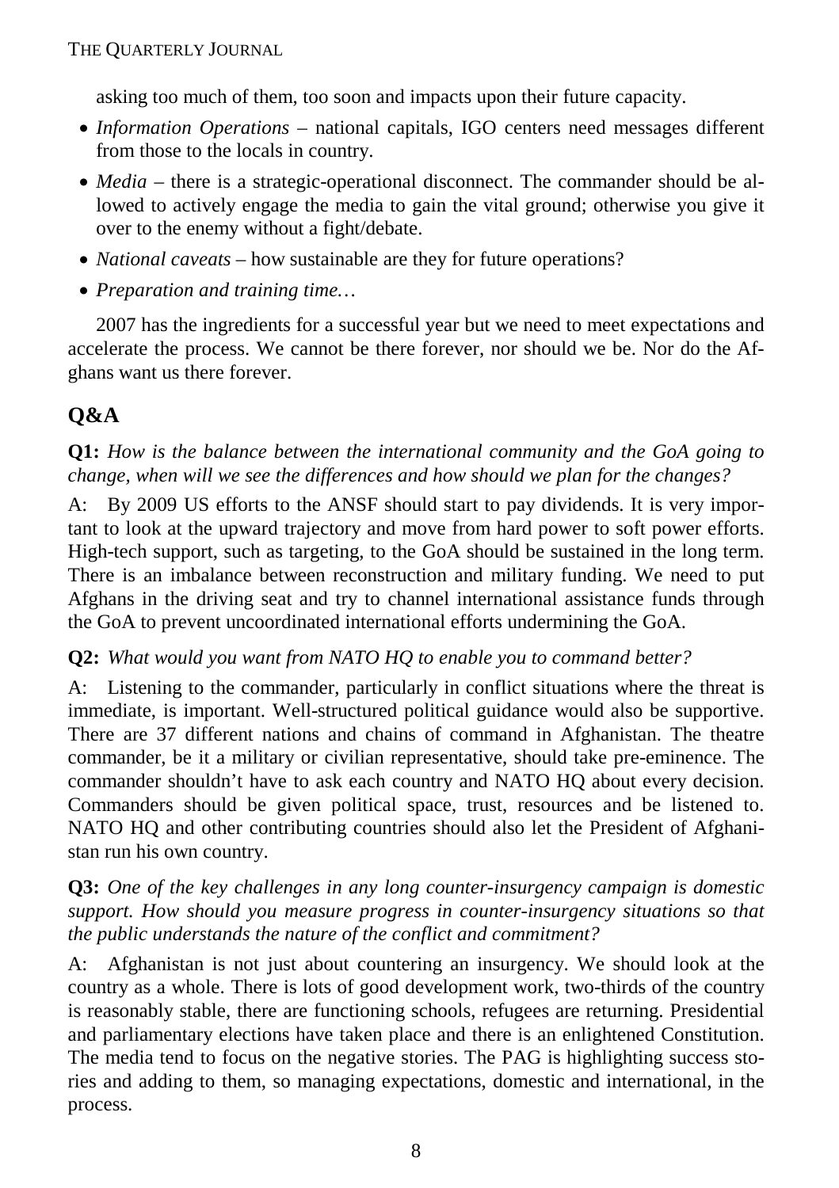asking too much of them, too soon and impacts upon their future capacity.

- *Information Operations* – national capitals, IGO centers need messages different from those to the locals in country.
- *Media* – there is a strategic-operational disconnect. The commander should be allowed to actively engage the media to gain the vital ground; otherwise you give it over to the enemy without a fight/debate.
- *National caveats* – how sustainable are they for future operations?
- *Preparation and training time…*

2007 has the ingredients for a successful year but we need to meet expectations and accelerate the process. We cannot be there forever, nor should we be. Nor do the Afghans want us there forever.

## Q&A

**Q1:** *How is the balance between the international community and the GoA going to change, when will we see the differences and how should we plan for the changes?*

A: By 2009 US efforts to the ANSF should start to pay dividends. It is very important to look at the upward trajectory and move from hard power to soft power efforts. High-tech support, such as targeting, to the GoA should be sustained in the long term. There is an imbalance between reconstruction and military funding. We need to put Afghans in the driving seat and try to channel international assistance funds through the GoA to prevent uncoordinated international efforts undermining the GoA.

**Q2:** *What would you want from NATO HQ to enable you to command better?*

A: Listening to the commander, particularly in conflict situations where the threat is immediate, is important. Well-structured political guidance would also be supportive. There are 37 different nations and chains of command in Afghanistan. The theatre commander, be it a military or civilian representative, should take pre-eminence. The commander shouldn't have to ask each country and NATO HQ about every decision. Commanders should be given political space, trust, resources and be listened to. NATO HQ and other contributing countries should also let the President of Afghanistan run his own country.

**Q3:** *One of the key challenges in any long counter-insurgency campaign is domestic support. How should you measure progress in counter-insurgency situations so that the public understands the nature of the conflict and commitment?*

A: Afghanistan is not just about countering an insurgency. We should look at the country as a whole. There is lots of good development work, two-thirds of the country is reasonably stable, there are functioning schools, refugees are returning. Presidential and parliamentary elections have taken place and there is an enlightened Constitution. The media tend to focus on the negative stories. The PAG is highlighting success stories and adding to them, so managing expectations, domestic and international, in the process.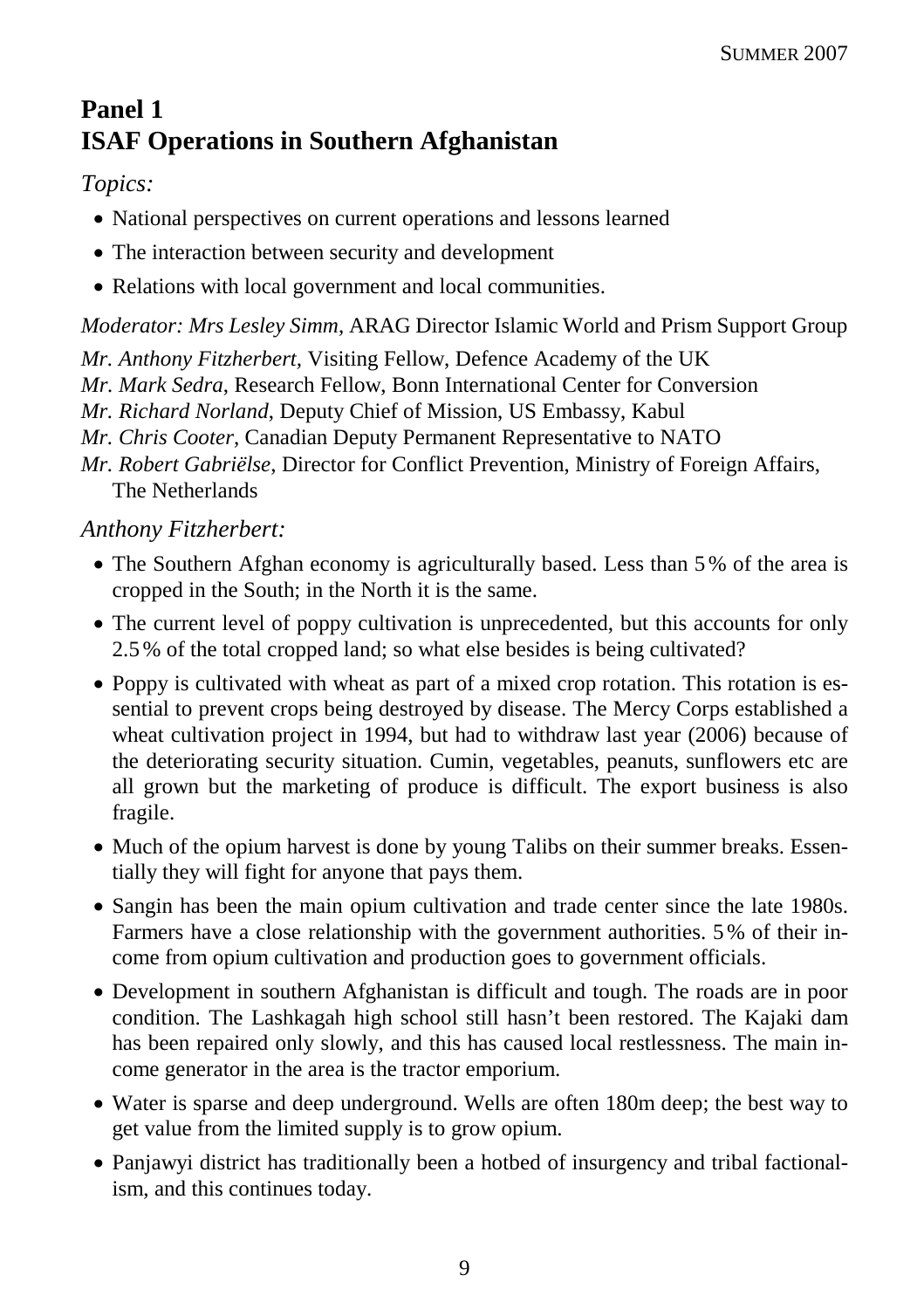## Panel 1
## ISAF Operations in Southern Afghanistan

*Topics:*

- National perspectives on current operations and lessons learned
- The interaction between security and development
- Relations with local government and local communities.

*Moderator: Mrs Lesley Simm*, ARAG Director Islamic World and Prism Support Group

*Mr. Anthony Fitzherbert,* Visiting Fellow, Defence Academy of the UK
*Mr. Mark Sedra*, Research Fellow, Bonn International Center for Conversion
*Mr. Richard Norland*, Deputy Chief of Mission, US Embassy, Kabul
*Mr. Chris Cooter*, Canadian Deputy Permanent Representative to NATO
*Mr. Robert Gabriëlse*, Director for Conflict Prevention, Ministry of Foreign Affairs, The Netherlands

*Anthony Fitzherbert:*

- The Southern Afghan economy is agriculturally based. Less than 5 % of the area is cropped in the South; in the North it is the same.
- The current level of poppy cultivation is unprecedented, but this accounts for only 2.5 % of the total cropped land; so what else besides is being cultivated?
- Poppy is cultivated with wheat as part of a mixed crop rotation. This rotation is essential to prevent crops being destroyed by disease. The Mercy Corps established a wheat cultivation project in 1994, but had to withdraw last year (2006) because of the deteriorating security situation. Cumin, vegetables, peanuts, sunflowers etc are all grown but the marketing of produce is difficult. The export business is also fragile.
- Much of the opium harvest is done by young Talibs on their summer breaks. Essentially they will fight for anyone that pays them.
- Sangin has been the main opium cultivation and trade center since the late 1980s. Farmers have a close relationship with the government authorities. 5 % of their income from opium cultivation and production goes to government officials.
- Development in southern Afghanistan is difficult and tough. The roads are in poor condition. The Lashkagah high school still hasn't been restored. The Kajaki dam has been repaired only slowly, and this has caused local restlessness. The main income generator in the area is the tractor emporium.
- Water is sparse and deep underground. Wells are often 180m deep; the best way to get value from the limited supply is to grow opium.
- Panjawyi district has traditionally been a hotbed of insurgency and tribal factionalism, and this continues today.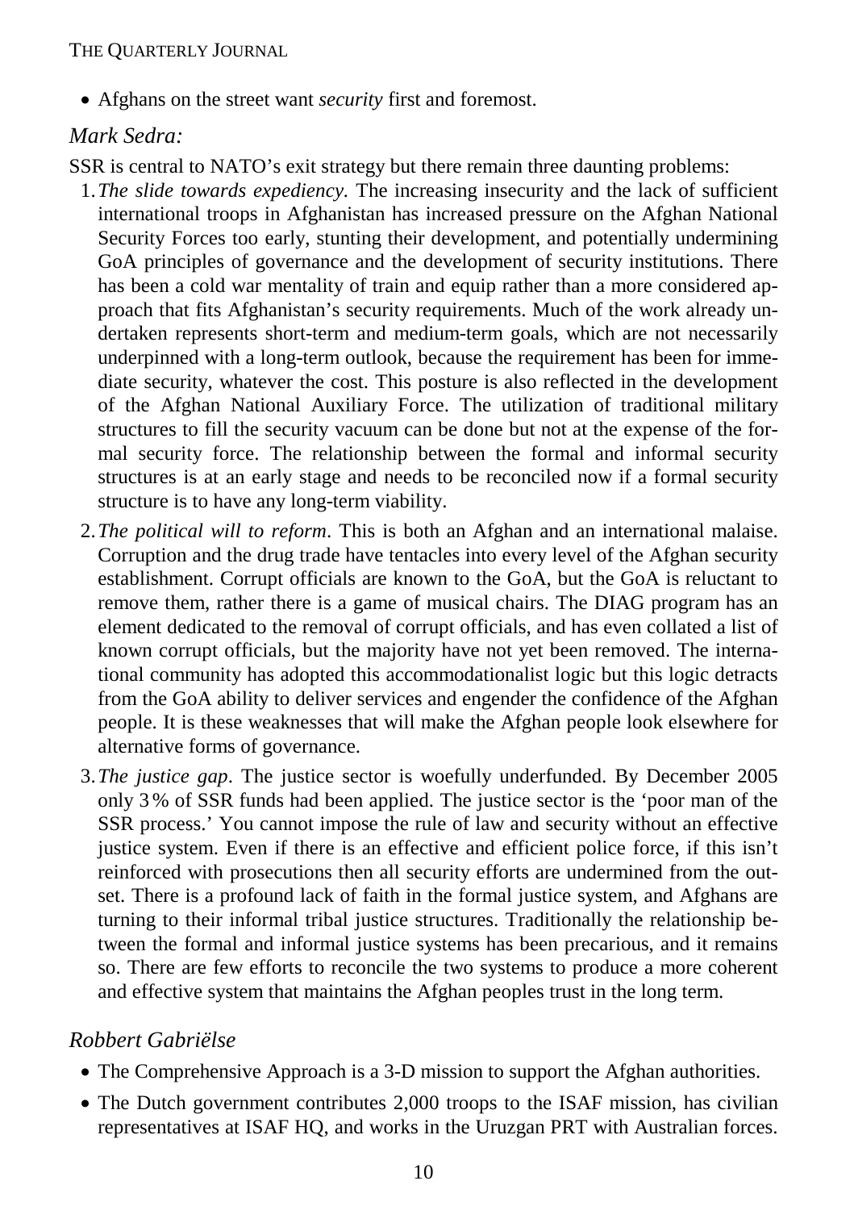- Afghans on the street want *security* first and foremost.

*Mark Sedra:*

SSR is central to NATO's exit strategy but there remain three daunting problems:

1. *The slide towards expediency*. The increasing insecurity and the lack of sufficient international troops in Afghanistan has increased pressure on the Afghan National Security Forces too early, stunting their development, and potentially undermining GoA principles of governance and the development of security institutions. There has been a cold war mentality of train and equip rather than a more considered approach that fits Afghanistan's security requirements. Much of the work already undertaken represents short-term and medium-term goals, which are not necessarily underpinned with a long-term outlook, because the requirement has been for immediate security, whatever the cost. This posture is also reflected in the development of the Afghan National Auxiliary Force. The utilization of traditional military structures to fill the security vacuum can be done but not at the expense of the formal security force. The relationship between the formal and informal security structures is at an early stage and needs to be reconciled now if a formal security structure is to have any long-term viability.
2. *The political will to reform*. This is both an Afghan and an international malaise. Corruption and the drug trade have tentacles into every level of the Afghan security establishment. Corrupt officials are known to the GoA, but the GoA is reluctant to remove them, rather there is a game of musical chairs. The DIAG program has an element dedicated to the removal of corrupt officials, and has even collated a list of known corrupt officials, but the majority have not yet been removed. The international community has adopted this accommodationalist logic but this logic detracts from the GoA ability to deliver services and engender the confidence of the Afghan people. It is these weaknesses that will make the Afghan people look elsewhere for alternative forms of governance.
3. *The justice gap*. The justice sector is woefully underfunded. By December 2005 only 3 % of SSR funds had been applied. The justice sector is the 'poor man of the SSR process.' You cannot impose the rule of law and security without an effective justice system. Even if there is an effective and efficient police force, if this isn't reinforced with prosecutions then all security efforts are undermined from the outset. There is a profound lack of faith in the formal justice system, and Afghans are turning to their informal tribal justice structures. Traditionally the relationship between the formal and informal justice systems has been precarious, and it remains so. There are few efforts to reconcile the two systems to produce a more coherent and effective system that maintains the Afghan peoples trust in the long term.

*Robbert Gabriëlse*

- The Comprehensive Approach is a 3-D mission to support the Afghan authorities.
- The Dutch government contributes 2,000 troops to the ISAF mission, has civilian representatives at ISAF HQ, and works in the Uruzgan PRT with Australian forces.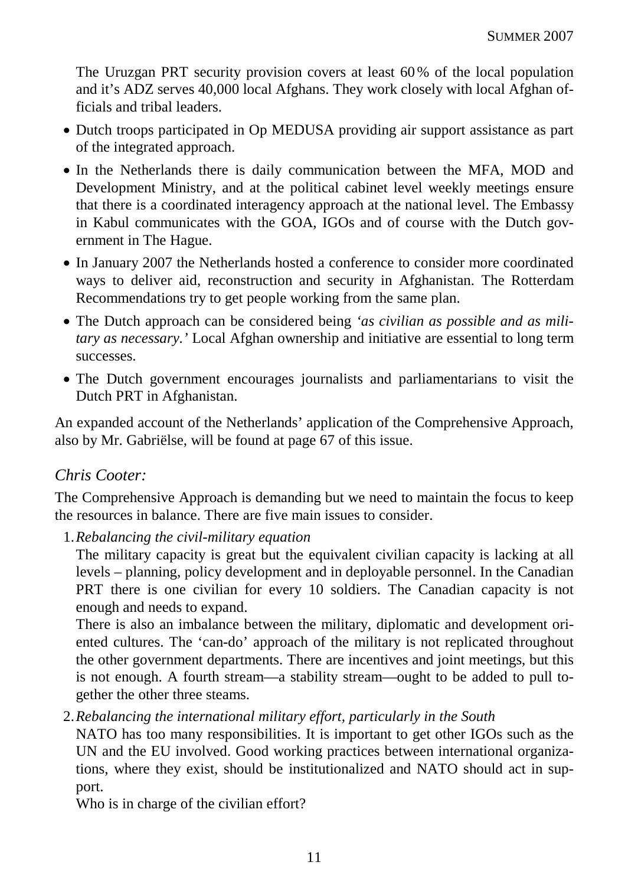The Uruzgan PRT security provision covers at least 60 % of the local population and it's ADZ serves 40,000 local Afghans. They work closely with local Afghan officials and tribal leaders.

- Dutch troops participated in Op MEDUSA providing air support assistance as part of the integrated approach.
- In the Netherlands there is daily communication between the MFA, MOD and Development Ministry, and at the political cabinet level weekly meetings ensure that there is a coordinated interagency approach at the national level. The Embassy in Kabul communicates with the GOA, IGOs and of course with the Dutch government in The Hague.
- In January 2007 the Netherlands hosted a conference to consider more coordinated ways to deliver aid, reconstruction and security in Afghanistan. The Rotterdam Recommendations try to get people working from the same plan.
- The Dutch approach can be considered being *'as civilian as possible and as military as necessary.'* Local Afghan ownership and initiative are essential to long term successes.
- The Dutch government encourages journalists and parliamentarians to visit the Dutch PRT in Afghanistan.

An expanded account of the Netherlands' application of the Comprehensive Approach, also by Mr. Gabriëlse, will be found at page 67 of this issue.

*Chris Cooter:*

The Comprehensive Approach is demanding but we need to maintain the focus to keep the resources in balance. There are five main issues to consider.

1. *Rebalancing the civil-military equation*
   The military capacity is great but the equivalent civilian capacity is lacking at all levels – planning, policy development and in deployable personnel. In the Canadian PRT there is one civilian for every 10 soldiers. The Canadian capacity is not enough and needs to expand.
   There is also an imbalance between the military, diplomatic and development oriented cultures. The 'can-do' approach of the military is not replicated throughout the other government departments. There are incentives and joint meetings, but this is not enough. A fourth stream—a stability stream—ought to be added to pull together the other three steams.
2. *Rebalancing the international military effort, particularly in the South*
   NATO has too many responsibilities. It is important to get other IGOs such as the UN and the EU involved. Good working practices between international organizations, where they exist, should be institutionalized and NATO should act in support.
   Who is in charge of the civilian effort?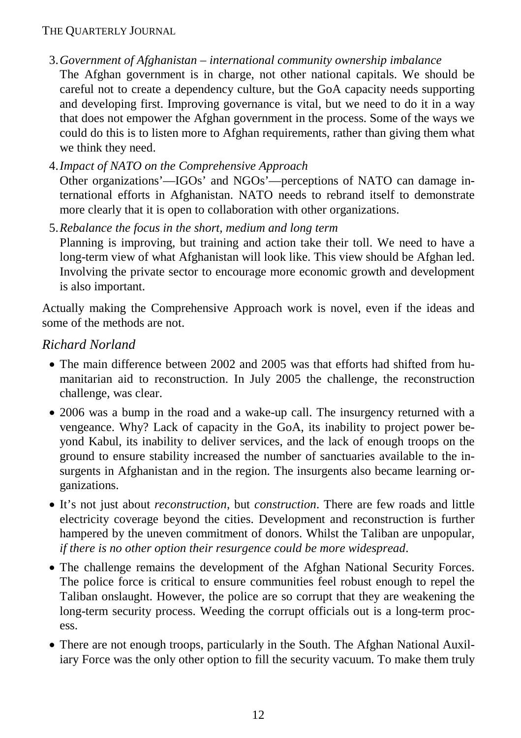3. *Government of Afghanistan – international community ownership imbalance*
   The Afghan government is in charge, not other national capitals. We should be careful not to create a dependency culture, but the GoA capacity needs supporting and developing first. Improving governance is vital, but we need to do it in a way that does not empower the Afghan government in the process. Some of the ways we could do this is to listen more to Afghan requirements, rather than giving them what we think they need.

4. *Impact of NATO on the Comprehensive Approach*
   Other organizations'—IGOs' and NGOs'—perceptions of NATO can damage international efforts in Afghanistan. NATO needs to rebrand itself to demonstrate more clearly that it is open to collaboration with other organizations.

5. *Rebalance the focus in the short, medium and long term*
   Planning is improving, but training and action take their toll. We need to have a long-term view of what Afghanistan will look like. This view should be Afghan led. Involving the private sector to encourage more economic growth and development is also important.

Actually making the Comprehensive Approach work is novel, even if the ideas and some of the methods are not.

## *Richard Norland*

- The main difference between 2002 and 2005 was that efforts had shifted from humanitarian aid to reconstruction. In July 2005 the challenge, the reconstruction challenge, was clear.
- 2006 was a bump in the road and a wake-up call. The insurgency returned with a vengeance. Why? Lack of capacity in the GoA, its inability to project power beyond Kabul, its inability to deliver services, and the lack of enough troops on the ground to ensure stability increased the number of sanctuaries available to the insurgents in Afghanistan and in the region. The insurgents also became learning organizations.
- It's not just about *reconstruction*, but *construction*. There are few roads and little electricity coverage beyond the cities. Development and reconstruction is further hampered by the uneven commitment of donors. Whilst the Taliban are unpopular, *if there is no other option their resurgence could be more widespread*.
- The challenge remains the development of the Afghan National Security Forces. The police force is critical to ensure communities feel robust enough to repel the Taliban onslaught. However, the police are so corrupt that they are weakening the long-term security process. Weeding the corrupt officials out is a long-term process.
- There are not enough troops, particularly in the South. The Afghan National Auxiliary Force was the only other option to fill the security vacuum. To make them truly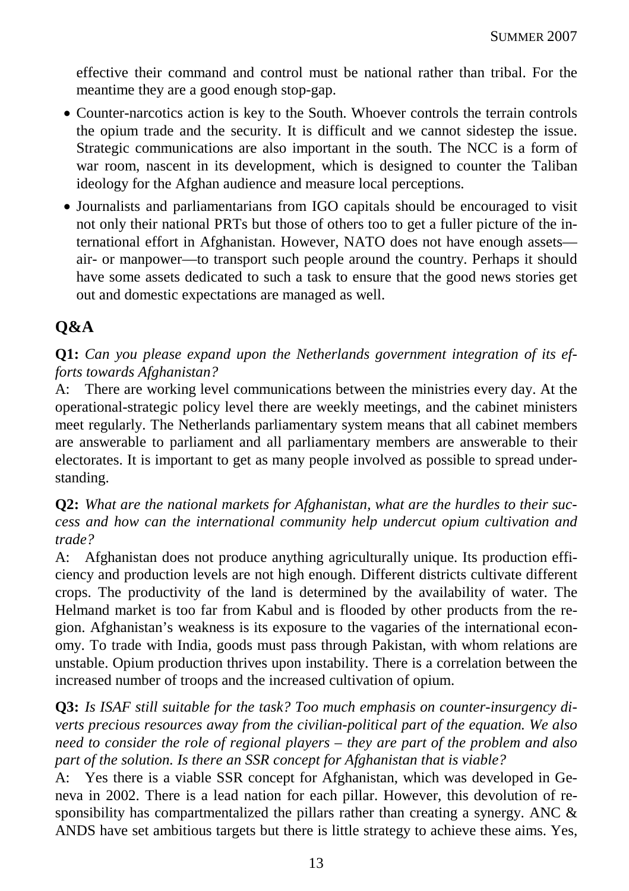effective their command and control must be national rather than tribal. For the meantime they are a good enough stop-gap.

- Counter-narcotics action is key to the South. Whoever controls the terrain controls the opium trade and the security. It is difficult and we cannot sidestep the issue. Strategic communications are also important in the south. The NCC is a form of war room, nascent in its development, which is designed to counter the Taliban ideology for the Afghan audience and measure local perceptions.
- Journalists and parliamentarians from IGO capitals should be encouraged to visit not only their national PRTs but those of others too to get a fuller picture of the international effort in Afghanistan. However, NATO does not have enough assets—air- or manpower—to transport such people around the country. Perhaps it should have some assets dedicated to such a task to ensure that the good news stories get out and domestic expectations are managed as well.

## Q&A

**Q1:** *Can you please expand upon the Netherlands government integration of its efforts towards Afghanistan?*
A: There are working level communications between the ministries every day. At the operational-strategic policy level there are weekly meetings, and the cabinet ministers meet regularly. The Netherlands parliamentary system means that all cabinet members are answerable to parliament and all parliamentary members are answerable to their electorates. It is important to get as many people involved as possible to spread understanding.

**Q2:** *What are the national markets for Afghanistan, what are the hurdles to their success and how can the international community help undercut opium cultivation and trade?*
A: Afghanistan does not produce anything agriculturally unique. Its production efficiency and production levels are not high enough. Different districts cultivate different crops. The productivity of the land is determined by the availability of water. The Helmand market is too far from Kabul and is flooded by other products from the region. Afghanistan's weakness is its exposure to the vagaries of the international economy. To trade with India, goods must pass through Pakistan, with whom relations are unstable. Opium production thrives upon instability. There is a correlation between the increased number of troops and the increased cultivation of opium.

**Q3:** *Is ISAF still suitable for the task? Too much emphasis on counter-insurgency diverts precious resources away from the civilian-political part of the equation. We also need to consider the role of regional players – they are part of the problem and also part of the solution. Is there an SSR concept for Afghanistan that is viable?*
A: Yes there is a viable SSR concept for Afghanistan, which was developed in Geneva in 2002. There is a lead nation for each pillar. However, this devolution of responsibility has compartmentalized the pillars rather than creating a synergy. ANC & ANDS have set ambitious targets but there is little strategy to achieve these aims. Yes,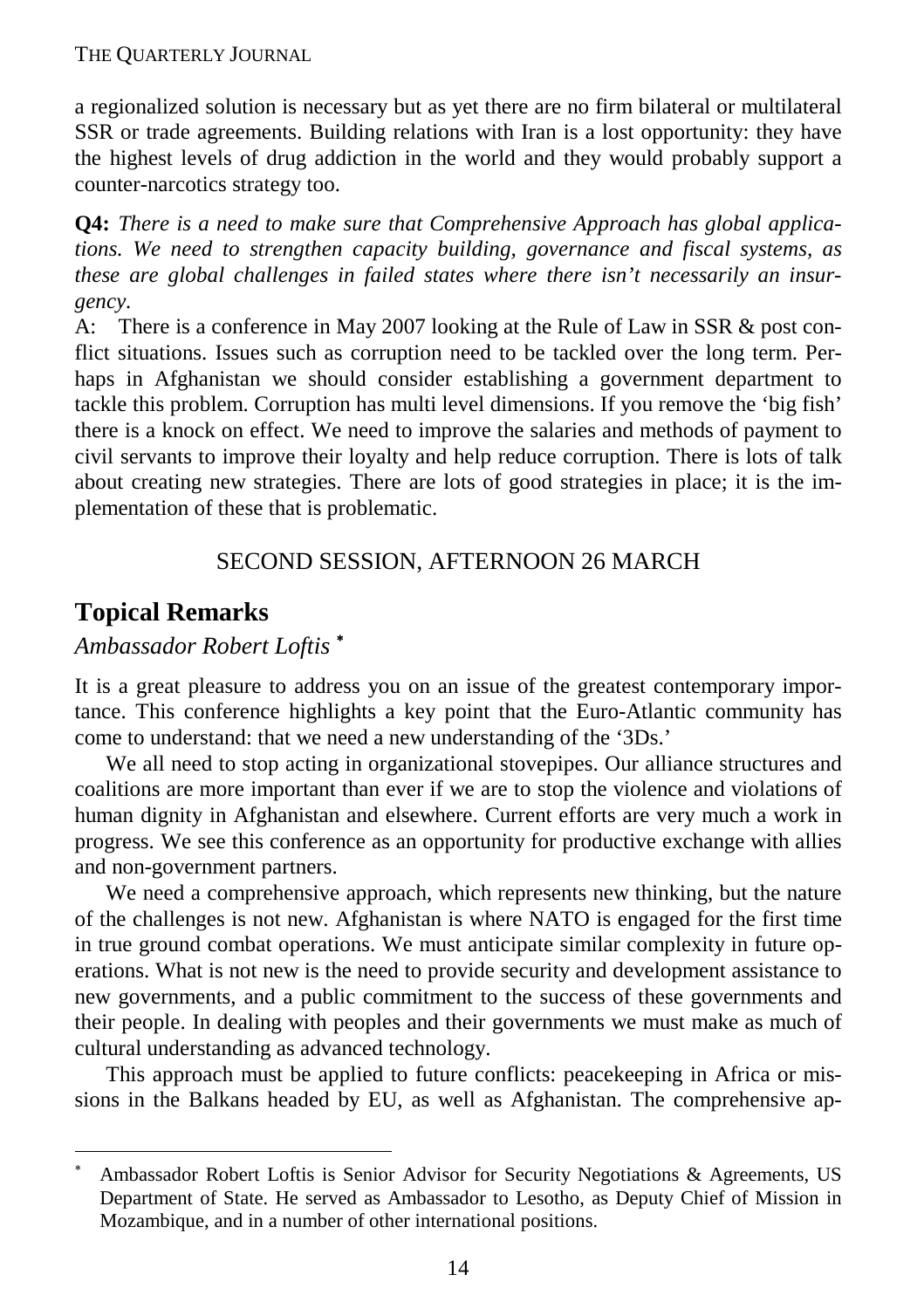a regionalized solution is necessary but as yet there are no firm bilateral or multilateral SSR or trade agreements. Building relations with Iran is a lost opportunity: they have the highest levels of drug addiction in the world and they would probably support a counter-narcotics strategy too.

**Q4:** *There is a need to make sure that Comprehensive Approach has global applications. We need to strengthen capacity building, governance and fiscal systems, as these are global challenges in failed states where there isn't necessarily an insurgency.*

A: There is a conference in May 2007 looking at the Rule of Law in SSR & post conflict situations. Issues such as corruption need to be tackled over the long term. Perhaps in Afghanistan we should consider establishing a government department to tackle this problem. Corruption has multi level dimensions. If you remove the 'big fish' there is a knock on effect. We need to improve the salaries and methods of payment to civil servants to improve their loyalty and help reduce corruption. There is lots of talk about creating new strategies. There are lots of good strategies in place; it is the implementation of these that is problematic.

SECOND SESSION, AFTERNOON 26 MARCH

## Topical Remarks

*Ambassador Robert Loftis* [*]

It is a great pleasure to address you on an issue of the greatest contemporary importance. This conference highlights a key point that the Euro-Atlantic community has come to understand: that we need a new understanding of the '3Ds.'

We all need to stop acting in organizational stovepipes. Our alliance structures and coalitions are more important than ever if we are to stop the violence and violations of human dignity in Afghanistan and elsewhere. Current efforts are very much a work in progress. We see this conference as an opportunity for productive exchange with allies and non-government partners.

We need a comprehensive approach, which represents new thinking, but the nature of the challenges is not new. Afghanistan is where NATO is engaged for the first time in true ground combat operations. We must anticipate similar complexity in future operations. What is not new is the need to provide security and development assistance to new governments, and a public commitment to the success of these governments and their people. In dealing with peoples and their governments we must make as much of cultural understanding as advanced technology.

This approach must be applied to future conflicts: peacekeeping in Africa or missions in the Balkans headed by EU, as well as Afghanistan. The comprehensive ap-

[*] Ambassador Robert Loftis is Senior Advisor for Security Negotiations & Agreements, US Department of State. He served as Ambassador to Lesotho, as Deputy Chief of Mission in Mozambique, and in a number of other international positions.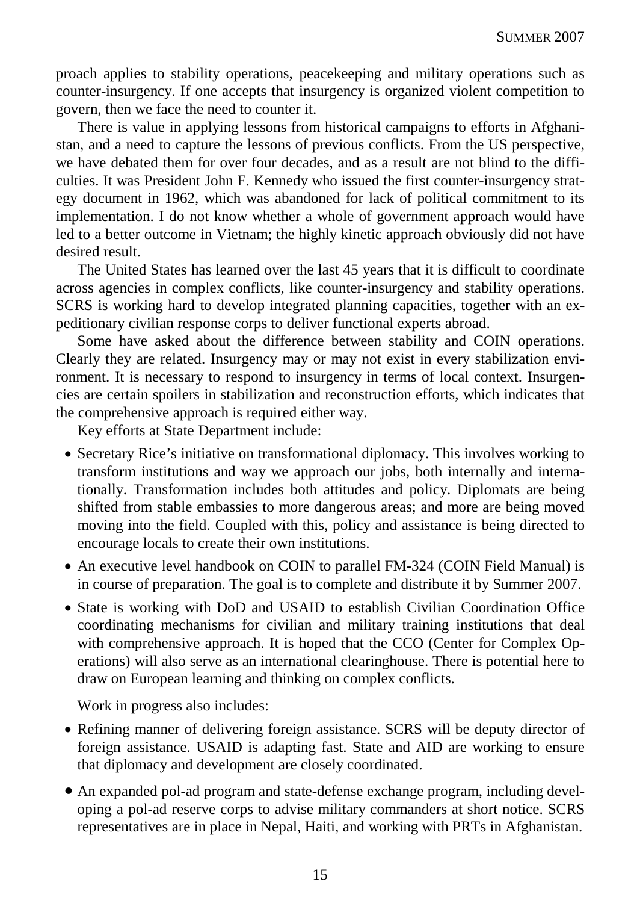proach applies to stability operations, peacekeeping and military operations such as counter-insurgency. If one accepts that insurgency is organized violent competition to govern, then we face the need to counter it.

There is value in applying lessons from historical campaigns to efforts in Afghanistan, and a need to capture the lessons of previous conflicts. From the US perspective, we have debated them for over four decades, and as a result are not blind to the difficulties. It was President John F. Kennedy who issued the first counter-insurgency strategy document in 1962, which was abandoned for lack of political commitment to its implementation. I do not know whether a whole of government approach would have led to a better outcome in Vietnam; the highly kinetic approach obviously did not have desired result.

The United States has learned over the last 45 years that it is difficult to coordinate across agencies in complex conflicts, like counter-insurgency and stability operations. SCRS is working hard to develop integrated planning capacities, together with an expeditionary civilian response corps to deliver functional experts abroad.

Some have asked about the difference between stability and COIN operations. Clearly they are related. Insurgency may or may not exist in every stabilization environment. It is necessary to respond to insurgency in terms of local context. Insurgencies are certain spoilers in stabilization and reconstruction efforts, which indicates that the comprehensive approach is required either way.

Key efforts at State Department include:

- Secretary Rice's initiative on transformational diplomacy. This involves working to transform institutions and way we approach our jobs, both internally and internationally. Transformation includes both attitudes and policy. Diplomats are being shifted from stable embassies to more dangerous areas; and more are being moved moving into the field. Coupled with this, policy and assistance is being directed to encourage locals to create their own institutions.
- An executive level handbook on COIN to parallel FM-324 (COIN Field Manual) is in course of preparation. The goal is to complete and distribute it by Summer 2007.
- State is working with DoD and USAID to establish Civilian Coordination Office coordinating mechanisms for civilian and military training institutions that deal with comprehensive approach. It is hoped that the CCO (Center for Complex Operations) will also serve as an international clearinghouse. There is potential here to draw on European learning and thinking on complex conflicts.

Work in progress also includes:

- Refining manner of delivering foreign assistance. SCRS will be deputy director of foreign assistance. USAID is adapting fast. State and AID are working to ensure that diplomacy and development are closely coordinated.
- An expanded pol-ad program and state-defense exchange program, including developing a pol-ad reserve corps to advise military commanders at short notice. SCRS representatives are in place in Nepal, Haiti, and working with PRTs in Afghanistan.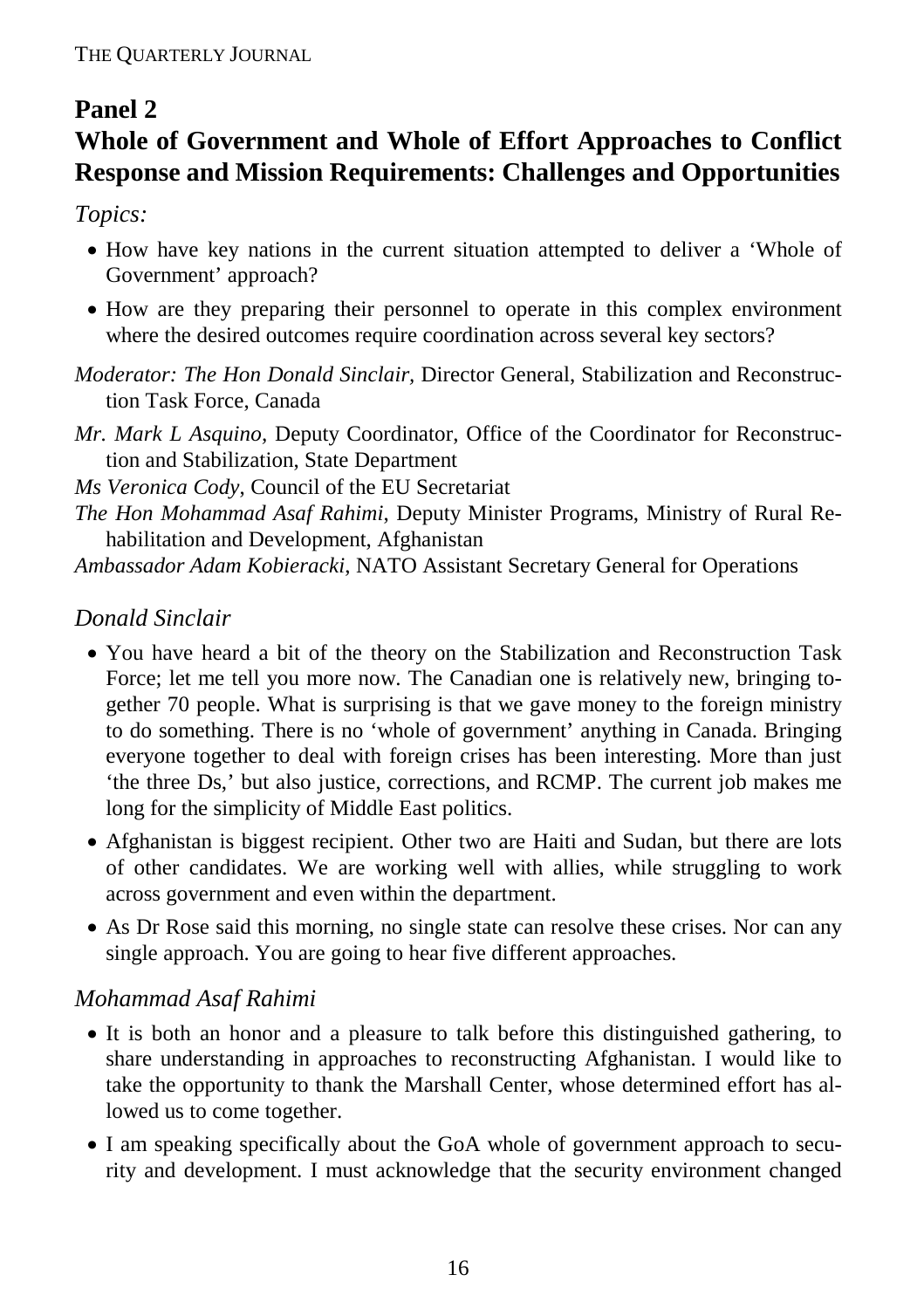## Panel 2

## Whole of Government and Whole of Effort Approaches to Conflict Response and Mission Requirements: Challenges and Opportunities

*Topics:*

- How have key nations in the current situation attempted to deliver a 'Whole of Government' approach?
- How are they preparing their personnel to operate in this complex environment where the desired outcomes require coordination across several key sectors?

*Moderator: The Hon Donald Sinclair,* Director General, Stabilization and Reconstruction Task Force, Canada

*Mr. Mark L Asquino,* Deputy Coordinator, Office of the Coordinator for Reconstruction and Stabilization, State Department

*Ms Veronica Cody,* Council of the EU Secretariat

*The Hon Mohammad Asaf Rahimi,* Deputy Minister Programs, Ministry of Rural Rehabilitation and Development, Afghanistan

*Ambassador Adam Kobieracki,* NATO Assistant Secretary General for Operations

### *Donald Sinclair*

- You have heard a bit of the theory on the Stabilization and Reconstruction Task Force; let me tell you more now. The Canadian one is relatively new, bringing together 70 people. What is surprising is that we gave money to the foreign ministry to do something. There is no 'whole of government' anything in Canada. Bringing everyone together to deal with foreign crises has been interesting. More than just 'the three Ds,' but also justice, corrections, and RCMP. The current job makes me long for the simplicity of Middle East politics.
- Afghanistan is biggest recipient. Other two are Haiti and Sudan, but there are lots of other candidates. We are working well with allies, while struggling to work across government and even within the department.
- As Dr Rose said this morning, no single state can resolve these crises. Nor can any single approach. You are going to hear five different approaches.

### *Mohammad Asaf Rahimi*

- It is both an honor and a pleasure to talk before this distinguished gathering, to share understanding in approaches to reconstructing Afghanistan. I would like to take the opportunity to thank the Marshall Center, whose determined effort has allowed us to come together.
- I am speaking specifically about the GoA whole of government approach to security and development. I must acknowledge that the security environment changed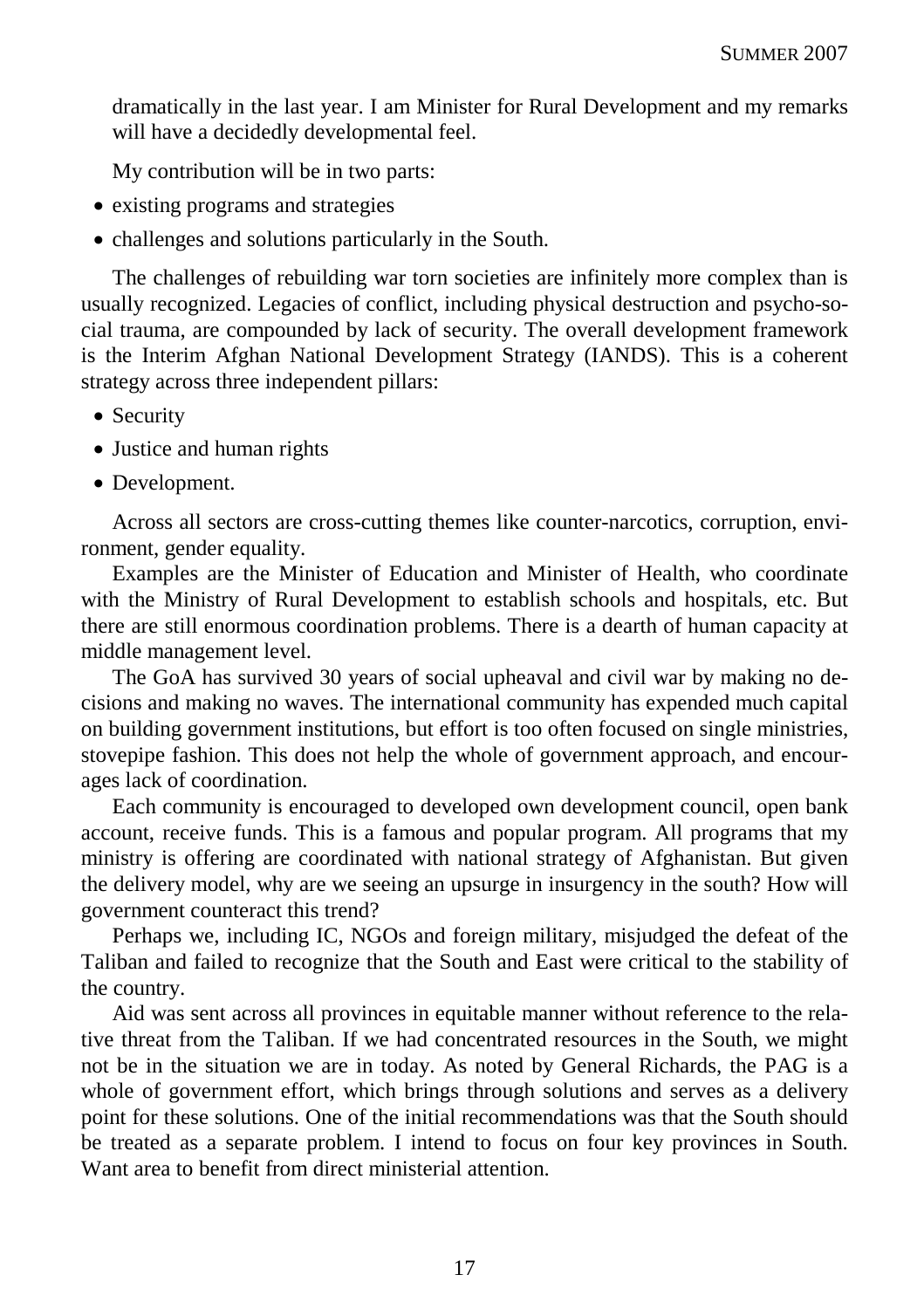dramatically in the last year. I am Minister for Rural Development and my remarks will have a decidedly developmental feel.

My contribution will be in two parts:

- existing programs and strategies
- challenges and solutions particularly in the South.

The challenges of rebuilding war torn societies are infinitely more complex than is usually recognized. Legacies of conflict, including physical destruction and psycho-social trauma, are compounded by lack of security. The overall development framework is the Interim Afghan National Development Strategy (IANDS). This is a coherent strategy across three independent pillars:

- Security
- Justice and human rights
- Development.

Across all sectors are cross-cutting themes like counter-narcotics, corruption, environment, gender equality.

Examples are the Minister of Education and Minister of Health, who coordinate with the Ministry of Rural Development to establish schools and hospitals, etc. But there are still enormous coordination problems. There is a dearth of human capacity at middle management level.

The GoA has survived 30 years of social upheaval and civil war by making no decisions and making no waves. The international community has expended much capital on building government institutions, but effort is too often focused on single ministries, stovepipe fashion. This does not help the whole of government approach, and encourages lack of coordination.

Each community is encouraged to developed own development council, open bank account, receive funds. This is a famous and popular program. All programs that my ministry is offering are coordinated with national strategy of Afghanistan. But given the delivery model, why are we seeing an upsurge in insurgency in the south? How will government counteract this trend?

Perhaps we, including IC, NGOs and foreign military, misjudged the defeat of the Taliban and failed to recognize that the South and East were critical to the stability of the country.

Aid was sent across all provinces in equitable manner without reference to the relative threat from the Taliban. If we had concentrated resources in the South, we might not be in the situation we are in today. As noted by General Richards, the PAG is a whole of government effort, which brings through solutions and serves as a delivery point for these solutions. One of the initial recommendations was that the South should be treated as a separate problem. I intend to focus on four key provinces in South. Want area to benefit from direct ministerial attention.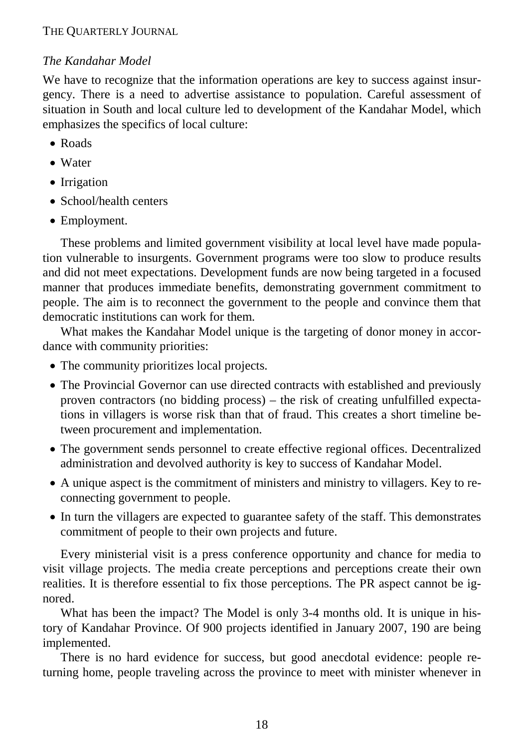*The Kandahar Model*

We have to recognize that the information operations are key to success against insurgency. There is a need to advertise assistance to population. Careful assessment of situation in South and local culture led to development of the Kandahar Model, which emphasizes the specifics of local culture:

- Roads
- Water
- Irrigation
- School/health centers
- Employment.

These problems and limited government visibility at local level have made population vulnerable to insurgents. Government programs were too slow to produce results and did not meet expectations. Development funds are now being targeted in a focused manner that produces immediate benefits, demonstrating government commitment to people. The aim is to reconnect the government to the people and convince them that democratic institutions can work for them.

What makes the Kandahar Model unique is the targeting of donor money in accordance with community priorities:

- The community prioritizes local projects.
- The Provincial Governor can use directed contracts with established and previously proven contractors (no bidding process) – the risk of creating unfulfilled expectations in villagers is worse risk than that of fraud. This creates a short timeline between procurement and implementation.
- The government sends personnel to create effective regional offices. Decentralized administration and devolved authority is key to success of Kandahar Model.
- A unique aspect is the commitment of ministers and ministry to villagers. Key to reconnecting government to people.
- In turn the villagers are expected to guarantee safety of the staff. This demonstrates commitment of people to their own projects and future.

Every ministerial visit is a press conference opportunity and chance for media to visit village projects. The media create perceptions and perceptions create their own realities. It is therefore essential to fix those perceptions. The PR aspect cannot be ignored.

What has been the impact? The Model is only 3-4 months old. It is unique in history of Kandahar Province. Of 900 projects identified in January 2007, 190 are being implemented.

There is no hard evidence for success, but good anecdotal evidence: people returning home, people traveling across the province to meet with minister whenever in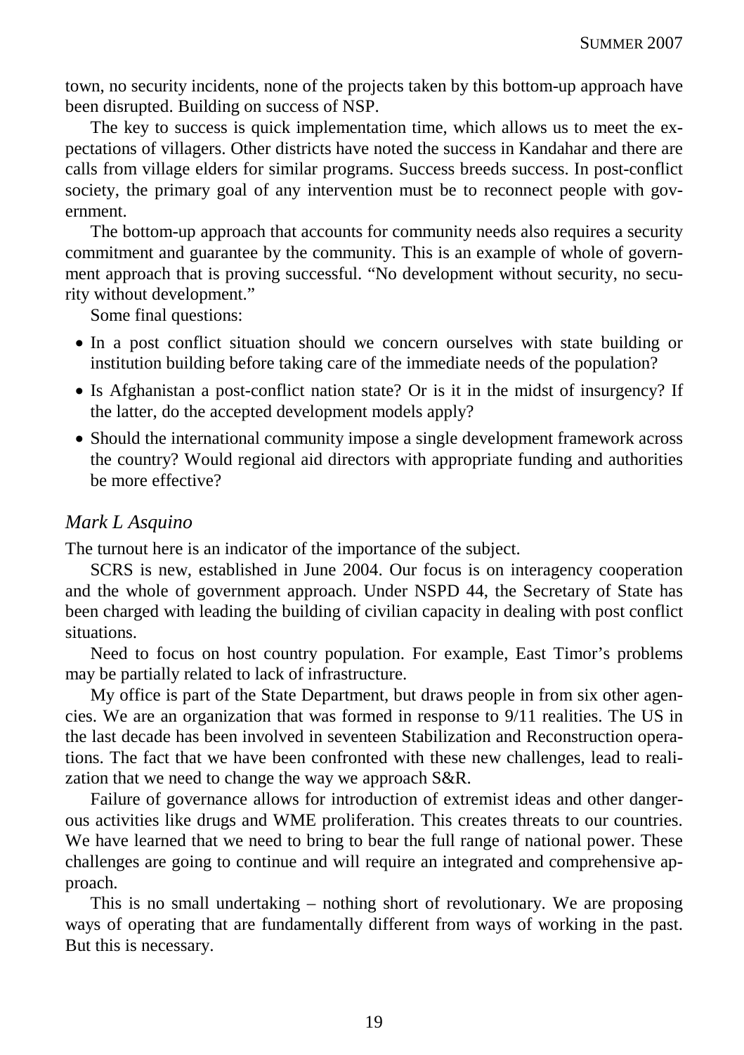town, no security incidents, none of the projects taken by this bottom-up approach have been disrupted. Building on success of NSP.

The key to success is quick implementation time, which allows us to meet the expectations of villagers. Other districts have noted the success in Kandahar and there are calls from village elders for similar programs. Success breeds success. In post-conflict society, the primary goal of any intervention must be to reconnect people with government.

The bottom-up approach that accounts for community needs also requires a security commitment and guarantee by the community. This is an example of whole of government approach that is proving successful. "No development without security, no security without development."

Some final questions:

- In a post conflict situation should we concern ourselves with state building or institution building before taking care of the immediate needs of the population?
- Is Afghanistan a post-conflict nation state? Or is it in the midst of insurgency? If the latter, do the accepted development models apply?
- Should the international community impose a single development framework across the country? Would regional aid directors with appropriate funding and authorities be more effective?

### *Mark L Asquino*

The turnout here is an indicator of the importance of the subject.

SCRS is new, established in June 2004. Our focus is on interagency cooperation and the whole of government approach. Under NSPD 44, the Secretary of State has been charged with leading the building of civilian capacity in dealing with post conflict situations.

Need to focus on host country population. For example, East Timor's problems may be partially related to lack of infrastructure.

My office is part of the State Department, but draws people in from six other agencies. We are an organization that was formed in response to 9/11 realities. The US in the last decade has been involved in seventeen Stabilization and Reconstruction operations. The fact that we have been confronted with these new challenges, lead to realization that we need to change the way we approach S&R.

Failure of governance allows for introduction of extremist ideas and other dangerous activities like drugs and WME proliferation. This creates threats to our countries. We have learned that we need to bring to bear the full range of national power. These challenges are going to continue and will require an integrated and comprehensive approach.

This is no small undertaking – nothing short of revolutionary. We are proposing ways of operating that are fundamentally different from ways of working in the past. But this is necessary.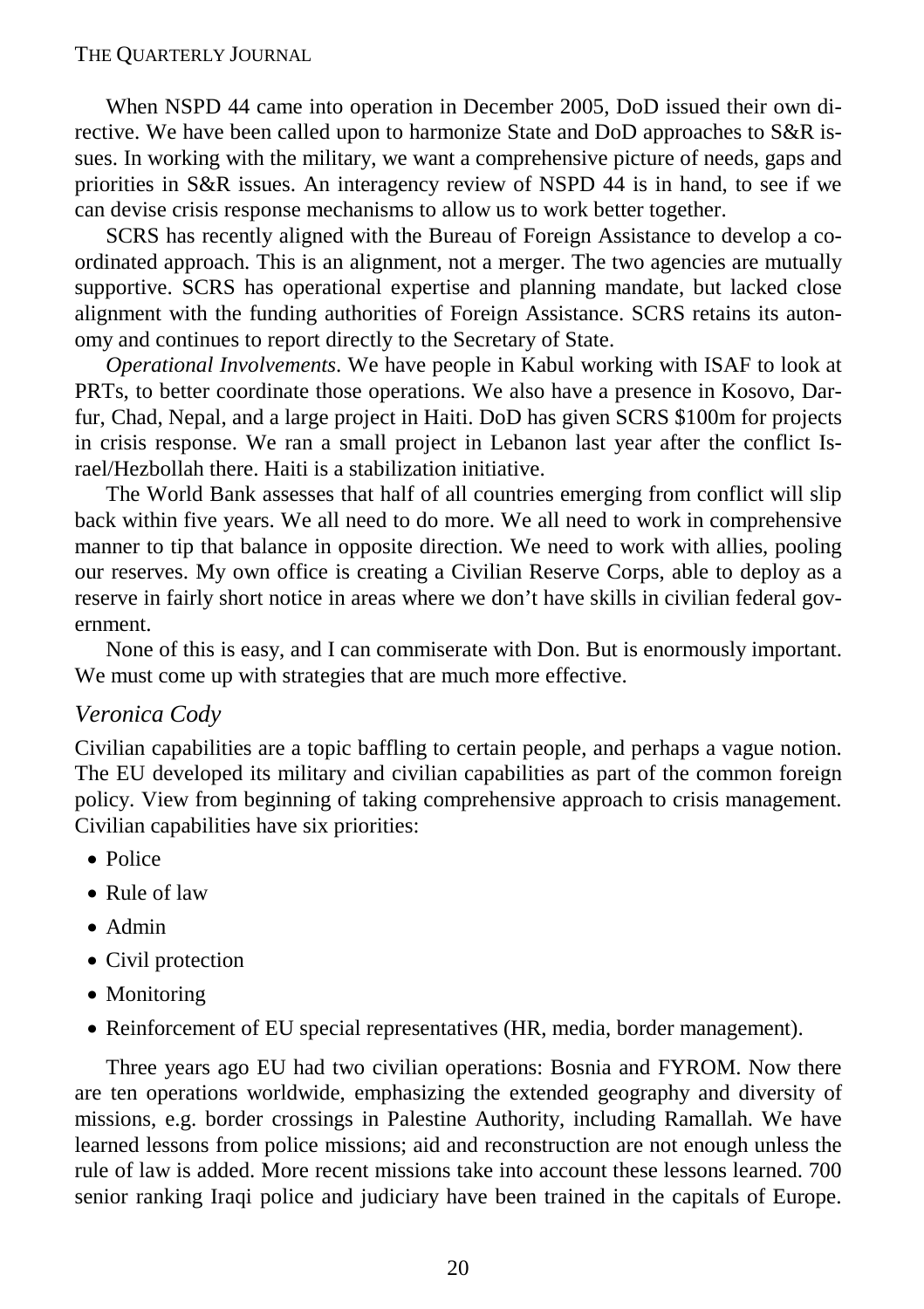When NSPD 44 came into operation in December 2005, DoD issued their own directive. We have been called upon to harmonize State and DoD approaches to S&R issues. In working with the military, we want a comprehensive picture of needs, gaps and priorities in S&R issues. An interagency review of NSPD 44 is in hand, to see if we can devise crisis response mechanisms to allow us to work better together.

SCRS has recently aligned with the Bureau of Foreign Assistance to develop a coordinated approach. This is an alignment, not a merger. The two agencies are mutually supportive. SCRS has operational expertise and planning mandate, but lacked close alignment with the funding authorities of Foreign Assistance. SCRS retains its autonomy and continues to report directly to the Secretary of State.

*Operational Involvements*. We have people in Kabul working with ISAF to look at PRTs, to better coordinate those operations. We also have a presence in Kosovo, Darfur, Chad, Nepal, and a large project in Haiti. DoD has given SCRS $100m for projects in crisis response. We ran a small project in Lebanon last year after the conflict Israel/Hezbollah there. Haiti is a stabilization initiative.

The World Bank assesses that half of all countries emerging from conflict will slip back within five years. We all need to do more. We all need to work in comprehensive manner to tip that balance in opposite direction. We need to work with allies, pooling our reserves. My own office is creating a Civilian Reserve Corps, able to deploy as a reserve in fairly short notice in areas where we don't have skills in civilian federal government.

None of this is easy, and I can commiserate with Don. But is enormously important. We must come up with strategies that are much more effective.

### *Veronica Cody*

Civilian capabilities are a topic baffling to certain people, and perhaps a vague notion. The EU developed its military and civilian capabilities as part of the common foreign policy. View from beginning of taking comprehensive approach to crisis management. Civilian capabilities have six priorities:

- Police
- Rule of law
- Admin
- Civil protection
- Monitoring
- Reinforcement of EU special representatives (HR, media, border management).

Three years ago EU had two civilian operations: Bosnia and FYROM. Now there are ten operations worldwide, emphasizing the extended geography and diversity of missions, e.g. border crossings in Palestine Authority, including Ramallah. We have learned lessons from police missions; aid and reconstruction are not enough unless the rule of law is added. More recent missions take into account these lessons learned. 700 senior ranking Iraqi police and judiciary have been trained in the capitals of Europe.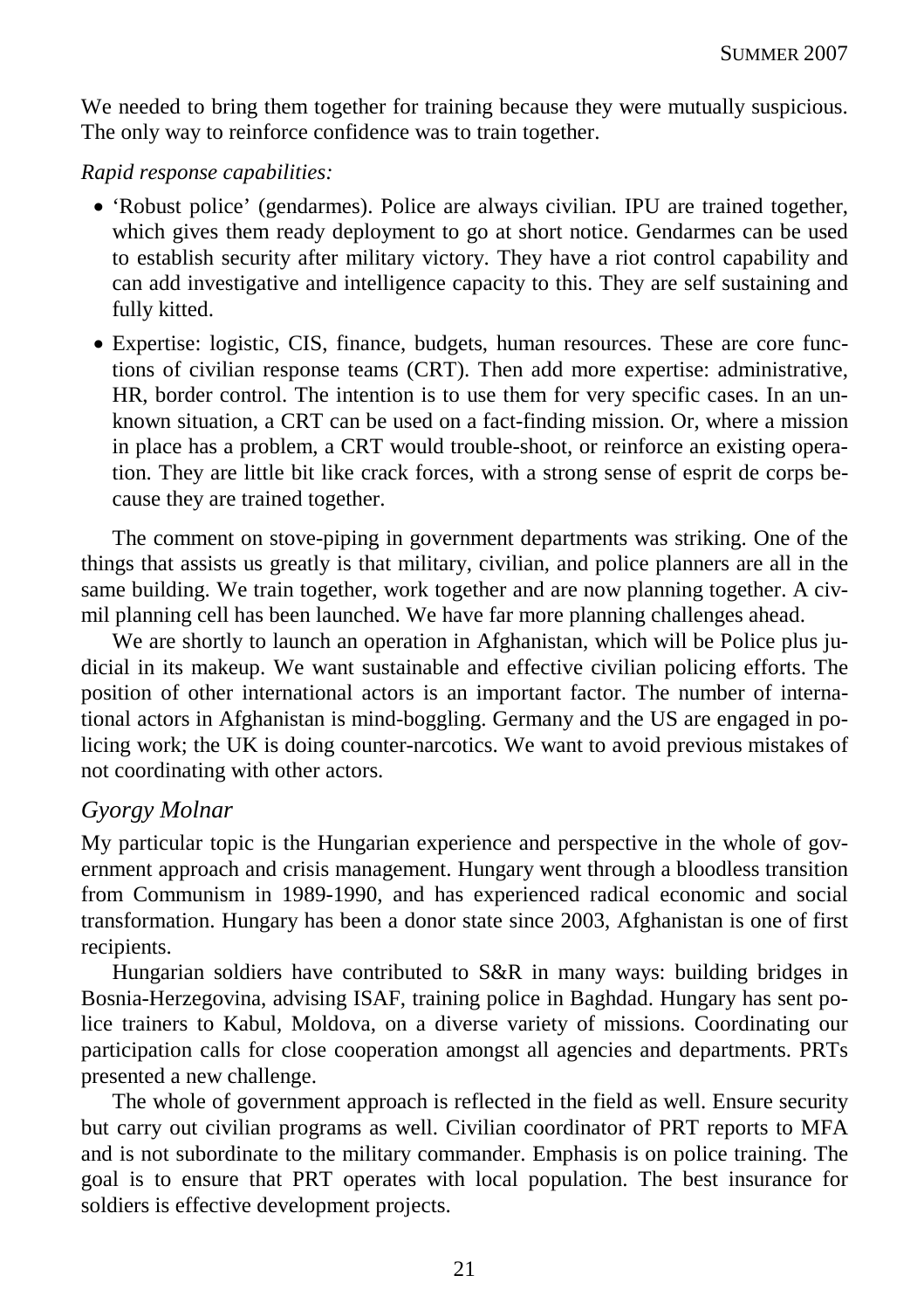We needed to bring them together for training because they were mutually suspicious. The only way to reinforce confidence was to train together.

*Rapid response capabilities:*

- 'Robust police' (gendarmes). Police are always civilian. IPU are trained together, which gives them ready deployment to go at short notice. Gendarmes can be used to establish security after military victory. They have a riot control capability and can add investigative and intelligence capacity to this. They are self sustaining and fully kitted.
- Expertise: logistic, CIS, finance, budgets, human resources. These are core functions of civilian response teams (CRT). Then add more expertise: administrative, HR, border control. The intention is to use them for very specific cases. In an unknown situation, a CRT can be used on a fact-finding mission. Or, where a mission in place has a problem, a CRT would trouble-shoot, or reinforce an existing operation. They are little bit like crack forces, with a strong sense of esprit de corps because they are trained together.

The comment on stove-piping in government departments was striking. One of the things that assists us greatly is that military, civilian, and police planners are all in the same building. We train together, work together and are now planning together. A civ-mil planning cell has been launched. We have far more planning challenges ahead.

We are shortly to launch an operation in Afghanistan, which will be Police plus judicial in its makeup. We want sustainable and effective civilian policing efforts. The position of other international actors is an important factor. The number of international actors in Afghanistan is mind-boggling. Germany and the US are engaged in policing work; the UK is doing counter-narcotics. We want to avoid previous mistakes of not coordinating with other actors.

## *Gyorgy Molnar*

My particular topic is the Hungarian experience and perspective in the whole of government approach and crisis management. Hungary went through a bloodless transition from Communism in 1989-1990, and has experienced radical economic and social transformation. Hungary has been a donor state since 2003, Afghanistan is one of first recipients.

Hungarian soldiers have contributed to S&R in many ways: building bridges in Bosnia-Herzegovina, advising ISAF, training police in Baghdad. Hungary has sent police trainers to Kabul, Moldova, on a diverse variety of missions. Coordinating our participation calls for close cooperation amongst all agencies and departments. PRTs presented a new challenge.

The whole of government approach is reflected in the field as well. Ensure security but carry out civilian programs as well. Civilian coordinator of PRT reports to MFA and is not subordinate to the military commander. Emphasis is on police training. The goal is to ensure that PRT operates with local population. The best insurance for soldiers is effective development projects.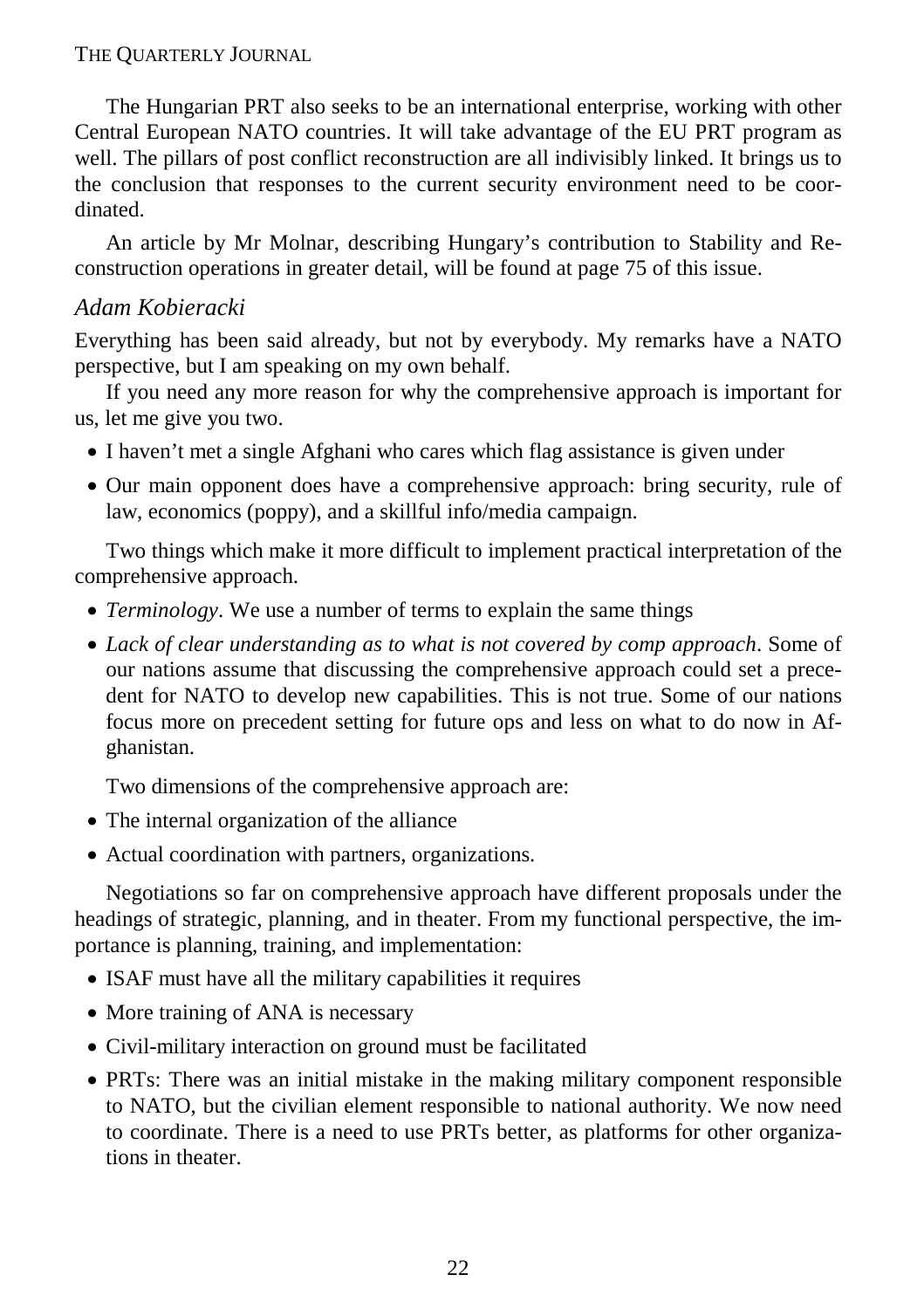The Hungarian PRT also seeks to be an international enterprise, working with other Central European NATO countries. It will take advantage of the EU PRT program as well. The pillars of post conflict reconstruction are all indivisibly linked. It brings us to the conclusion that responses to the current security environment need to be coordinated.

An article by Mr Molnar, describing Hungary's contribution to Stability and Reconstruction operations in greater detail, will be found at page 75 of this issue.

### *Adam Kobieracki*

Everything has been said already, but not by everybody. My remarks have a NATO perspective, but I am speaking on my own behalf.

If you need any more reason for why the comprehensive approach is important for us, let me give you two.

- I haven't met a single Afghani who cares which flag assistance is given under
- Our main opponent does have a comprehensive approach: bring security, rule of law, economics (poppy), and a skillful info/media campaign.

Two things which make it more difficult to implement practical interpretation of the comprehensive approach.

- *Terminology*. We use a number of terms to explain the same things
- *Lack of clear understanding as to what is not covered by comp approach*. Some of our nations assume that discussing the comprehensive approach could set a precedent for NATO to develop new capabilities. This is not true. Some of our nations focus more on precedent setting for future ops and less on what to do now in Afghanistan.

Two dimensions of the comprehensive approach are:

- The internal organization of the alliance
- Actual coordination with partners, organizations.

Negotiations so far on comprehensive approach have different proposals under the headings of strategic, planning, and in theater. From my functional perspective, the importance is planning, training, and implementation:

- ISAF must have all the military capabilities it requires
- More training of ANA is necessary
- Civil-military interaction on ground must be facilitated
- PRTs: There was an initial mistake in the making military component responsible to NATO, but the civilian element responsible to national authority. We now need to coordinate. There is a need to use PRTs better, as platforms for other organizations in theater.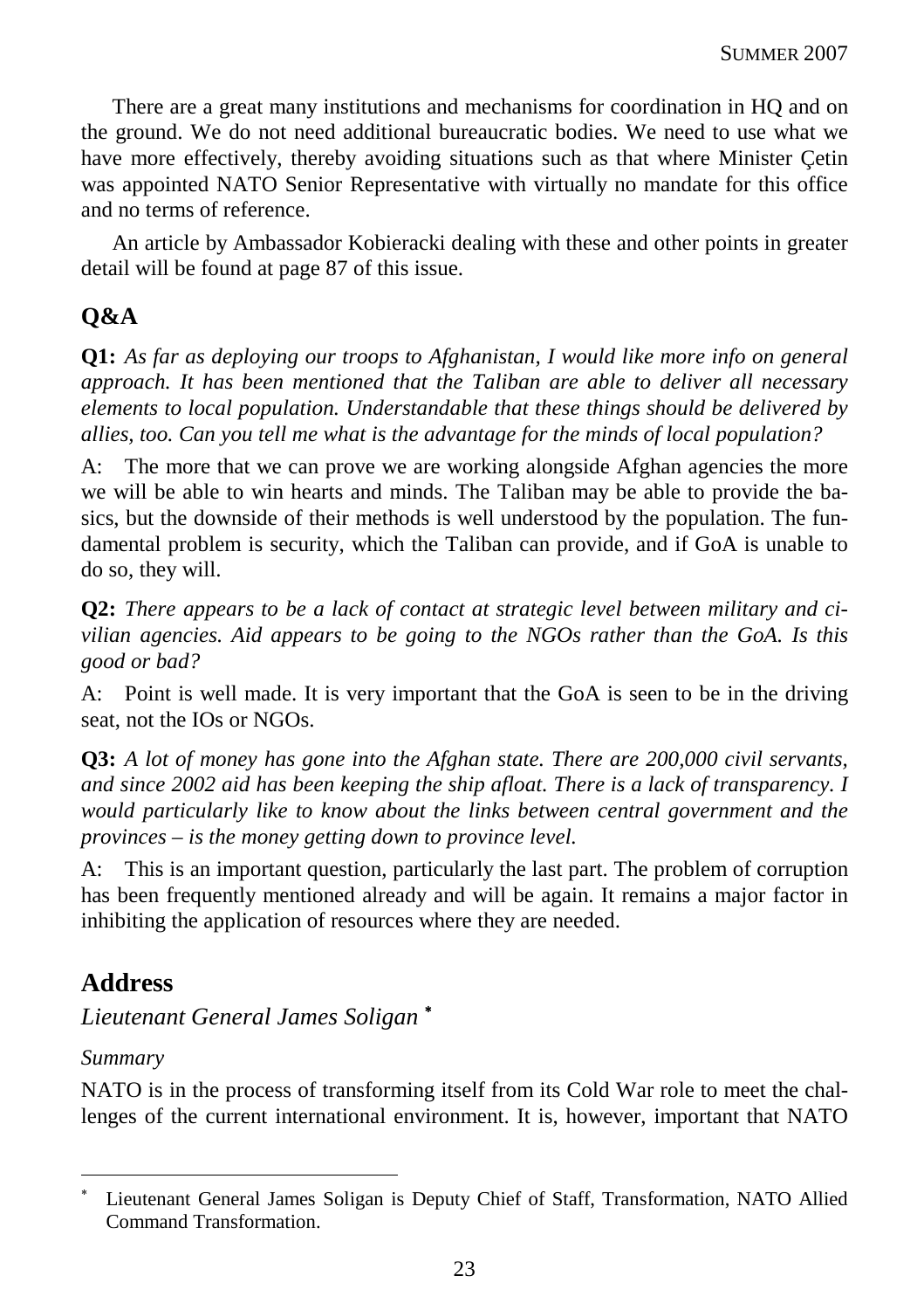There are a great many institutions and mechanisms for coordination in HQ and on the ground. We do not need additional bureaucratic bodies. We need to use what we have more effectively, thereby avoiding situations such as that where Minister Çetin was appointed NATO Senior Representative with virtually no mandate for this office and no terms of reference.

An article by Ambassador Kobieracki dealing with these and other points in greater detail will be found at page 87 of this issue.

## Q&A

**Q1:** *As far as deploying our troops to Afghanistan, I would like more info on general approach. It has been mentioned that the Taliban are able to deliver all necessary elements to local population. Understandable that these things should be delivered by allies, too. Can you tell me what is the advantage for the minds of local population?*

A: The more that we can prove we are working alongside Afghan agencies the more we will be able to win hearts and minds. The Taliban may be able to provide the basics, but the downside of their methods is well understood by the population. The fundamental problem is security, which the Taliban can provide, and if GoA is unable to do so, they will.

**Q2:** *There appears to be a lack of contact at strategic level between military and civilian agencies. Aid appears to be going to the NGOs rather than the GoA. Is this good or bad?*

A: Point is well made. It is very important that the GoA is seen to be in the driving seat, not the IOs or NGOs.

**Q3:** *A lot of money has gone into the Afghan state. There are 200,000 civil servants, and since 2002 aid has been keeping the ship afloat. There is a lack of transparency. I would particularly like to know about the links between central government and the provinces – is the money getting down to province level.*

A: This is an important question, particularly the last part. The problem of corruption has been frequently mentioned already and will be again. It remains a major factor in inhibiting the application of resources where they are needed.

## Address

*Lieutenant General James Soligan* [*]

*Summary*

NATO is in the process of transforming itself from its Cold War role to meet the challenges of the current international environment. It is, however, important that NATO

---

[*] Lieutenant General James Soligan is Deputy Chief of Staff, Transformation, NATO Allied Command Transformation.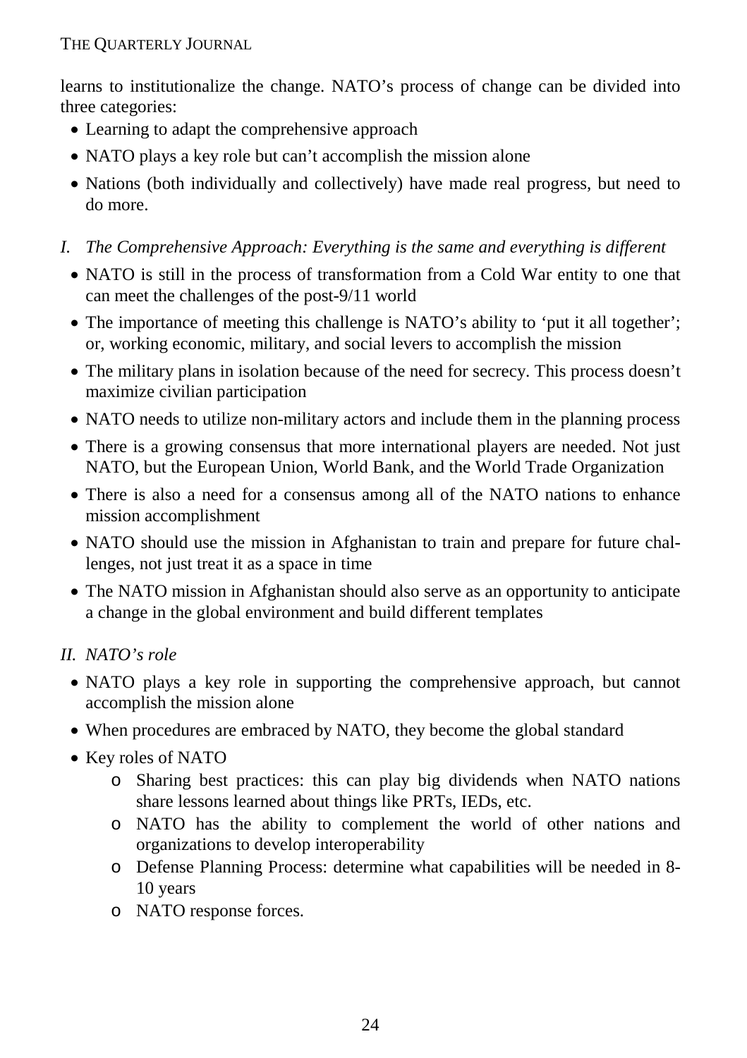learns to institutionalize the change. NATO's process of change can be divided into three categories:

- Learning to adapt the comprehensive approach
- NATO plays a key role but can't accomplish the mission alone
- Nations (both individually and collectively) have made real progress, but need to do more.

*I. The Comprehensive Approach: Everything is the same and everything is different*

- NATO is still in the process of transformation from a Cold War entity to one that can meet the challenges of the post-9/11 world
- The importance of meeting this challenge is NATO's ability to 'put it all together'; or, working economic, military, and social levers to accomplish the mission
- The military plans in isolation because of the need for secrecy. This process doesn't maximize civilian participation
- NATO needs to utilize non-military actors and include them in the planning process
- There is a growing consensus that more international players are needed. Not just NATO, but the European Union, World Bank, and the World Trade Organization
- There is also a need for a consensus among all of the NATO nations to enhance mission accomplishment
- NATO should use the mission in Afghanistan to train and prepare for future challenges, not just treat it as a space in time
- The NATO mission in Afghanistan should also serve as an opportunity to anticipate a change in the global environment and build different templates

*II. NATO's role*

- NATO plays a key role in supporting the comprehensive approach, but cannot accomplish the mission alone
- When procedures are embraced by NATO, they become the global standard
- Key roles of NATO
  - Sharing best practices: this can play big dividends when NATO nations share lessons learned about things like PRTs, IEDs, etc.
  - NATO has the ability to complement the world of other nations and organizations to develop interoperability
  - Defense Planning Process: determine what capabilities will be needed in 8-10 years
  - NATO response forces.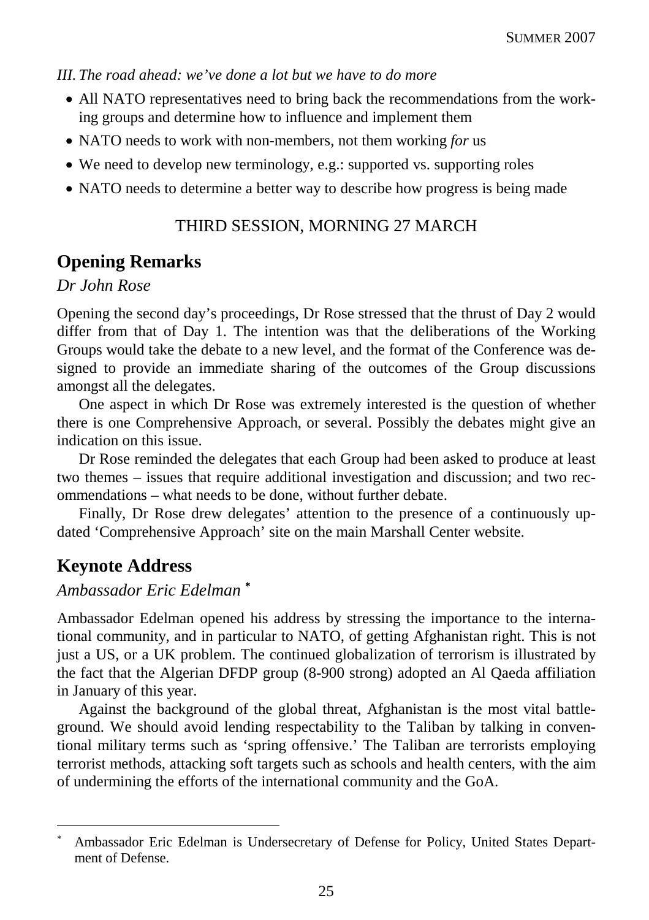*III. The road ahead: we've done a lot but we have to do more*

- All NATO representatives need to bring back the recommendations from the working groups and determine how to influence and implement them
- NATO needs to work with non-members, not them working *for* us
- We need to develop new terminology, e.g.: supported vs. supporting roles
- NATO needs to determine a better way to describe how progress is being made

THIRD SESSION, MORNING 27 MARCH

## Opening Remarks

*Dr John Rose*

Opening the second day's proceedings, Dr Rose stressed that the thrust of Day 2 would differ from that of Day 1. The intention was that the deliberations of the Working Groups would take the debate to a new level, and the format of the Conference was designed to provide an immediate sharing of the outcomes of the Group discussions amongst all the delegates.

One aspect in which Dr Rose was extremely interested is the question of whether there is one Comprehensive Approach, or several. Possibly the debates might give an indication on this issue.

Dr Rose reminded the delegates that each Group had been asked to produce at least two themes – issues that require additional investigation and discussion; and two recommendations – what needs to be done, without further debate.

Finally, Dr Rose drew delegates' attention to the presence of a continuously updated 'Comprehensive Approach' site on the main Marshall Center website.

## Keynote Address

*Ambassador Eric Edelman* [*]

Ambassador Edelman opened his address by stressing the importance to the international community, and in particular to NATO, of getting Afghanistan right. This is not just a US, or a UK problem. The continued globalization of terrorism is illustrated by the fact that the Algerian DFDP group (8-900 strong) adopted an Al Qaeda affiliation in January of this year.

Against the background of the global threat, Afghanistan is the most vital battleground. We should avoid lending respectability to the Taliban by talking in conventional military terms such as 'spring offensive.' The Taliban are terrorists employing terrorist methods, attacking soft targets such as schools and health centers, with the aim of undermining the efforts of the international community and the GoA.

---

[*] Ambassador Eric Edelman is Undersecretary of Defense for Policy, United States Department of Defense.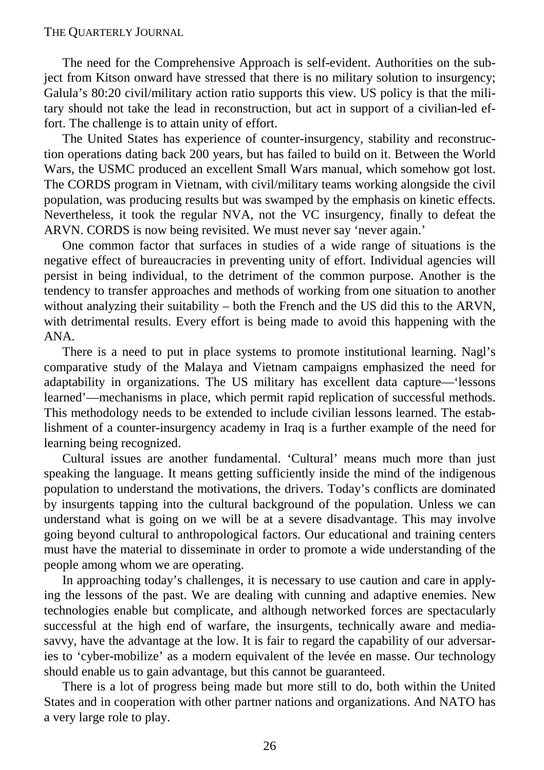The need for the Comprehensive Approach is self-evident. Authorities on the subject from Kitson onward have stressed that there is no military solution to insurgency; Galula's 80:20 civil/military action ratio supports this view. US policy is that the military should not take the lead in reconstruction, but act in support of a civilian-led effort. The challenge is to attain unity of effort.

The United States has experience of counter-insurgency, stability and reconstruction operations dating back 200 years, but has failed to build on it. Between the World Wars, the USMC produced an excellent Small Wars manual, which somehow got lost. The CORDS program in Vietnam, with civil/military teams working alongside the civil population, was producing results but was swamped by the emphasis on kinetic effects. Nevertheless, it took the regular NVA, not the VC insurgency, finally to defeat the ARVN. CORDS is now being revisited. We must never say 'never again.'

One common factor that surfaces in studies of a wide range of situations is the negative effect of bureaucracies in preventing unity of effort. Individual agencies will persist in being individual, to the detriment of the common purpose. Another is the tendency to transfer approaches and methods of working from one situation to another without analyzing their suitability – both the French and the US did this to the ARVN, with detrimental results. Every effort is being made to avoid this happening with the ANA.

There is a need to put in place systems to promote institutional learning. Nagl's comparative study of the Malaya and Vietnam campaigns emphasized the need for adaptability in organizations. The US military has excellent data capture—'lessons learned'—mechanisms in place, which permit rapid replication of successful methods. This methodology needs to be extended to include civilian lessons learned. The establishment of a counter-insurgency academy in Iraq is a further example of the need for learning being recognized.

Cultural issues are another fundamental. 'Cultural' means much more than just speaking the language. It means getting sufficiently inside the mind of the indigenous population to understand the motivations, the drivers. Today's conflicts are dominated by insurgents tapping into the cultural background of the population. Unless we can understand what is going on we will be at a severe disadvantage. This may involve going beyond cultural to anthropological factors. Our educational and training centers must have the material to disseminate in order to promote a wide understanding of the people among whom we are operating.

In approaching today's challenges, it is necessary to use caution and care in applying the lessons of the past. We are dealing with cunning and adaptive enemies. New technologies enable but complicate, and although networked forces are spectacularly successful at the high end of warfare, the insurgents, technically aware and media-savvy, have the advantage at the low. It is fair to regard the capability of our adversaries to 'cyber-mobilize' as a modern equivalent of the levée en masse. Our technology should enable us to gain advantage, but this cannot be guaranteed.

There is a lot of progress being made but more still to do, both within the United States and in cooperation with other partner nations and organizations. And NATO has a very large role to play.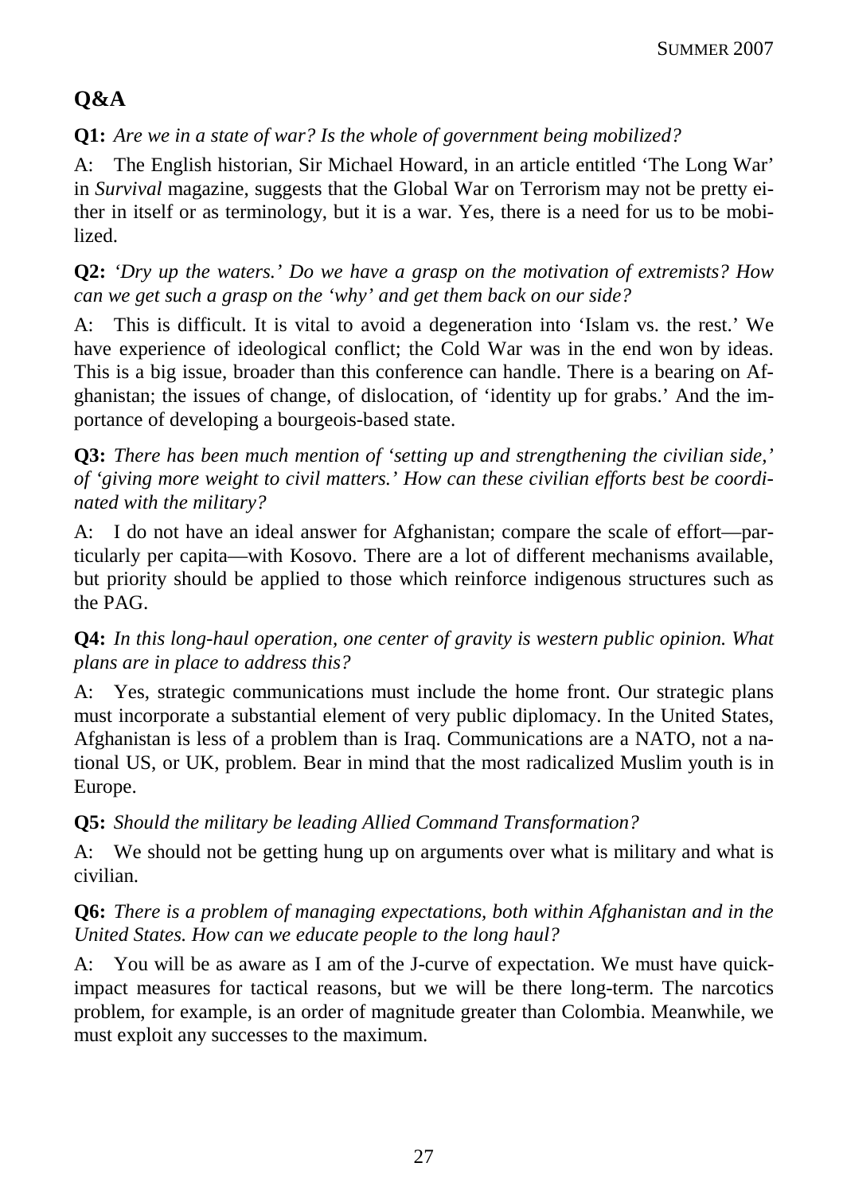## Q&A

**Q1:** *Are we in a state of war? Is the whole of government being mobilized?*

A: The English historian, Sir Michael Howard, in an article entitled 'The Long War' in *Survival* magazine, suggests that the Global War on Terrorism may not be pretty either in itself or as terminology, but it is a war. Yes, there is a need for us to be mobilized.

**Q2:** *'Dry up the waters.' Do we have a grasp on the motivation of extremists? How can we get such a grasp on the 'why' and get them back on our side?*

A: This is difficult. It is vital to avoid a degeneration into 'Islam vs. the rest.' We have experience of ideological conflict; the Cold War was in the end won by ideas. This is a big issue, broader than this conference can handle. There is a bearing on Afghanistan; the issues of change, of dislocation, of 'identity up for grabs.' And the importance of developing a bourgeois-based state.

**Q3:** *There has been much mention of 'setting up and strengthening the civilian side,' of 'giving more weight to civil matters.' How can these civilian efforts best be coordinated with the military?*

A: I do not have an ideal answer for Afghanistan; compare the scale of effort—particularly per capita—with Kosovo. There are a lot of different mechanisms available, but priority should be applied to those which reinforce indigenous structures such as the PAG.

**Q4:** *In this long-haul operation, one center of gravity is western public opinion. What plans are in place to address this?*

A: Yes, strategic communications must include the home front. Our strategic plans must incorporate a substantial element of very public diplomacy. In the United States, Afghanistan is less of a problem than is Iraq. Communications are a NATO, not a national US, or UK, problem. Bear in mind that the most radicalized Muslim youth is in Europe.

**Q5:** *Should the military be leading Allied Command Transformation?*

A: We should not be getting hung up on arguments over what is military and what is civilian.

**Q6:** *There is a problem of managing expectations, both within Afghanistan and in the United States. How can we educate people to the long haul?*

A: You will be as aware as I am of the J-curve of expectation. We must have quick-impact measures for tactical reasons, but we will be there long-term. The narcotics problem, for example, is an order of magnitude greater than Colombia. Meanwhile, we must exploit any successes to the maximum.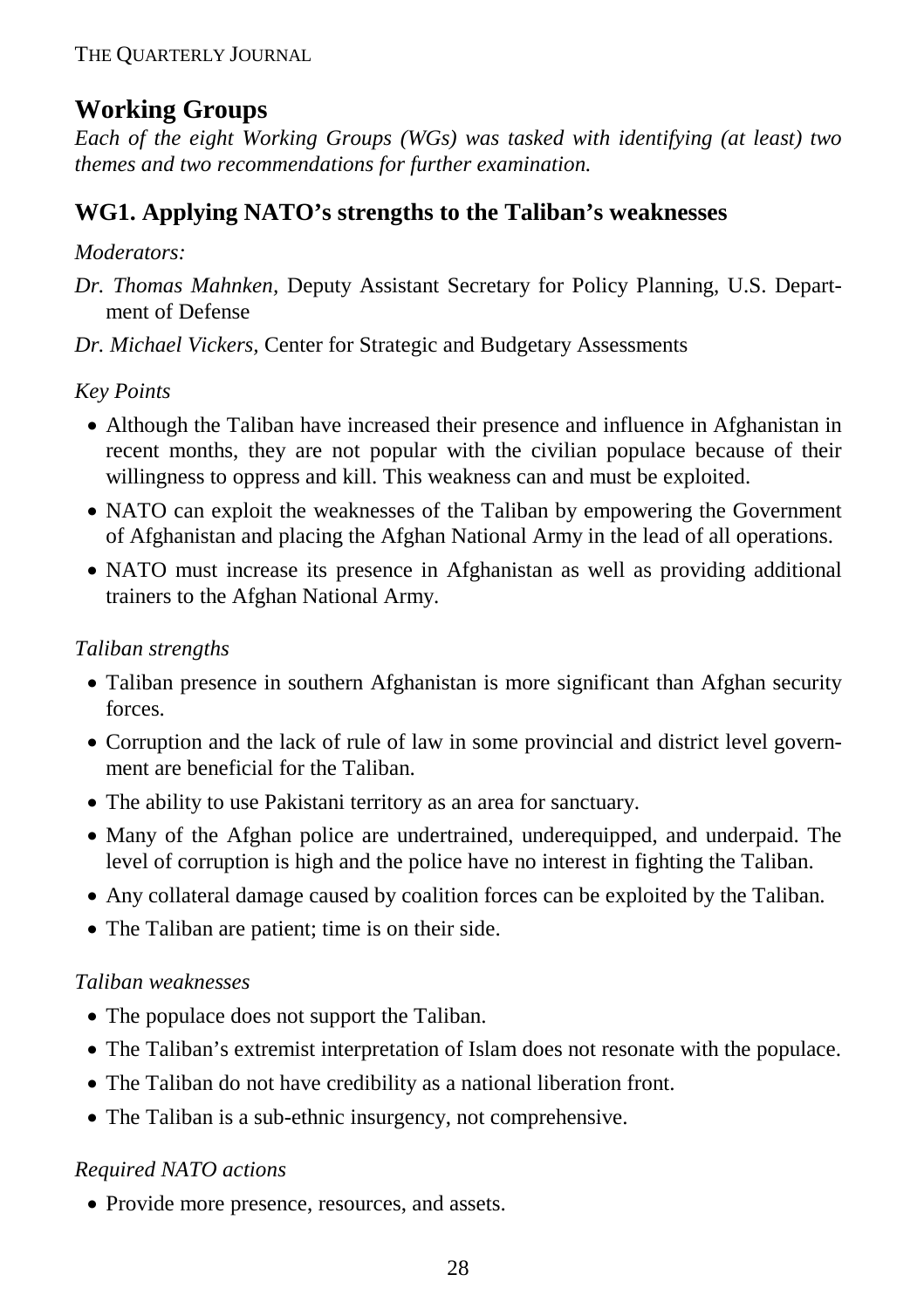## Working Groups

*Each of the eight Working Groups (WGs) was tasked with identifying (at least) two themes and two recommendations for further examination.*

### WG1. Applying NATO's strengths to the Taliban's weaknesses

*Moderators:*

*Dr. Thomas Mahnken,* Deputy Assistant Secretary for Policy Planning, U.S. Department of Defense

*Dr. Michael Vickers,* Center for Strategic and Budgetary Assessments

*Key Points*

- Although the Taliban have increased their presence and influence in Afghanistan in recent months, they are not popular with the civilian populace because of their willingness to oppress and kill. This weakness can and must be exploited.
- NATO can exploit the weaknesses of the Taliban by empowering the Government of Afghanistan and placing the Afghan National Army in the lead of all operations.
- NATO must increase its presence in Afghanistan as well as providing additional trainers to the Afghan National Army.

*Taliban strengths*

- Taliban presence in southern Afghanistan is more significant than Afghan security forces.
- Corruption and the lack of rule of law in some provincial and district level government are beneficial for the Taliban.
- The ability to use Pakistani territory as an area for sanctuary.
- Many of the Afghan police are undertrained, underequipped, and underpaid. The level of corruption is high and the police have no interest in fighting the Taliban.
- Any collateral damage caused by coalition forces can be exploited by the Taliban.
- The Taliban are patient; time is on their side.

*Taliban weaknesses*

- The populace does not support the Taliban.
- The Taliban's extremist interpretation of Islam does not resonate with the populace.
- The Taliban do not have credibility as a national liberation front.
- The Taliban is a sub-ethnic insurgency, not comprehensive.

*Required NATO actions*

- Provide more presence, resources, and assets.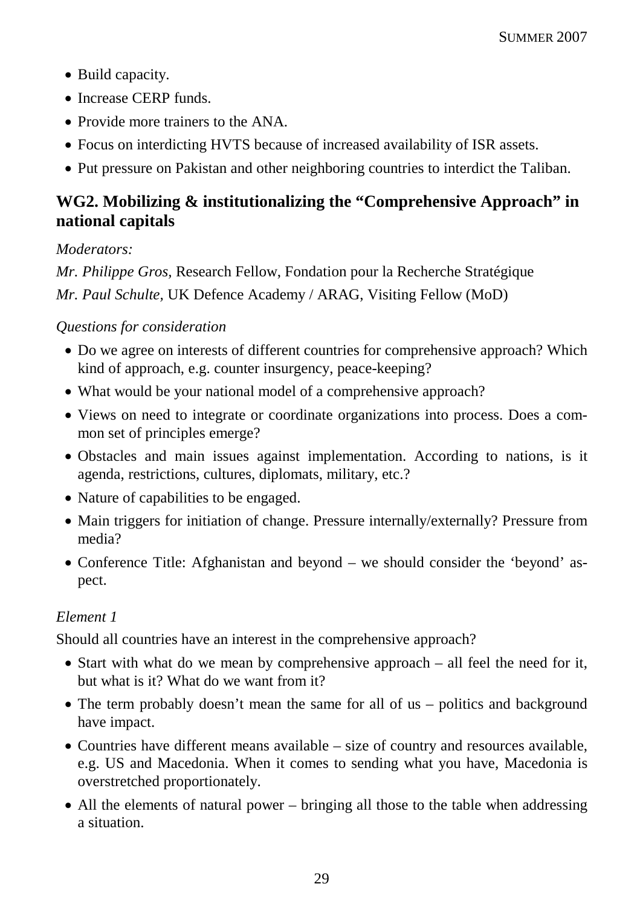- Build capacity.
- Increase CERP funds.
- Provide more trainers to the ANA.
- Focus on interdicting HVTS because of increased availability of ISR assets.
- Put pressure on Pakistan and other neighboring countries to interdict the Taliban.

## WG2. Mobilizing & institutionalizing the "Comprehensive Approach" in national capitals

*Moderators:*

*Mr. Philippe Gros*, Research Fellow, Fondation pour la Recherche Stratégique

*Mr. Paul Schulte*, UK Defence Academy / ARAG, Visiting Fellow (MoD)

*Questions for consideration*

- Do we agree on interests of different countries for comprehensive approach? Which kind of approach, e.g. counter insurgency, peace-keeping?
- What would be your national model of a comprehensive approach?
- Views on need to integrate or coordinate organizations into process. Does a common set of principles emerge?
- Obstacles and main issues against implementation. According to nations, is it agenda, restrictions, cultures, diplomats, military, etc.?
- Nature of capabilities to be engaged.
- Main triggers for initiation of change. Pressure internally/externally? Pressure from media?
- Conference Title: Afghanistan and beyond – we should consider the 'beyond' aspect.

*Element 1*

Should all countries have an interest in the comprehensive approach?

- Start with what do we mean by comprehensive approach – all feel the need for it, but what is it? What do we want from it?
- The term probably doesn't mean the same for all of us – politics and background have impact.
- Countries have different means available – size of country and resources available, e.g. US and Macedonia. When it comes to sending what you have, Macedonia is overstretched proportionately.
- All the elements of natural power – bringing all those to the table when addressing a situation.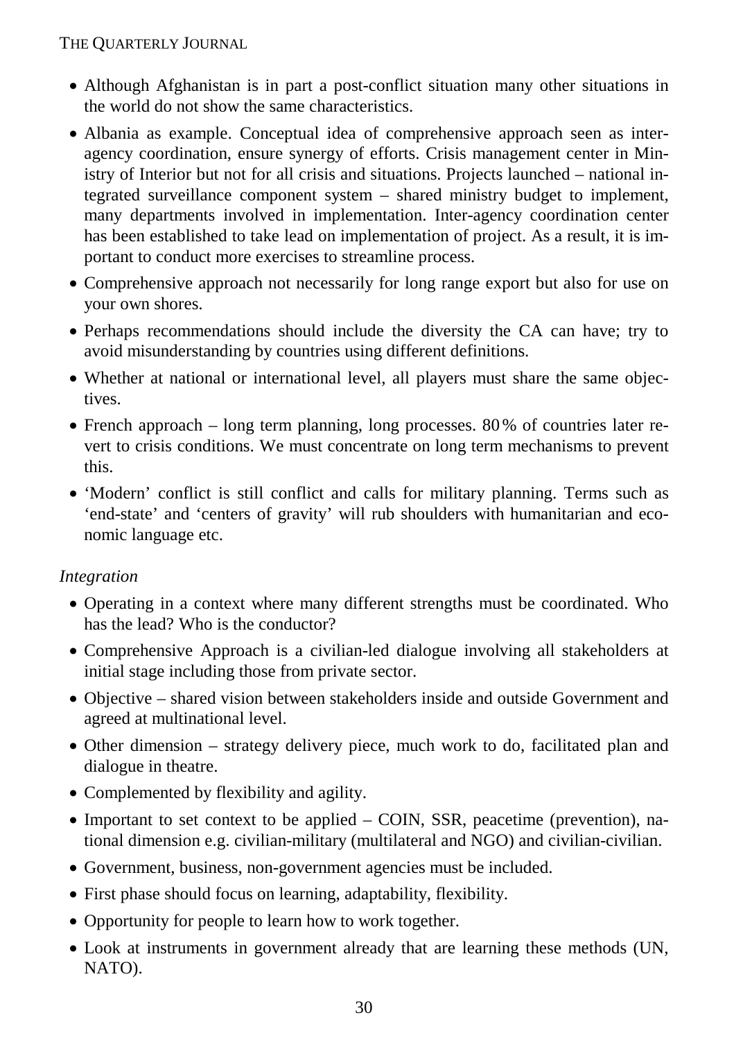- Although Afghanistan is in part a post-conflict situation many other situations in the world do not show the same characteristics.
- Albania as example. Conceptual idea of comprehensive approach seen as inter-agency coordination, ensure synergy of efforts. Crisis management center in Ministry of Interior but not for all crisis and situations. Projects launched – national integrated surveillance component system – shared ministry budget to implement, many departments involved in implementation. Inter-agency coordination center has been established to take lead on implementation of project. As a result, it is important to conduct more exercises to streamline process.
- Comprehensive approach not necessarily for long range export but also for use on your own shores.
- Perhaps recommendations should include the diversity the CA can have; try to avoid misunderstanding by countries using different definitions.
- Whether at national or international level, all players must share the same objectives.
- French approach – long term planning, long processes. 80 % of countries later revert to crisis conditions. We must concentrate on long term mechanisms to prevent this.
- 'Modern' conflict is still conflict and calls for military planning. Terms such as 'end-state' and 'centers of gravity' will rub shoulders with humanitarian and economic language etc.

*Integration*

- Operating in a context where many different strengths must be coordinated. Who has the lead? Who is the conductor?
- Comprehensive Approach is a civilian-led dialogue involving all stakeholders at initial stage including those from private sector.
- Objective – shared vision between stakeholders inside and outside Government and agreed at multinational level.
- Other dimension – strategy delivery piece, much work to do, facilitated plan and dialogue in theatre.
- Complemented by flexibility and agility.
- Important to set context to be applied – COIN, SSR, peacetime (prevention), national dimension e.g. civilian-military (multilateral and NGO) and civilian-civilian.
- Government, business, non-government agencies must be included.
- First phase should focus on learning, adaptability, flexibility.
- Opportunity for people to learn how to work together.
- Look at instruments in government already that are learning these methods (UN, NATO).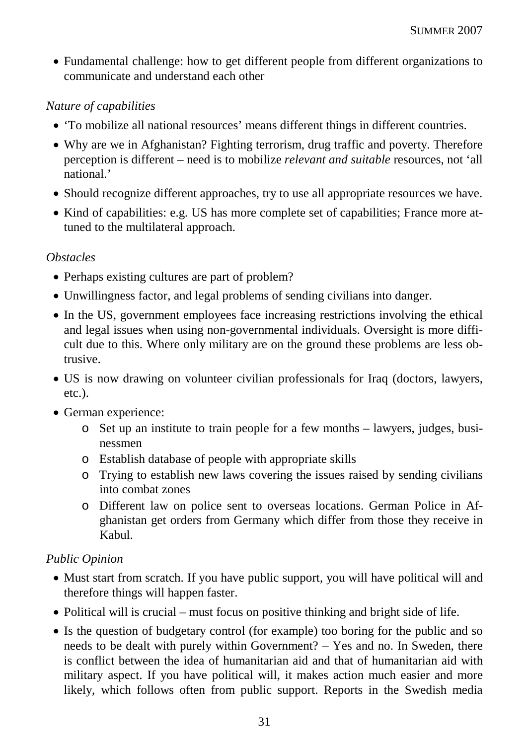- Fundamental challenge: how to get different people from different organizations to communicate and understand each other

*Nature of capabilities*

- 'To mobilize all national resources' means different things in different countries.
- Why are we in Afghanistan? Fighting terrorism, drug traffic and poverty. Therefore perception is different – need is to mobilize *relevant and suitable* resources, not 'all national.'
- Should recognize different approaches, try to use all appropriate resources we have.
- Kind of capabilities: e.g. US has more complete set of capabilities; France more attuned to the multilateral approach.

*Obstacles*

- Perhaps existing cultures are part of problem?
- Unwillingness factor, and legal problems of sending civilians into danger.
- In the US, government employees face increasing restrictions involving the ethical and legal issues when using non-governmental individuals. Oversight is more difficult due to this. Where only military are on the ground these problems are less obtrusive.
- US is now drawing on volunteer civilian professionals for Iraq (doctors, lawyers, etc.).
- German experience:
    - Set up an institute to train people for a few months – lawyers, judges, businessmen
    - Establish database of people with appropriate skills
    - Trying to establish new laws covering the issues raised by sending civilians into combat zones
    - Different law on police sent to overseas locations. German Police in Afghanistan get orders from Germany which differ from those they receive in Kabul.

*Public Opinion*

- Must start from scratch. If you have public support, you will have political will and therefore things will happen faster.
- Political will is crucial – must focus on positive thinking and bright side of life.
- Is the question of budgetary control (for example) too boring for the public and so needs to be dealt with purely within Government? – Yes and no. In Sweden, there is conflict between the idea of humanitarian aid and that of humanitarian aid with military aspect. If you have political will, it makes action much easier and more likely, which follows often from public support. Reports in the Swedish media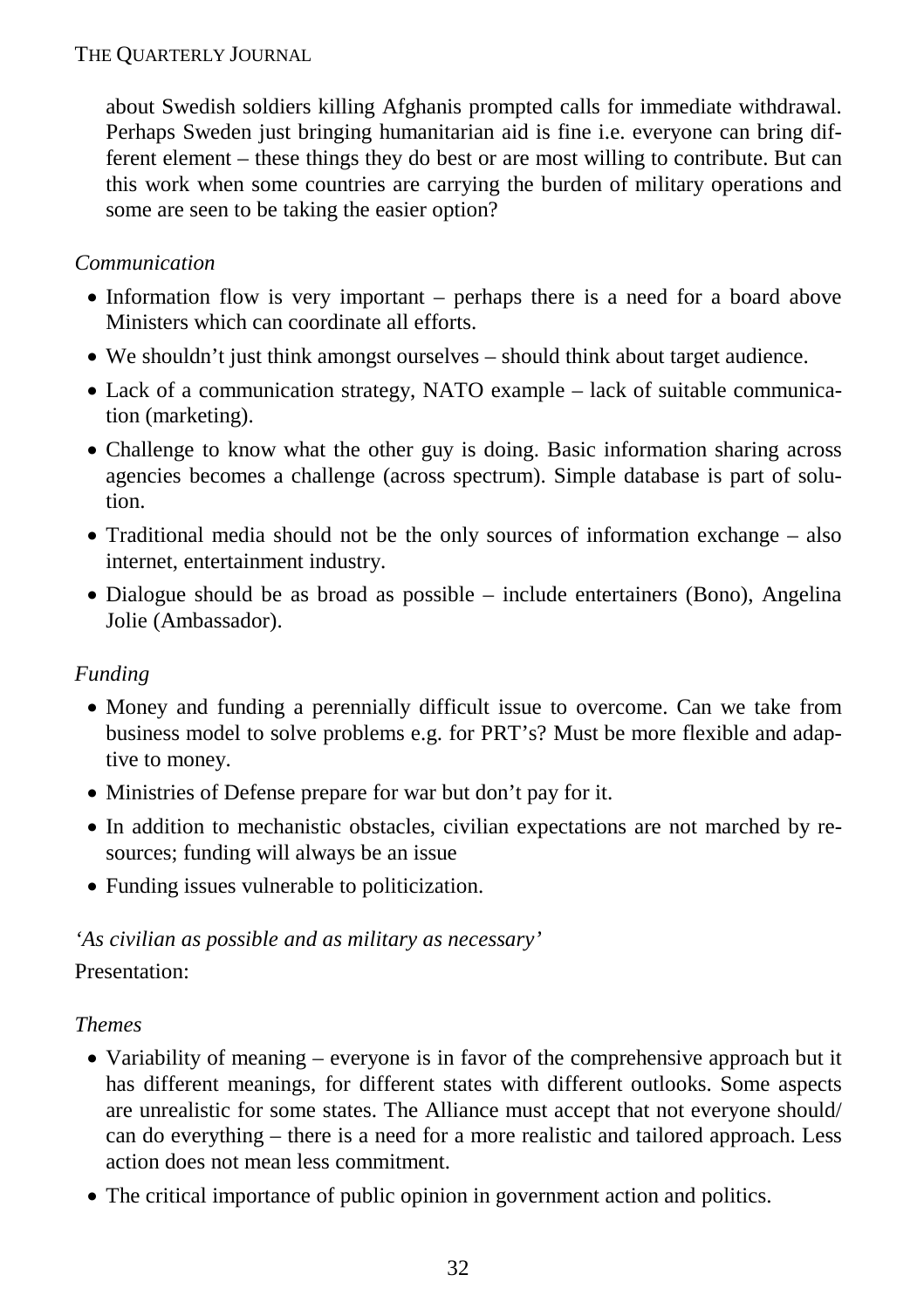about Swedish soldiers killing Afghanis prompted calls for immediate withdrawal. Perhaps Sweden just bringing humanitarian aid is fine i.e. everyone can bring different element – these things they do best or are most willing to contribute. But can this work when some countries are carrying the burden of military operations and some are seen to be taking the easier option?

*Communication*

- Information flow is very important – perhaps there is a need for a board above Ministers which can coordinate all efforts.
- We shouldn't just think amongst ourselves – should think about target audience.
- Lack of a communication strategy, NATO example – lack of suitable communication (marketing).
- Challenge to know what the other guy is doing. Basic information sharing across agencies becomes a challenge (across spectrum). Simple database is part of solution.
- Traditional media should not be the only sources of information exchange – also internet, entertainment industry.
- Dialogue should be as broad as possible – include entertainers (Bono), Angelina Jolie (Ambassador).

*Funding*

- Money and funding a perennially difficult issue to overcome. Can we take from business model to solve problems e.g. for PRT's? Must be more flexible and adaptive to money.
- Ministries of Defense prepare for war but don't pay for it.
- In addition to mechanistic obstacles, civilian expectations are not marched by resources; funding will always be an issue
- Funding issues vulnerable to politicization.

*'As civilian as possible and as military as necessary'*

Presentation:

*Themes*

- Variability of meaning – everyone is in favor of the comprehensive approach but it has different meanings, for different states with different outlooks. Some aspects are unrealistic for some states. The Alliance must accept that not everyone should/ can do everything – there is a need for a more realistic and tailored approach. Less action does not mean less commitment.
- The critical importance of public opinion in government action and politics.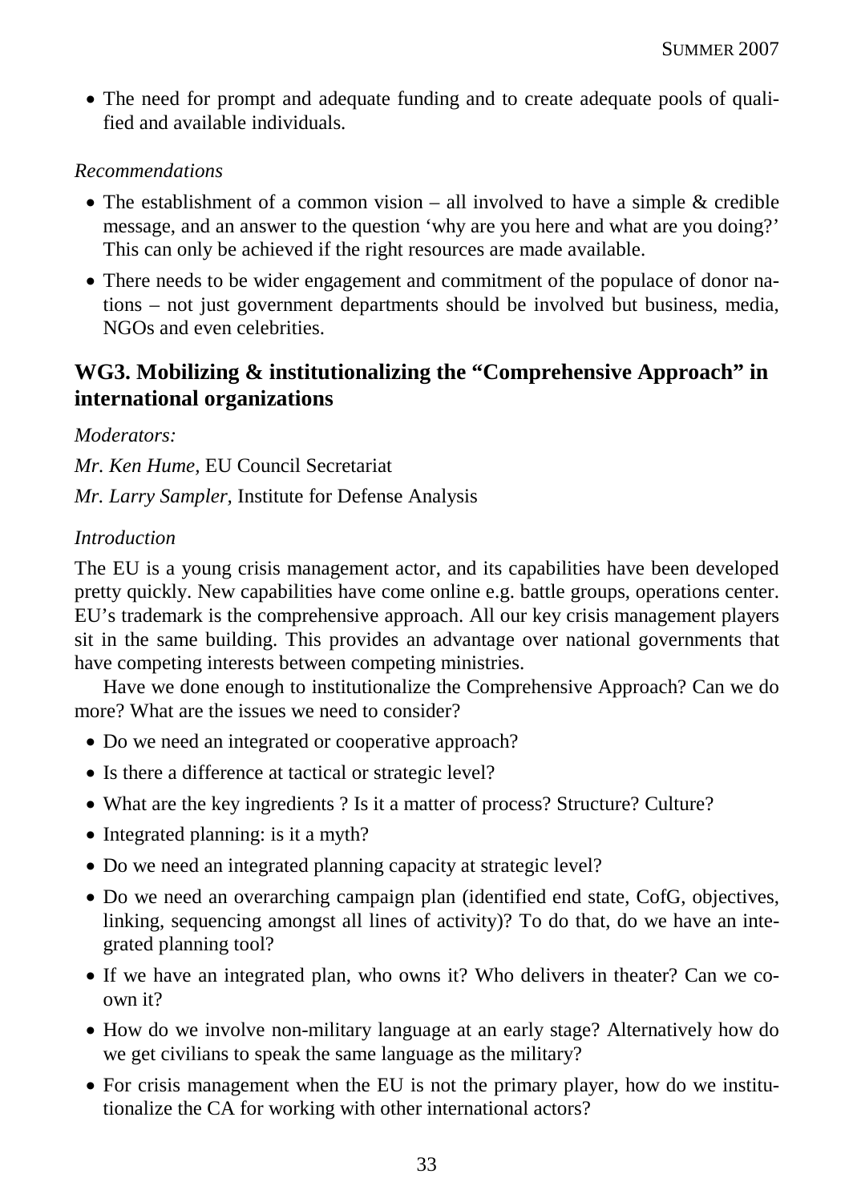- The need for prompt and adequate funding and to create adequate pools of qualified and available individuals.

*Recommendations*

- The establishment of a common vision – all involved to have a simple & credible message, and an answer to the question 'why are you here and what are you doing?' This can only be achieved if the right resources are made available.
- There needs to be wider engagement and commitment of the populace of donor nations – not just government departments should be involved but business, media, NGOs and even celebrities.

## WG3. Mobilizing & institutionalizing the "Comprehensive Approach" in international organizations

*Moderators:*

*Mr. Ken Hume,* EU Council Secretariat

*Mr. Larry Sampler,* Institute for Defense Analysis

*Introduction*

The EU is a young crisis management actor, and its capabilities have been developed pretty quickly. New capabilities have come online e.g. battle groups, operations center. EU's trademark is the comprehensive approach. All our key crisis management players sit in the same building. This provides an advantage over national governments that have competing interests between competing ministries.

Have we done enough to institutionalize the Comprehensive Approach? Can we do more? What are the issues we need to consider?

- Do we need an integrated or cooperative approach?
- Is there a difference at tactical or strategic level?
- What are the key ingredients ? Is it a matter of process? Structure? Culture?
- Integrated planning: is it a myth?
- Do we need an integrated planning capacity at strategic level?
- Do we need an overarching campaign plan (identified end state, CofG, objectives, linking, sequencing amongst all lines of activity)? To do that, do we have an integrated planning tool?
- If we have an integrated plan, who owns it? Who delivers in theater? Can we co-own it?
- How do we involve non-military language at an early stage? Alternatively how do we get civilians to speak the same language as the military?
- For crisis management when the EU is not the primary player, how do we institutionalize the CA for working with other international actors?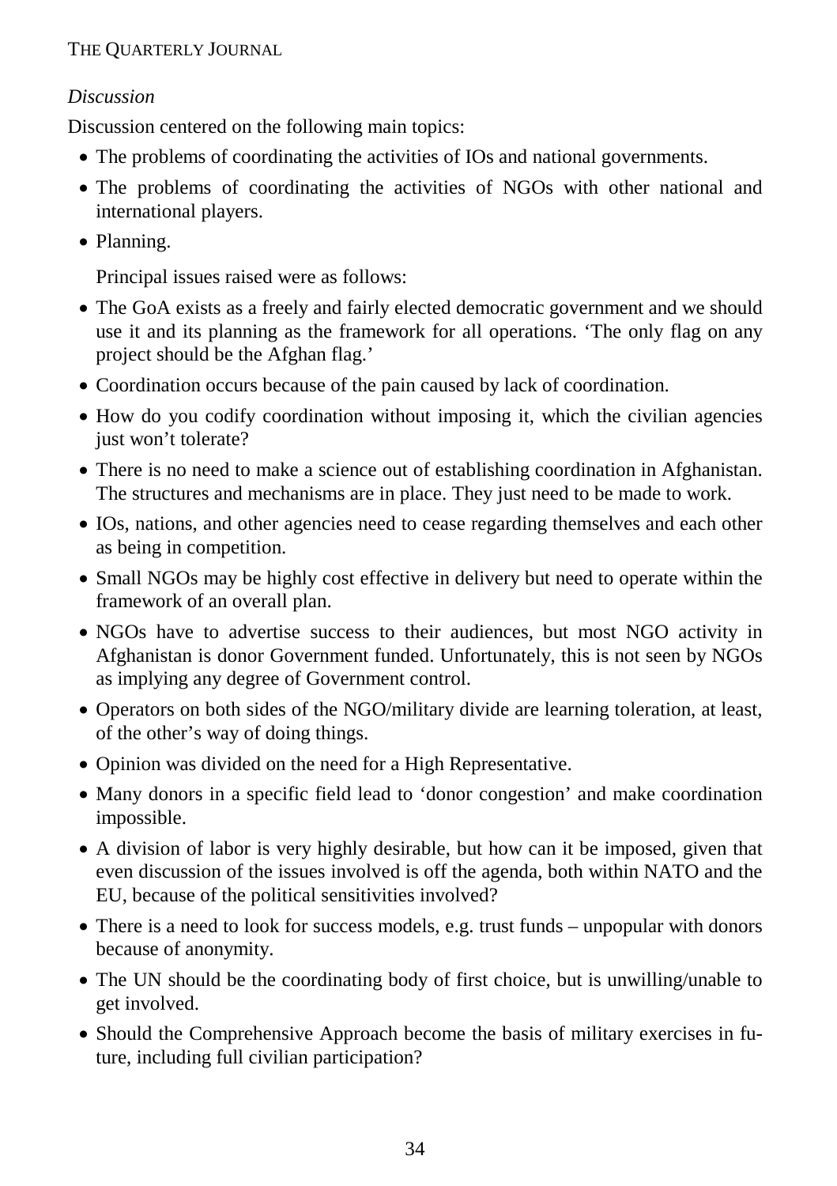*Discussion*

Discussion centered on the following main topics:

- The problems of coordinating the activities of IOs and national governments.
- The problems of coordinating the activities of NGOs with other national and international players.
- Planning.

Principal issues raised were as follows:

- The GoA exists as a freely and fairly elected democratic government and we should use it and its planning as the framework for all operations. 'The only flag on any project should be the Afghan flag.'
- Coordination occurs because of the pain caused by lack of coordination.
- How do you codify coordination without imposing it, which the civilian agencies just won't tolerate?
- There is no need to make a science out of establishing coordination in Afghanistan. The structures and mechanisms are in place. They just need to be made to work.
- IOs, nations, and other agencies need to cease regarding themselves and each other as being in competition.
- Small NGOs may be highly cost effective in delivery but need to operate within the framework of an overall plan.
- NGOs have to advertise success to their audiences, but most NGO activity in Afghanistan is donor Government funded. Unfortunately, this is not seen by NGOs as implying any degree of Government control.
- Operators on both sides of the NGO/military divide are learning toleration, at least, of the other's way of doing things.
- Opinion was divided on the need for a High Representative.
- Many donors in a specific field lead to 'donor congestion' and make coordination impossible.
- A division of labor is very highly desirable, but how can it be imposed, given that even discussion of the issues involved is off the agenda, both within NATO and the EU, because of the political sensitivities involved?
- There is a need to look for success models, e.g. trust funds – unpopular with donors because of anonymity.
- The UN should be the coordinating body of first choice, but is unwilling/unable to get involved.
- Should the Comprehensive Approach become the basis of military exercises in future, including full civilian participation?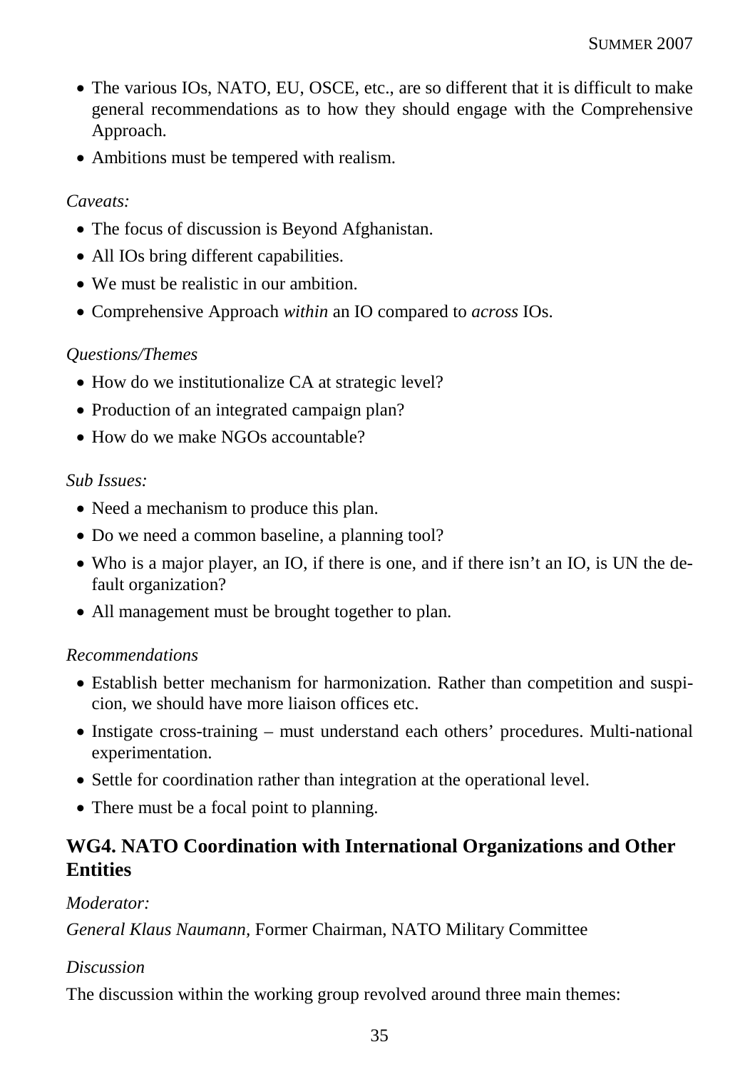- The various IOs, NATO, EU, OSCE, etc., are so different that it is difficult to make general recommendations as to how they should engage with the Comprehensive Approach.
- Ambitions must be tempered with realism.

*Caveats:*

- The focus of discussion is Beyond Afghanistan.
- All IOs bring different capabilities.
- We must be realistic in our ambition.
- Comprehensive Approach *within* an IO compared to *across* IOs.

*Questions/Themes*

- How do we institutionalize CA at strategic level?
- Production of an integrated campaign plan?
- How do we make NGOs accountable?

*Sub Issues:*

- Need a mechanism to produce this plan.
- Do we need a common baseline, a planning tool?
- Who is a major player, an IO, if there is one, and if there isn't an IO, is UN the default organization?
- All management must be brought together to plan.

*Recommendations*

- Establish better mechanism for harmonization. Rather than competition and suspicion, we should have more liaison offices etc.
- Instigate cross-training – must understand each others' procedures. Multi-national experimentation.
- Settle for coordination rather than integration at the operational level.
- There must be a focal point to planning.

## WG4. NATO Coordination with International Organizations and Other Entities

*Moderator:*

*General Klaus Naumann,* Former Chairman, NATO Military Committee

*Discussion*

The discussion within the working group revolved around three main themes: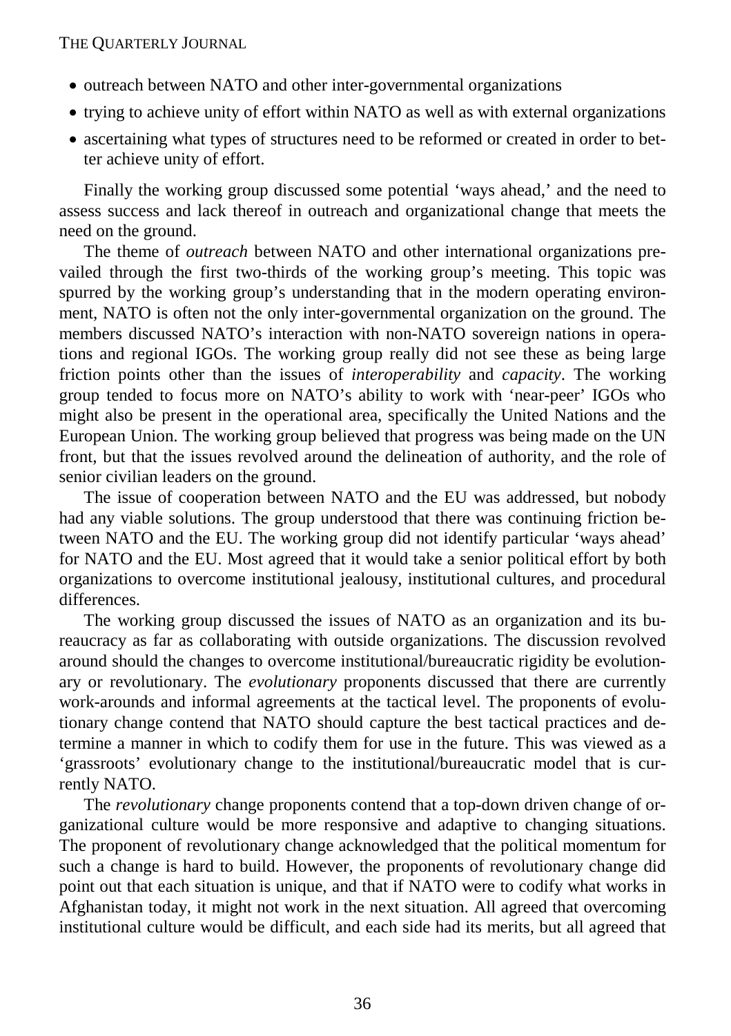- outreach between NATO and other inter-governmental organizations
- trying to achieve unity of effort within NATO as well as with external organizations
- ascertaining what types of structures need to be reformed or created in order to better achieve unity of effort.

Finally the working group discussed some potential 'ways ahead,' and the need to assess success and lack thereof in outreach and organizational change that meets the need on the ground.

The theme of *outreach* between NATO and other international organizations prevailed through the first two-thirds of the working group's meeting. This topic was spurred by the working group's understanding that in the modern operating environment, NATO is often not the only inter-governmental organization on the ground. The members discussed NATO's interaction with non-NATO sovereign nations in operations and regional IGOs. The working group really did not see these as being large friction points other than the issues of *interoperability* and *capacity*. The working group tended to focus more on NATO's ability to work with 'near-peer' IGOs who might also be present in the operational area, specifically the United Nations and the European Union. The working group believed that progress was being made on the UN front, but that the issues revolved around the delineation of authority, and the role of senior civilian leaders on the ground.

The issue of cooperation between NATO and the EU was addressed, but nobody had any viable solutions. The group understood that there was continuing friction between NATO and the EU. The working group did not identify particular 'ways ahead' for NATO and the EU. Most agreed that it would take a senior political effort by both organizations to overcome institutional jealousy, institutional cultures, and procedural differences.

The working group discussed the issues of NATO as an organization and its bureaucracy as far as collaborating with outside organizations. The discussion revolved around should the changes to overcome institutional/bureaucratic rigidity be evolutionary or revolutionary. The *evolutionary* proponents discussed that there are currently work-arounds and informal agreements at the tactical level. The proponents of evolutionary change contend that NATO should capture the best tactical practices and determine a manner in which to codify them for use in the future. This was viewed as a 'grassroots' evolutionary change to the institutional/bureaucratic model that is currently NATO.

The *revolutionary* change proponents contend that a top-down driven change of organizational culture would be more responsive and adaptive to changing situations. The proponent of revolutionary change acknowledged that the political momentum for such a change is hard to build. However, the proponents of revolutionary change did point out that each situation is unique, and that if NATO were to codify what works in Afghanistan today, it might not work in the next situation. All agreed that overcoming institutional culture would be difficult, and each side had its merits, but all agreed that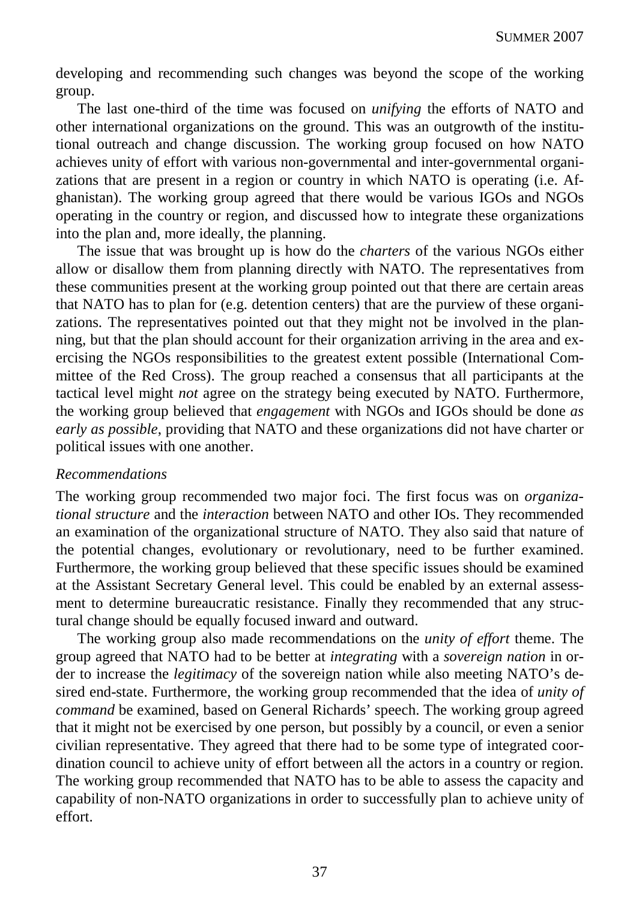developing and recommending such changes was beyond the scope of the working group.

The last one-third of the time was focused on *unifying* the efforts of NATO and other international organizations on the ground. This was an outgrowth of the institutional outreach and change discussion. The working group focused on how NATO achieves unity of effort with various non-governmental and inter-governmental organizations that are present in a region or country in which NATO is operating (i.e. Afghanistan). The working group agreed that there would be various IGOs and NGOs operating in the country or region, and discussed how to integrate these organizations into the plan and, more ideally, the planning.

The issue that was brought up is how do the *charters* of the various NGOs either allow or disallow them from planning directly with NATO. The representatives from these communities present at the working group pointed out that there are certain areas that NATO has to plan for (e.g. detention centers) that are the purview of these organizations. The representatives pointed out that they might not be involved in the planning, but that the plan should account for their organization arriving in the area and exercising the NGOs responsibilities to the greatest extent possible (International Committee of the Red Cross). The group reached a consensus that all participants at the tactical level might *not* agree on the strategy being executed by NATO. Furthermore, the working group believed that *engagement* with NGOs and IGOs should be done *as early as possible*, providing that NATO and these organizations did not have charter or political issues with one another.

*Recommendations*

The working group recommended two major foci. The first focus was on *organizational structure* and the *interaction* between NATO and other IOs. They recommended an examination of the organizational structure of NATO. They also said that nature of the potential changes, evolutionary or revolutionary, need to be further examined. Furthermore, the working group believed that these specific issues should be examined at the Assistant Secretary General level. This could be enabled by an external assessment to determine bureaucratic resistance. Finally they recommended that any structural change should be equally focused inward and outward.

The working group also made recommendations on the *unity of effort* theme. The group agreed that NATO had to be better at *integrating* with a *sovereign nation* in order to increase the *legitimacy* of the sovereign nation while also meeting NATO's desired end-state. Furthermore, the working group recommended that the idea of *unity of command* be examined, based on General Richards' speech. The working group agreed that it might not be exercised by one person, but possibly by a council, or even a senior civilian representative. They agreed that there had to be some type of integrated coordination council to achieve unity of effort between all the actors in a country or region. The working group recommended that NATO has to be able to assess the capacity and capability of non-NATO organizations in order to successfully plan to achieve unity of effort.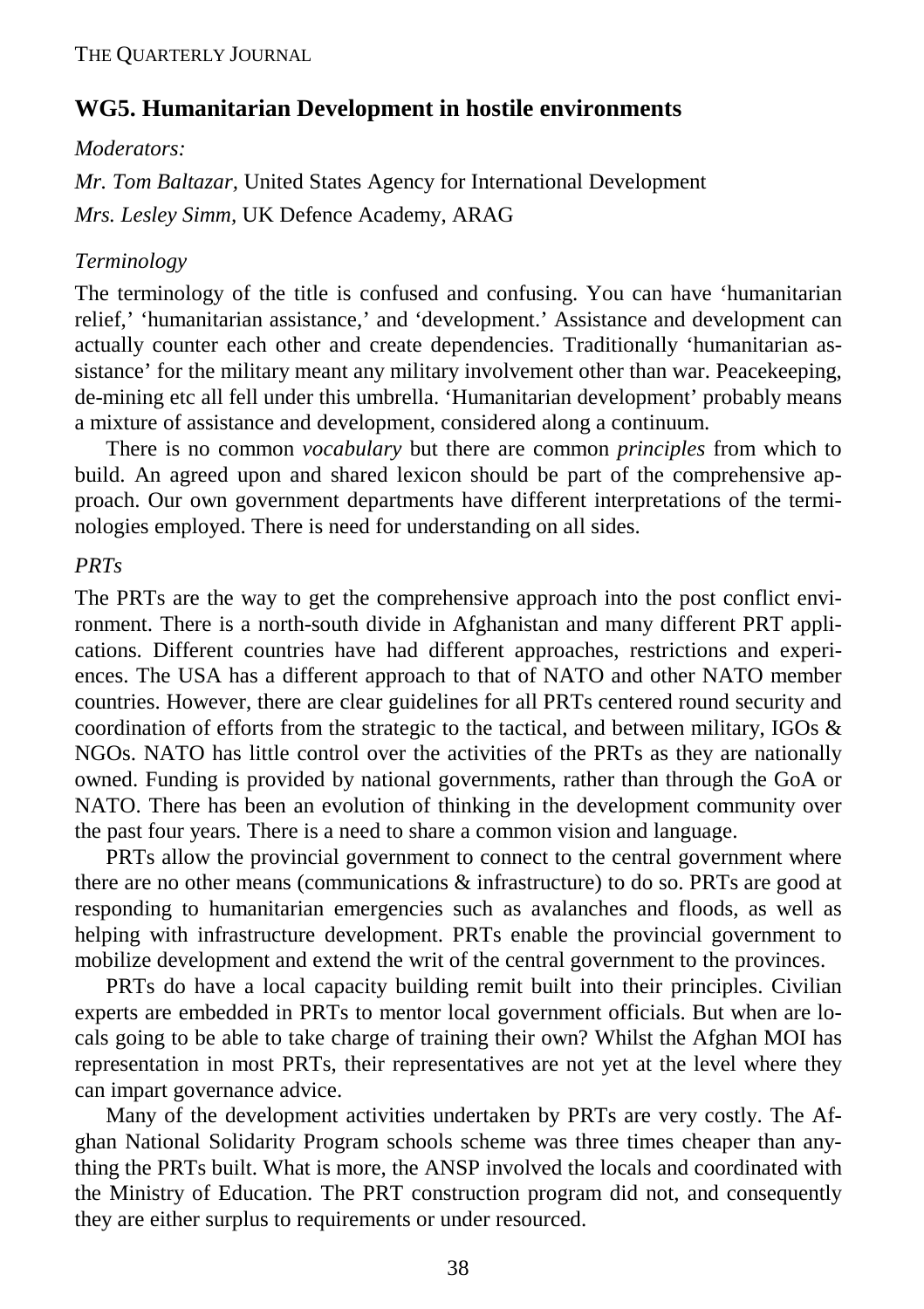## WG5. Humanitarian Development in hostile environments

*Moderators:*

*Mr. Tom Baltazar,* United States Agency for International Development

*Mrs. Lesley Simm,* UK Defence Academy, ARAG

*Terminology*

The terminology of the title is confused and confusing. You can have 'humanitarian relief,' 'humanitarian assistance,' and 'development.' Assistance and development can actually counter each other and create dependencies. Traditionally 'humanitarian assistance' for the military meant any military involvement other than war. Peacekeeping, de-mining etc all fell under this umbrella. 'Humanitarian development' probably means a mixture of assistance and development, considered along a continuum.

There is no common *vocabulary* but there are common *principles* from which to build. An agreed upon and shared lexicon should be part of the comprehensive approach. Our own government departments have different interpretations of the terminologies employed. There is need for understanding on all sides.

*PRTs*

The PRTs are the way to get the comprehensive approach into the post conflict environment. There is a north-south divide in Afghanistan and many different PRT applications. Different countries have had different approaches, restrictions and experiences. The USA has a different approach to that of NATO and other NATO member countries. However, there are clear guidelines for all PRTs centered round security and coordination of efforts from the strategic to the tactical, and between military, IGOs & NGOs. NATO has little control over the activities of the PRTs as they are nationally owned. Funding is provided by national governments, rather than through the GoA or NATO. There has been an evolution of thinking in the development community over the past four years. There is a need to share a common vision and language.

PRTs allow the provincial government to connect to the central government where there are no other means (communications & infrastructure) to do so. PRTs are good at responding to humanitarian emergencies such as avalanches and floods, as well as helping with infrastructure development. PRTs enable the provincial government to mobilize development and extend the writ of the central government to the provinces.

PRTs do have a local capacity building remit built into their principles. Civilian experts are embedded in PRTs to mentor local government officials. But when are locals going to be able to take charge of training their own? Whilst the Afghan MOI has representation in most PRTs, their representatives are not yet at the level where they can impart governance advice.

Many of the development activities undertaken by PRTs are very costly. The Afghan National Solidarity Program schools scheme was three times cheaper than anything the PRTs built. What is more, the ANSP involved the locals and coordinated with the Ministry of Education. The PRT construction program did not, and consequently they are either surplus to requirements or under resourced.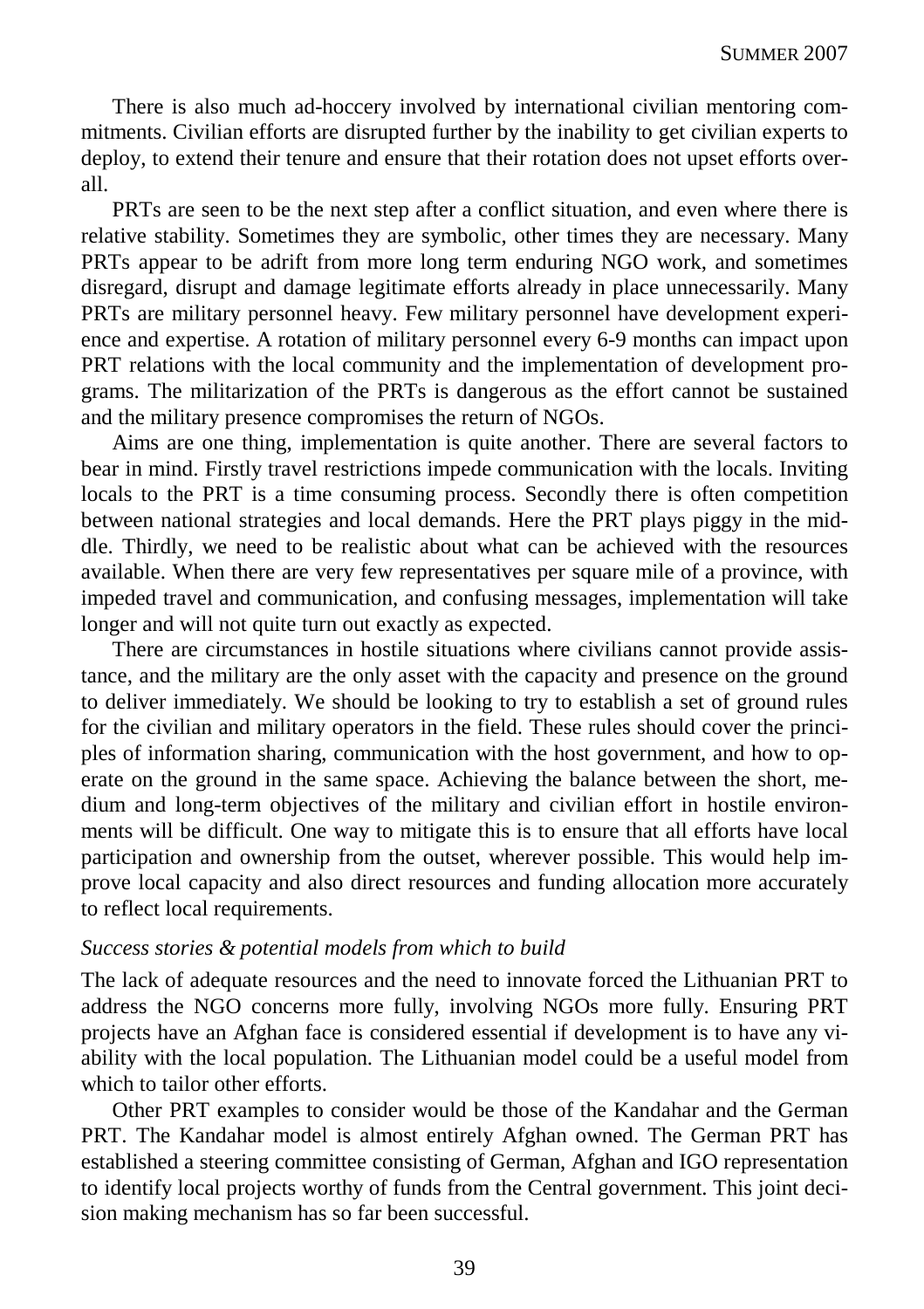There is also much ad-hoccery involved by international civilian mentoring commitments. Civilian efforts are disrupted further by the inability to get civilian experts to deploy, to extend their tenure and ensure that their rotation does not upset efforts overall.

PRTs are seen to be the next step after a conflict situation, and even where there is relative stability. Sometimes they are symbolic, other times they are necessary. Many PRTs appear to be adrift from more long term enduring NGO work, and sometimes disregard, disrupt and damage legitimate efforts already in place unnecessarily. Many PRTs are military personnel heavy. Few military personnel have development experience and expertise. A rotation of military personnel every 6-9 months can impact upon PRT relations with the local community and the implementation of development programs. The militarization of the PRTs is dangerous as the effort cannot be sustained and the military presence compromises the return of NGOs.

Aims are one thing, implementation is quite another. There are several factors to bear in mind. Firstly travel restrictions impede communication with the locals. Inviting locals to the PRT is a time consuming process. Secondly there is often competition between national strategies and local demands. Here the PRT plays piggy in the middle. Thirdly, we need to be realistic about what can be achieved with the resources available. When there are very few representatives per square mile of a province, with impeded travel and communication, and confusing messages, implementation will take longer and will not quite turn out exactly as expected.

There are circumstances in hostile situations where civilians cannot provide assistance, and the military are the only asset with the capacity and presence on the ground to deliver immediately. We should be looking to try to establish a set of ground rules for the civilian and military operators in the field. These rules should cover the principles of information sharing, communication with the host government, and how to operate on the ground in the same space. Achieving the balance between the short, medium and long-term objectives of the military and civilian effort in hostile environments will be difficult. One way to mitigate this is to ensure that all efforts have local participation and ownership from the outset, wherever possible. This would help improve local capacity and also direct resources and funding allocation more accurately to reflect local requirements.

*Success stories & potential models from which to build*

The lack of adequate resources and the need to innovate forced the Lithuanian PRT to address the NGO concerns more fully, involving NGOs more fully. Ensuring PRT projects have an Afghan face is considered essential if development is to have any viability with the local population. The Lithuanian model could be a useful model from which to tailor other efforts.

Other PRT examples to consider would be those of the Kandahar and the German PRT. The Kandahar model is almost entirely Afghan owned. The German PRT has established a steering committee consisting of German, Afghan and IGO representation to identify local projects worthy of funds from the Central government. This joint decision making mechanism has so far been successful.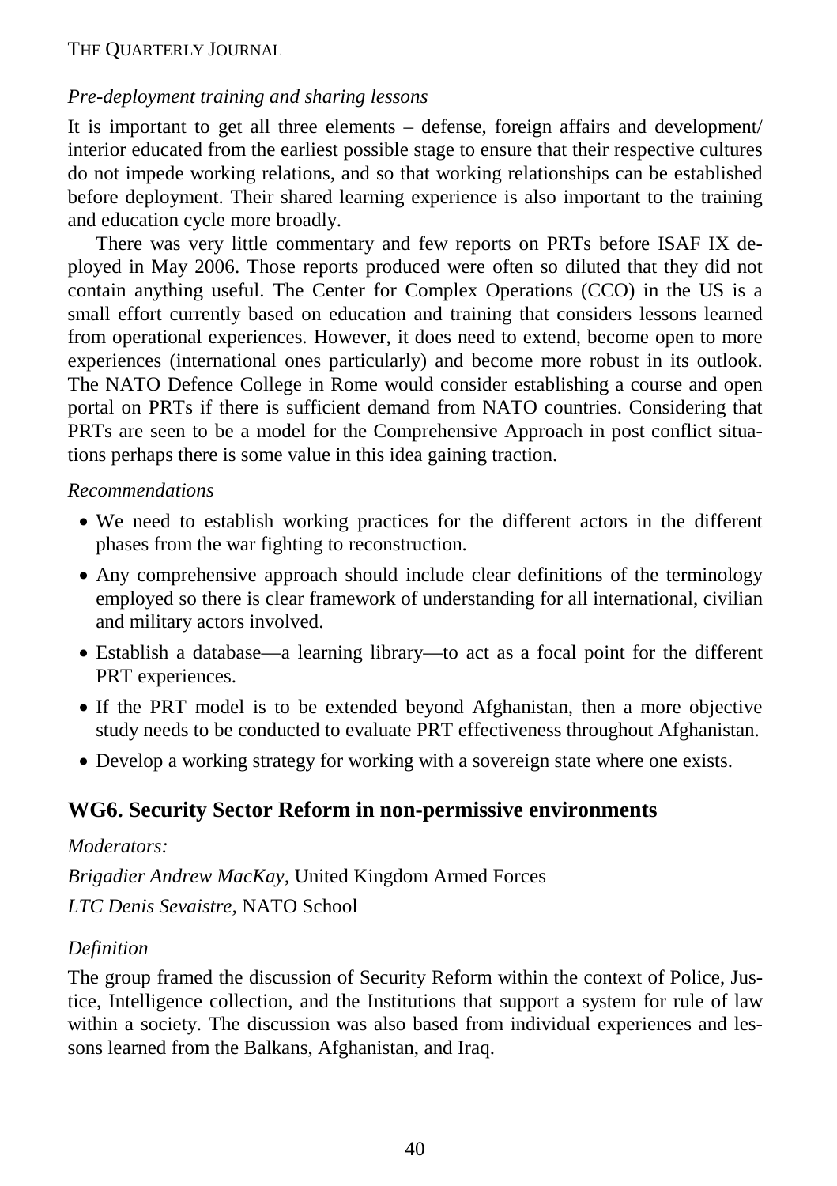*Pre-deployment training and sharing lessons*

It is important to get all three elements – defense, foreign affairs and development/ interior educated from the earliest possible stage to ensure that their respective cultures do not impede working relations, and so that working relationships can be established before deployment. Their shared learning experience is also important to the training and education cycle more broadly.

There was very little commentary and few reports on PRTs before ISAF IX deployed in May 2006. Those reports produced were often so diluted that they did not contain anything useful. The Center for Complex Operations (CCO) in the US is a small effort currently based on education and training that considers lessons learned from operational experiences. However, it does need to extend, become open to more experiences (international ones particularly) and become more robust in its outlook. The NATO Defence College in Rome would consider establishing a course and open portal on PRTs if there is sufficient demand from NATO countries. Considering that PRTs are seen to be a model for the Comprehensive Approach in post conflict situations perhaps there is some value in this idea gaining traction.

*Recommendations*

- We need to establish working practices for the different actors in the different phases from the war fighting to reconstruction.
- Any comprehensive approach should include clear definitions of the terminology employed so there is clear framework of understanding for all international, civilian and military actors involved.
- Establish a database—a learning library—to act as a focal point for the different PRT experiences.
- If the PRT model is to be extended beyond Afghanistan, then a more objective study needs to be conducted to evaluate PRT effectiveness throughout Afghanistan.
- Develop a working strategy for working with a sovereign state where one exists.

## WG6. Security Sector Reform in non-permissive environments

*Moderators:*

*Brigadier Andrew MacKay,* United Kingdom Armed Forces

*LTC Denis Sevaistre,* NATO School

*Definition*

The group framed the discussion of Security Reform within the context of Police, Justice, Intelligence collection, and the Institutions that support a system for rule of law within a society. The discussion was also based from individual experiences and lessons learned from the Balkans, Afghanistan, and Iraq.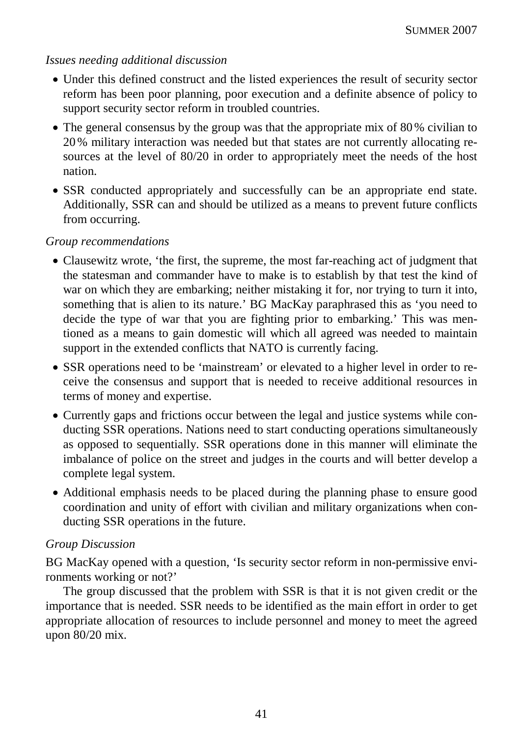*Issues needing additional discussion*

- Under this defined construct and the listed experiences the result of security sector reform has been poor planning, poor execution and a definite absence of policy to support security sector reform in troubled countries.
- The general consensus by the group was that the appropriate mix of 80 % civilian to 20 % military interaction was needed but that states are not currently allocating resources at the level of 80/20 in order to appropriately meet the needs of the host nation.
- SSR conducted appropriately and successfully can be an appropriate end state. Additionally, SSR can and should be utilized as a means to prevent future conflicts from occurring.

*Group recommendations*

- Clausewitz wrote, 'the first, the supreme, the most far-reaching act of judgment that the statesman and commander have to make is to establish by that test the kind of war on which they are embarking; neither mistaking it for, nor trying to turn it into, something that is alien to its nature.' BG MacKay paraphrased this as 'you need to decide the type of war that you are fighting prior to embarking.' This was mentioned as a means to gain domestic will which all agreed was needed to maintain support in the extended conflicts that NATO is currently facing.
- SSR operations need to be 'mainstream' or elevated to a higher level in order to receive the consensus and support that is needed to receive additional resources in terms of money and expertise.
- Currently gaps and frictions occur between the legal and justice systems while conducting SSR operations. Nations need to start conducting operations simultaneously as opposed to sequentially. SSR operations done in this manner will eliminate the imbalance of police on the street and judges in the courts and will better develop a complete legal system.
- Additional emphasis needs to be placed during the planning phase to ensure good coordination and unity of effort with civilian and military organizations when conducting SSR operations in the future.

*Group Discussion*

BG MacKay opened with a question, 'Is security sector reform in non-permissive environments working or not?'

The group discussed that the problem with SSR is that it is not given credit or the importance that is needed. SSR needs to be identified as the main effort in order to get appropriate allocation of resources to include personnel and money to meet the agreed upon 80/20 mix.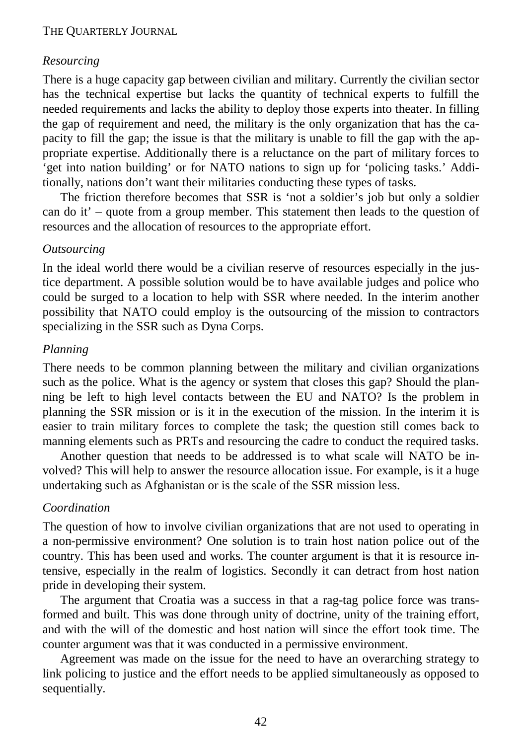*Resourcing*

There is a huge capacity gap between civilian and military. Currently the civilian sector has the technical expertise but lacks the quantity of technical experts to fulfill the needed requirements and lacks the ability to deploy those experts into theater. In filling the gap of requirement and need, the military is the only organization that has the capacity to fill the gap; the issue is that the military is unable to fill the gap with the appropriate expertise. Additionally there is a reluctance on the part of military forces to 'get into nation building' or for NATO nations to sign up for 'policing tasks.' Additionally, nations don't want their militaries conducting these types of tasks.

The friction therefore becomes that SSR is 'not a soldier's job but only a soldier can do it' – quote from a group member. This statement then leads to the question of resources and the allocation of resources to the appropriate effort.

*Outsourcing*

In the ideal world there would be a civilian reserve of resources especially in the justice department. A possible solution would be to have available judges and police who could be surged to a location to help with SSR where needed. In the interim another possibility that NATO could employ is the outsourcing of the mission to contractors specializing in the SSR such as Dyna Corps.

*Planning*

There needs to be common planning between the military and civilian organizations such as the police. What is the agency or system that closes this gap? Should the planning be left to high level contacts between the EU and NATO? Is the problem in planning the SSR mission or is it in the execution of the mission. In the interim it is easier to train military forces to complete the task; the question still comes back to manning elements such as PRTs and resourcing the cadre to conduct the required tasks.

Another question that needs to be addressed is to what scale will NATO be involved? This will help to answer the resource allocation issue. For example, is it a huge undertaking such as Afghanistan or is the scale of the SSR mission less.

*Coordination*

The question of how to involve civilian organizations that are not used to operating in a non-permissive environment? One solution is to train host nation police out of the country. This has been used and works. The counter argument is that it is resource intensive, especially in the realm of logistics. Secondly it can detract from host nation pride in developing their system.

The argument that Croatia was a success in that a rag-tag police force was transformed and built. This was done through unity of doctrine, unity of the training effort, and with the will of the domestic and host nation will since the effort took time. The counter argument was that it was conducted in a permissive environment.

Agreement was made on the issue for the need to have an overarching strategy to link policing to justice and the effort needs to be applied simultaneously as opposed to sequentially.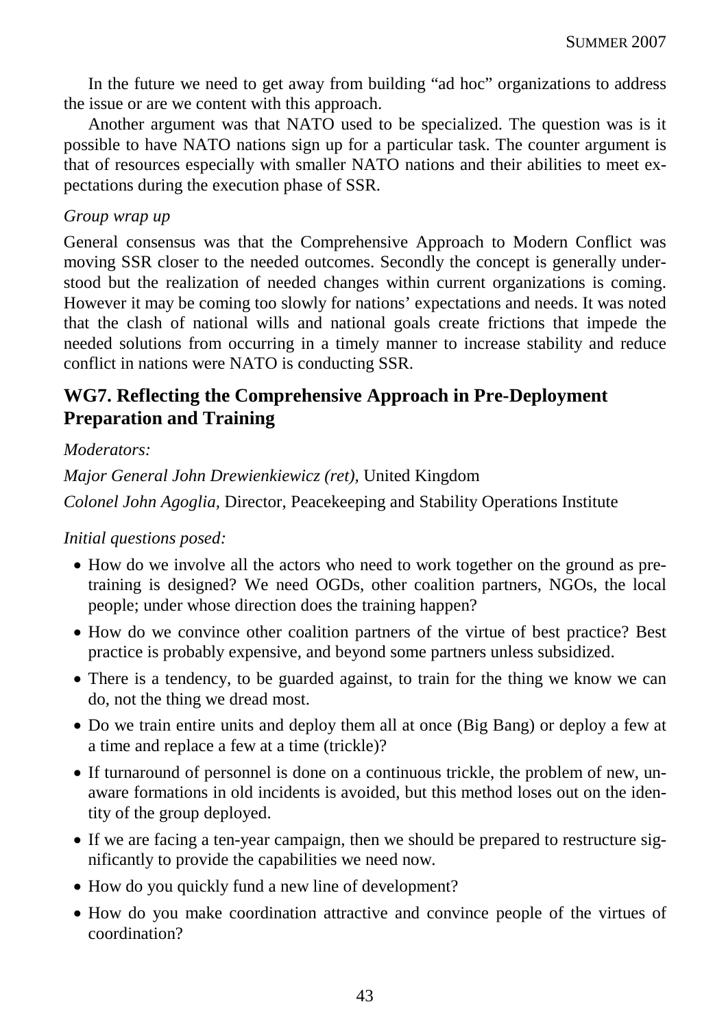In the future we need to get away from building "ad hoc" organizations to address the issue or are we content with this approach.

Another argument was that NATO used to be specialized. The question was is it possible to have NATO nations sign up for a particular task. The counter argument is that of resources especially with smaller NATO nations and their abilities to meet expectations during the execution phase of SSR.

*Group wrap up*

General consensus was that the Comprehensive Approach to Modern Conflict was moving SSR closer to the needed outcomes. Secondly the concept is generally understood but the realization of needed changes within current organizations is coming. However it may be coming too slowly for nations' expectations and needs. It was noted that the clash of national wills and national goals create frictions that impede the needed solutions from occurring in a timely manner to increase stability and reduce conflict in nations were NATO is conducting SSR.

## WG7. Reflecting the Comprehensive Approach in Pre-Deployment Preparation and Training

*Moderators:*

*Major General John Drewienkiewicz (ret)*, United Kingdom

*Colonel John Agoglia,* Director, Peacekeeping and Stability Operations Institute

*Initial questions posed:*

- How do we involve all the actors who need to work together on the ground as pre-training is designed? We need OGDs, other coalition partners, NGOs, the local people; under whose direction does the training happen?
- How do we convince other coalition partners of the virtue of best practice? Best practice is probably expensive, and beyond some partners unless subsidized.
- There is a tendency, to be guarded against, to train for the thing we know we can do, not the thing we dread most.
- Do we train entire units and deploy them all at once (Big Bang) or deploy a few at a time and replace a few at a time (trickle)?
- If turnaround of personnel is done on a continuous trickle, the problem of new, unaware formations in old incidents is avoided, but this method loses out on the identity of the group deployed.
- If we are facing a ten-year campaign, then we should be prepared to restructure significantly to provide the capabilities we need now.
- How do you quickly fund a new line of development?
- How do you make coordination attractive and convince people of the virtues of coordination?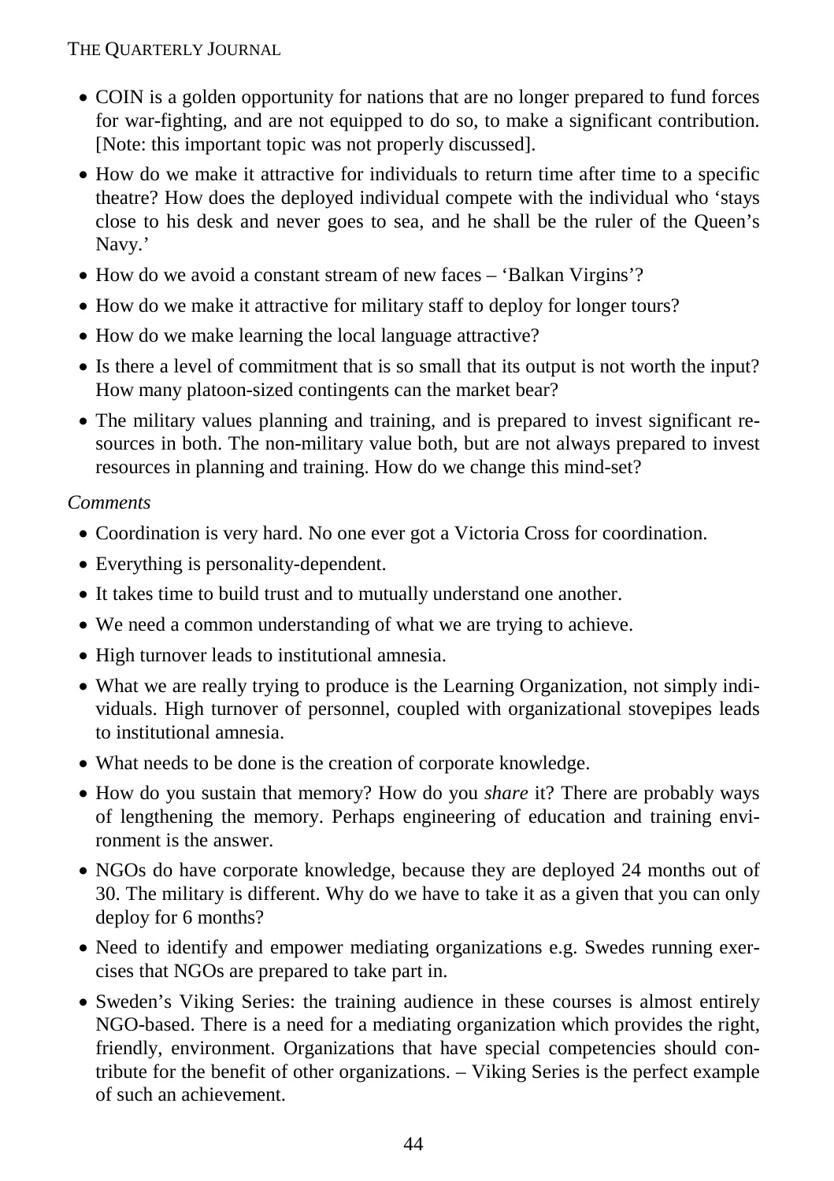- COIN is a golden opportunity for nations that are no longer prepared to fund forces for war-fighting, and are not equipped to do so, to make a significant contribution. [Note: this important topic was not properly discussed].
- How do we make it attractive for individuals to return time after time to a specific theatre? How does the deployed individual compete with the individual who 'stays close to his desk and never goes to sea, and he shall be the ruler of the Queen's Navy.'
- How do we avoid a constant stream of new faces – 'Balkan Virgins'?
- How do we make it attractive for military staff to deploy for longer tours?
- How do we make learning the local language attractive?
- Is there a level of commitment that is so small that its output is not worth the input? How many platoon-sized contingents can the market bear?
- The military values planning and training, and is prepared to invest significant resources in both. The non-military value both, but are not always prepared to invest resources in planning and training. How do we change this mind-set?

*Comments*

- Coordination is very hard. No one ever got a Victoria Cross for coordination.
- Everything is personality-dependent.
- It takes time to build trust and to mutually understand one another.
- We need a common understanding of what we are trying to achieve.
- High turnover leads to institutional amnesia.
- What we are really trying to produce is the Learning Organization, not simply individuals. High turnover of personnel, coupled with organizational stovepipes leads to institutional amnesia.
- What needs to be done is the creation of corporate knowledge.
- How do you sustain that memory? How do you *share* it? There are probably ways of lengthening the memory. Perhaps engineering of education and training environment is the answer.
- NGOs do have corporate knowledge, because they are deployed 24 months out of 30. The military is different. Why do we have to take it as a given that you can only deploy for 6 months?
- Need to identify and empower mediating organizations e.g. Swedes running exercises that NGOs are prepared to take part in.
- Sweden's Viking Series: the training audience in these courses is almost entirely NGO-based. There is a need for a mediating organization which provides the right, friendly, environment. Organizations that have special competencies should contribute for the benefit of other organizations. – Viking Series is the perfect example of such an achievement.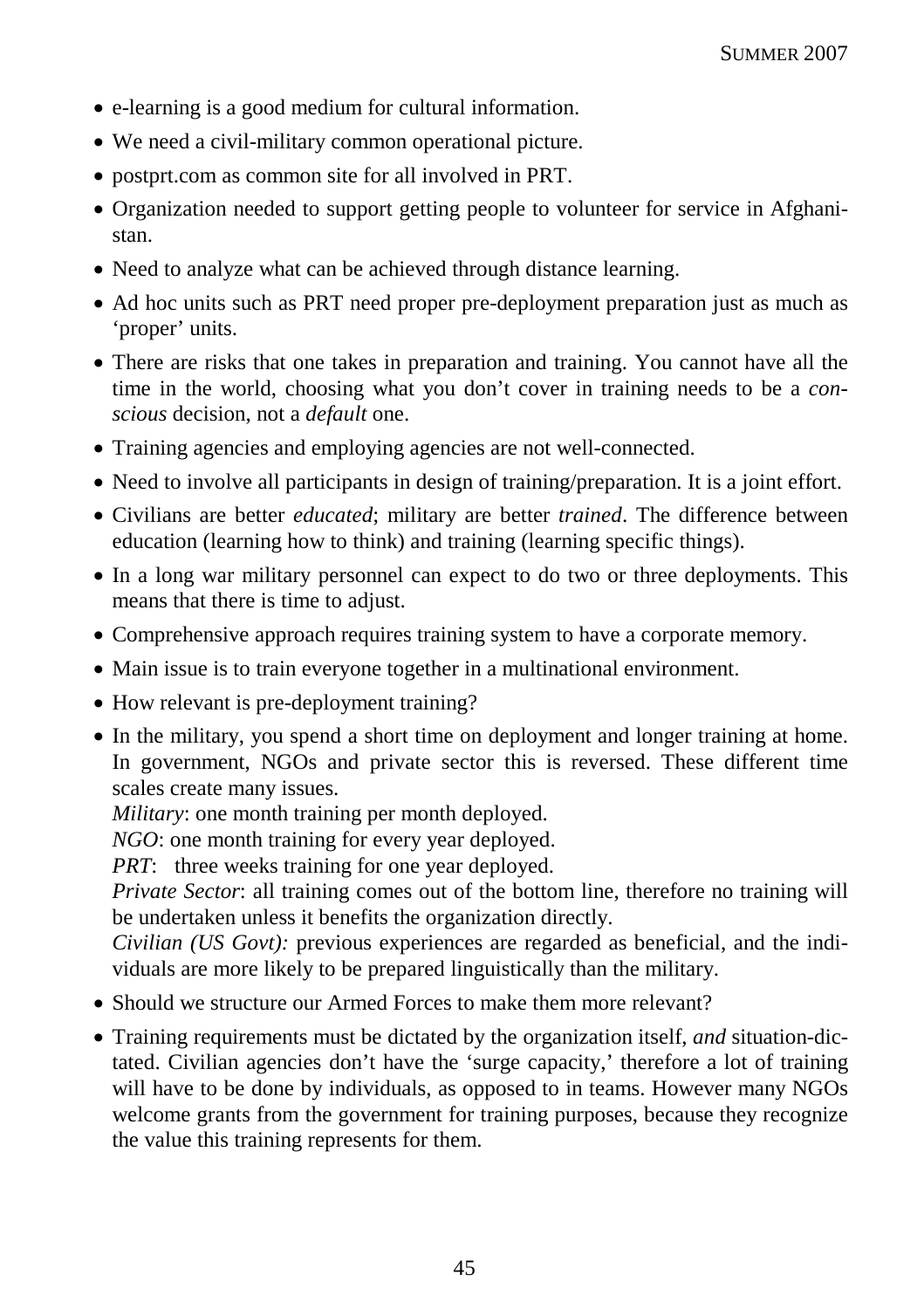- e-learning is a good medium for cultural information.
- We need a civil-military common operational picture.
- postprt.com as common site for all involved in PRT.
- Organization needed to support getting people to volunteer for service in Afghanistan.
- Need to analyze what can be achieved through distance learning.
- Ad hoc units such as PRT need proper pre-deployment preparation just as much as 'proper' units.
- There are risks that one takes in preparation and training. You cannot have all the time in the world, choosing what you don't cover in training needs to be a *conscious* decision, not a *default* one.
- Training agencies and employing agencies are not well-connected.
- Need to involve all participants in design of training/preparation. It is a joint effort.
- Civilians are better *educated*; military are better *trained*. The difference between education (learning how to think) and training (learning specific things).
- In a long war military personnel can expect to do two or three deployments. This means that there is time to adjust.
- Comprehensive approach requires training system to have a corporate memory.
- Main issue is to train everyone together in a multinational environment.
- How relevant is pre-deployment training?
- In the military, you spend a short time on deployment and longer training at home. In government, NGOs and private sector this is reversed. These different time scales create many issues.
  *Military*: one month training per month deployed.
  *NGO*: one month training for every year deployed.
  *PRT*: three weeks training for one year deployed.
  *Private Sector*: all training comes out of the bottom line, therefore no training will be undertaken unless it benefits the organization directly.
  *Civilian (US Govt):* previous experiences are regarded as beneficial, and the individuals are more likely to be prepared linguistically than the military.
- Should we structure our Armed Forces to make them more relevant?
- Training requirements must be dictated by the organization itself, *and* situation-dictated. Civilian agencies don't have the 'surge capacity,' therefore a lot of training will have to be done by individuals, as opposed to in teams. However many NGOs welcome grants from the government for training purposes, because they recognize the value this training represents for them.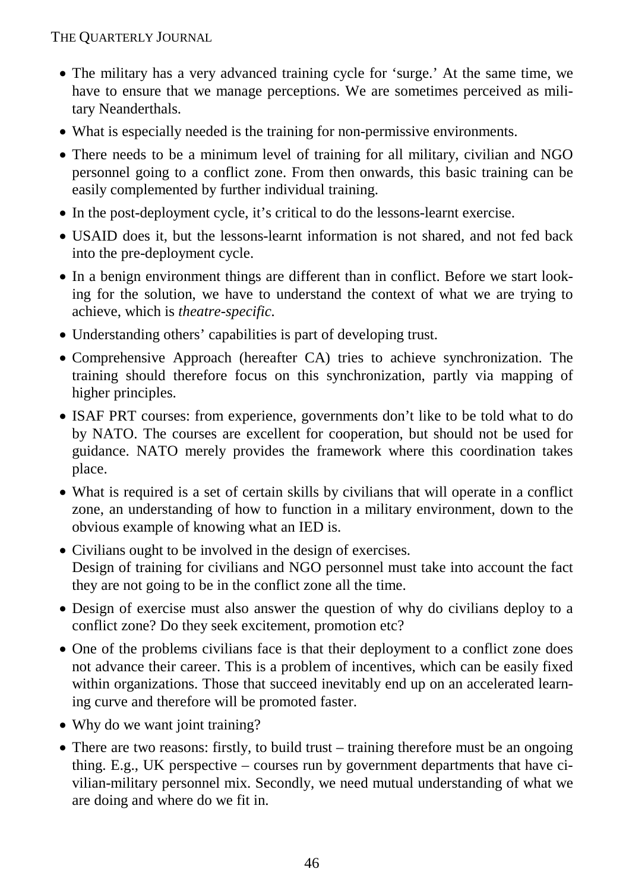- The military has a very advanced training cycle for 'surge.' At the same time, we have to ensure that we manage perceptions. We are sometimes perceived as military Neanderthals.
- What is especially needed is the training for non-permissive environments.
- There needs to be a minimum level of training for all military, civilian and NGO personnel going to a conflict zone. From then onwards, this basic training can be easily complemented by further individual training.
- In the post-deployment cycle, it's critical to do the lessons-learnt exercise.
- USAID does it, but the lessons-learnt information is not shared, and not fed back into the pre-deployment cycle.
- In a benign environment things are different than in conflict. Before we start looking for the solution, we have to understand the context of what we are trying to achieve, which is *theatre-specific*.
- Understanding others' capabilities is part of developing trust.
- Comprehensive Approach (hereafter CA) tries to achieve synchronization. The training should therefore focus on this synchronization, partly via mapping of higher principles.
- ISAF PRT courses: from experience, governments don't like to be told what to do by NATO. The courses are excellent for cooperation, but should not be used for guidance. NATO merely provides the framework where this coordination takes place.
- What is required is a set of certain skills by civilians that will operate in a conflict zone, an understanding of how to function in a military environment, down to the obvious example of knowing what an IED is.
- Civilians ought to be involved in the design of exercises.
  Design of training for civilians and NGO personnel must take into account the fact they are not going to be in the conflict zone all the time.
- Design of exercise must also answer the question of why do civilians deploy to a conflict zone? Do they seek excitement, promotion etc?
- One of the problems civilians face is that their deployment to a conflict zone does not advance their career. This is a problem of incentives, which can be easily fixed within organizations. Those that succeed inevitably end up on an accelerated learning curve and therefore will be promoted faster.
- Why do we want joint training?
- There are two reasons: firstly, to build trust – training therefore must be an ongoing thing. E.g., UK perspective – courses run by government departments that have civilian-military personnel mix. Secondly, we need mutual understanding of what we are doing and where do we fit in.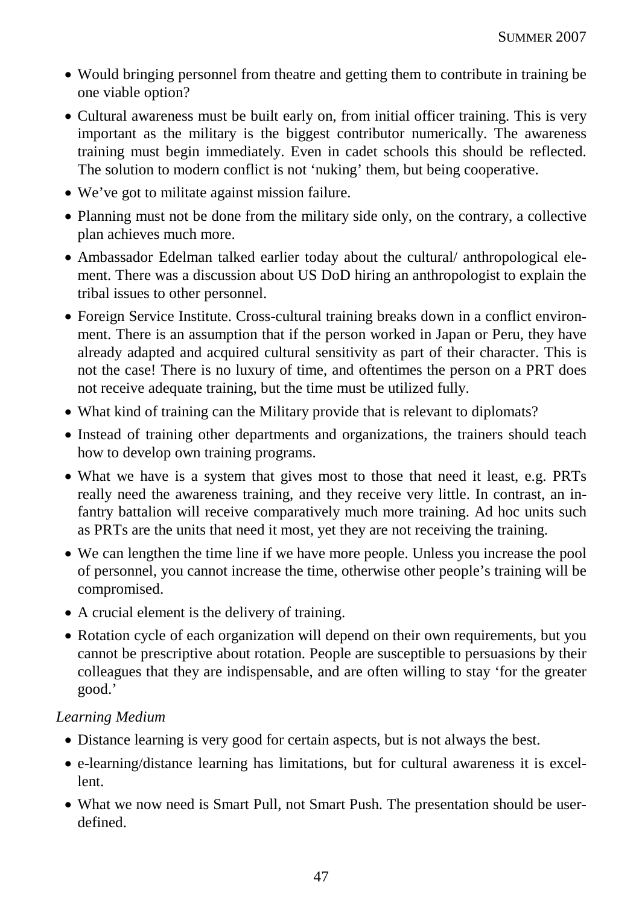- Would bringing personnel from theatre and getting them to contribute in training be one viable option?
- Cultural awareness must be built early on, from initial officer training. This is very important as the military is the biggest contributor numerically. The awareness training must begin immediately. Even in cadet schools this should be reflected. The solution to modern conflict is not 'nuking' them, but being cooperative.
- We've got to militate against mission failure.
- Planning must not be done from the military side only, on the contrary, a collective plan achieves much more.
- Ambassador Edelman talked earlier today about the cultural/ anthropological element. There was a discussion about US DoD hiring an anthropologist to explain the tribal issues to other personnel.
- Foreign Service Institute. Cross-cultural training breaks down in a conflict environment. There is an assumption that if the person worked in Japan or Peru, they have already adapted and acquired cultural sensitivity as part of their character. This is not the case! There is no luxury of time, and oftentimes the person on a PRT does not receive adequate training, but the time must be utilized fully.
- What kind of training can the Military provide that is relevant to diplomats?
- Instead of training other departments and organizations, the trainers should teach how to develop own training programs.
- What we have is a system that gives most to those that need it least, e.g. PRTs really need the awareness training, and they receive very little. In contrast, an infantry battalion will receive comparatively much more training. Ad hoc units such as PRTs are the units that need it most, yet they are not receiving the training.
- We can lengthen the time line if we have more people. Unless you increase the pool of personnel, you cannot increase the time, otherwise other people's training will be compromised.
- A crucial element is the delivery of training.
- Rotation cycle of each organization will depend on their own requirements, but you cannot be prescriptive about rotation. People are susceptible to persuasions by their colleagues that they are indispensable, and are often willing to stay 'for the greater good.'

*Learning Medium*

- Distance learning is very good for certain aspects, but is not always the best.
- e-learning/distance learning has limitations, but for cultural awareness it is excellent.
- What we now need is Smart Pull, not Smart Push. The presentation should be user-defined.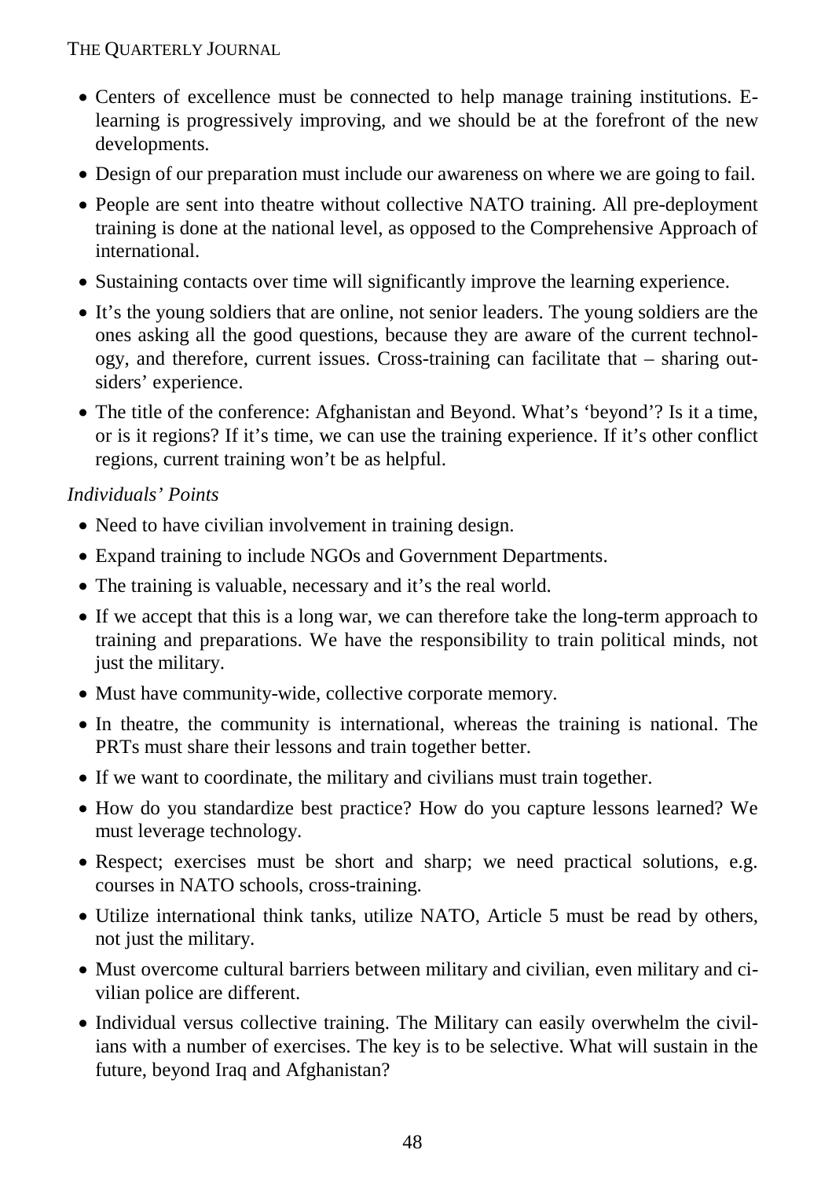- Centers of excellence must be connected to help manage training institutions. E-learning is progressively improving, and we should be at the forefront of the new developments.
- Design of our preparation must include our awareness on where we are going to fail.
- People are sent into theatre without collective NATO training. All pre-deployment training is done at the national level, as opposed to the Comprehensive Approach of international.
- Sustaining contacts over time will significantly improve the learning experience.
- It's the young soldiers that are online, not senior leaders. The young soldiers are the ones asking all the good questions, because they are aware of the current technology, and therefore, current issues. Cross-training can facilitate that – sharing outsiders' experience.
- The title of the conference: Afghanistan and Beyond. What's 'beyond'? Is it a time, or is it regions? If it's time, we can use the training experience. If it's other conflict regions, current training won't be as helpful.

*Individuals' Points*

- Need to have civilian involvement in training design.
- Expand training to include NGOs and Government Departments.
- The training is valuable, necessary and it's the real world.
- If we accept that this is a long war, we can therefore take the long-term approach to training and preparations. We have the responsibility to train political minds, not just the military.
- Must have community-wide, collective corporate memory.
- In theatre, the community is international, whereas the training is national. The PRTs must share their lessons and train together better.
- If we want to coordinate, the military and civilians must train together.
- How do you standardize best practice? How do you capture lessons learned? We must leverage technology.
- Respect; exercises must be short and sharp; we need practical solutions, e.g. courses in NATO schools, cross-training.
- Utilize international think tanks, utilize NATO, Article 5 must be read by others, not just the military.
- Must overcome cultural barriers between military and civilian, even military and civilian police are different.
- Individual versus collective training. The Military can easily overwhelm the civilians with a number of exercises. The key is to be selective. What will sustain in the future, beyond Iraq and Afghanistan?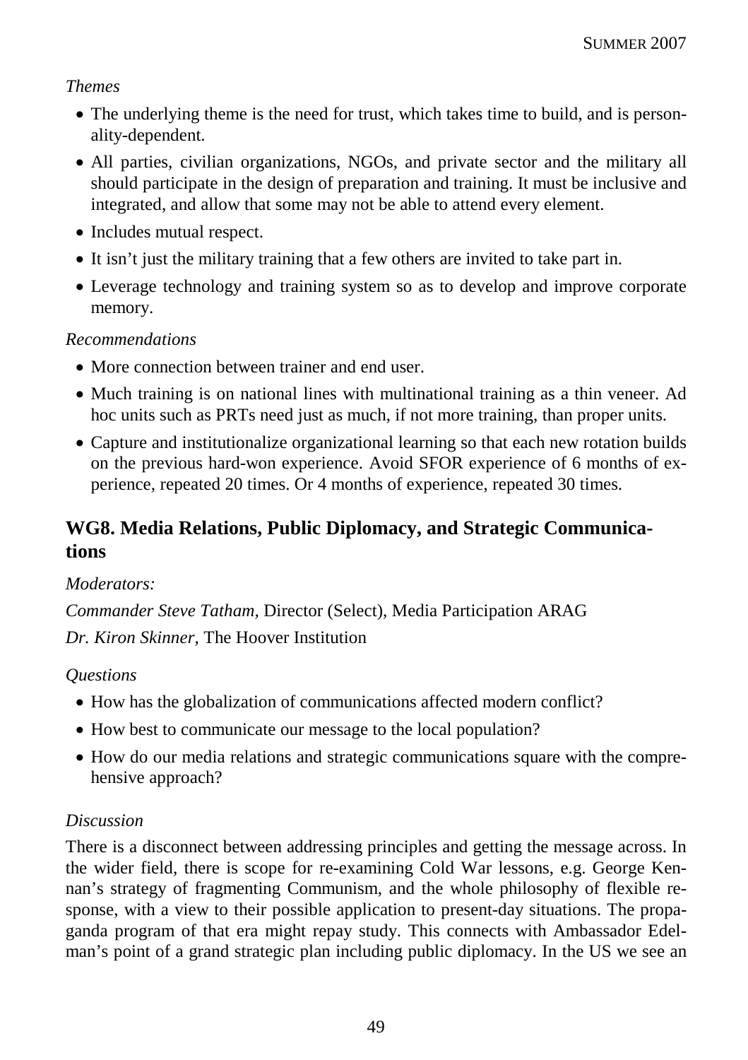*Themes*

- The underlying theme is the need for trust, which takes time to build, and is personality-dependent.
- All parties, civilian organizations, NGOs, and private sector and the military all should participate in the design of preparation and training. It must be inclusive and integrated, and allow that some may not be able to attend every element.
- Includes mutual respect.
- It isn't just the military training that a few others are invited to take part in.
- Leverage technology and training system so as to develop and improve corporate memory.

*Recommendations*

- More connection between trainer and end user.
- Much training is on national lines with multinational training as a thin veneer. Ad hoc units such as PRTs need just as much, if not more training, than proper units.
- Capture and institutionalize organizational learning so that each new rotation builds on the previous hard-won experience. Avoid SFOR experience of 6 months of experience, repeated 20 times. Or 4 months of experience, repeated 30 times.

## WG8. Media Relations, Public Diplomacy, and Strategic Communications

*Moderators:*

*Commander Steve Tatham,* Director (Select), Media Participation ARAG

*Dr. Kiron Skinner,* The Hoover Institution

*Questions*

- How has the globalization of communications affected modern conflict?
- How best to communicate our message to the local population?
- How do our media relations and strategic communications square with the comprehensive approach?

*Discussion*

There is a disconnect between addressing principles and getting the message across. In the wider field, there is scope for re-examining Cold War lessons, e.g. George Kennan's strategy of fragmenting Communism, and the whole philosophy of flexible response, with a view to their possible application to present-day situations. The propaganda program of that era might repay study. This connects with Ambassador Edelman's point of a grand strategic plan including public diplomacy. In the US we see an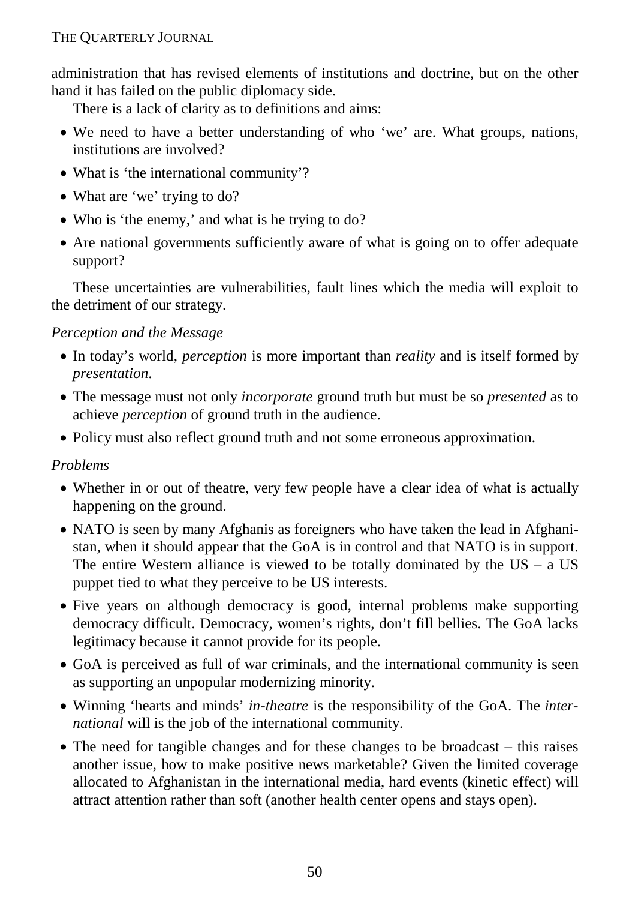administration that has revised elements of institutions and doctrine, but on the other hand it has failed on the public diplomacy side.

There is a lack of clarity as to definitions and aims:

- We need to have a better understanding of who 'we' are. What groups, nations, institutions are involved?
- What is 'the international community'?
- What are 'we' trying to do?
- Who is 'the enemy,' and what is he trying to do?
- Are national governments sufficiently aware of what is going on to offer adequate support?

These uncertainties are vulnerabilities, fault lines which the media will exploit to the detriment of our strategy.

*Perception and the Message*

- In today's world, *perception* is more important than *reality* and is itself formed by *presentation*.
- The message must not only *incorporate* ground truth but must be so *presented* as to achieve *perception* of ground truth in the audience.
- Policy must also reflect ground truth and not some erroneous approximation.

*Problems*

- Whether in or out of theatre, very few people have a clear idea of what is actually happening on the ground.
- NATO is seen by many Afghanis as foreigners who have taken the lead in Afghanistan, when it should appear that the GoA is in control and that NATO is in support. The entire Western alliance is viewed to be totally dominated by the US – a US puppet tied to what they perceive to be US interests.
- Five years on although democracy is good, internal problems make supporting democracy difficult. Democracy, women's rights, don't fill bellies. The GoA lacks legitimacy because it cannot provide for its people.
- GoA is perceived as full of war criminals, and the international community is seen as supporting an unpopular modernizing minority.
- Winning 'hearts and minds' *in-theatre* is the responsibility of the GoA. The *international* will is the job of the international community.
- The need for tangible changes and for these changes to be broadcast – this raises another issue, how to make positive news marketable? Given the limited coverage allocated to Afghanistan in the international media, hard events (kinetic effect) will attract attention rather than soft (another health center opens and stays open).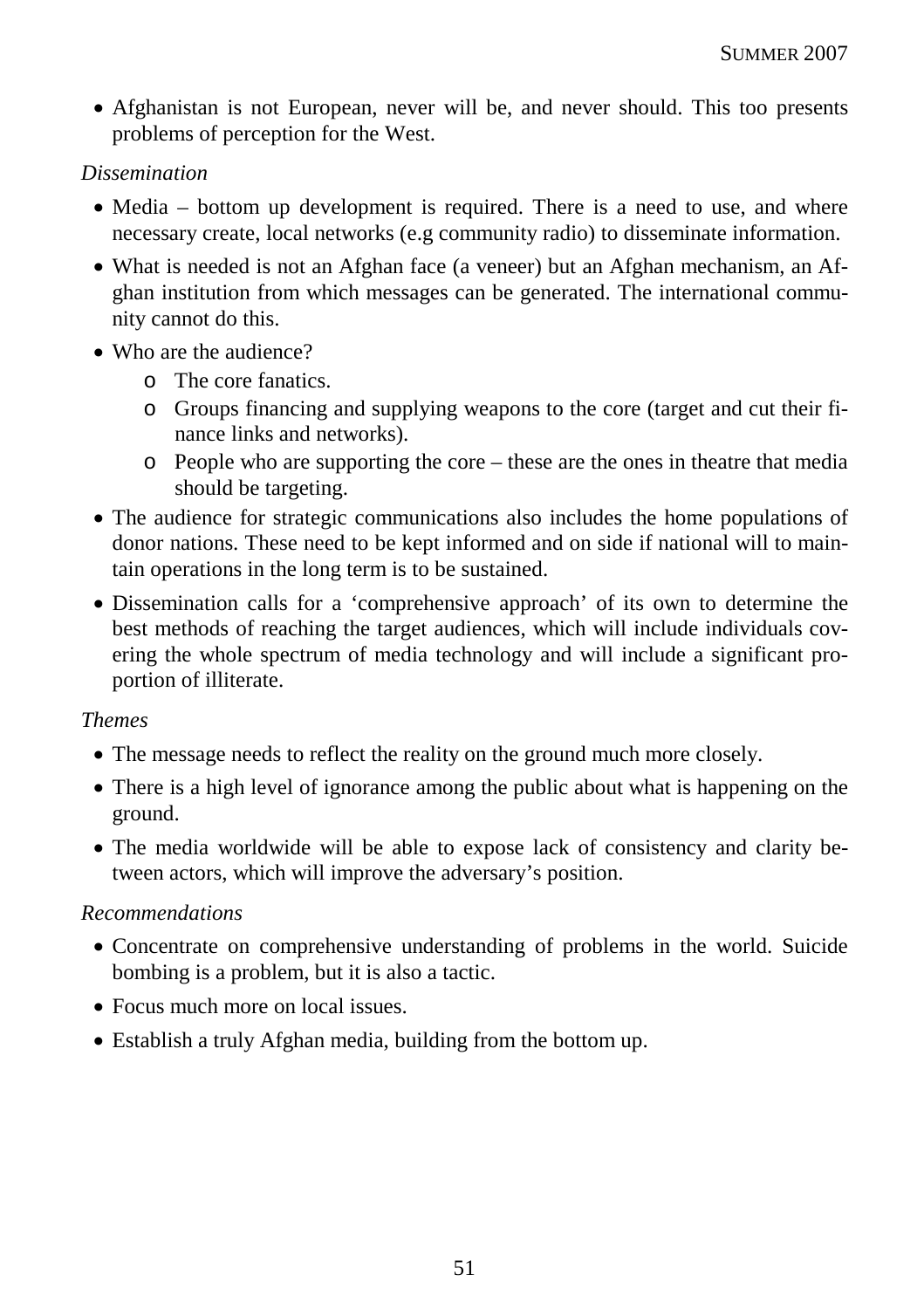- Afghanistan is not European, never will be, and never should. This too presents problems of perception for the West.

*Dissemination*

- Media – bottom up development is required. There is a need to use, and where necessary create, local networks (e.g community radio) to disseminate information.
- What is needed is not an Afghan face (a veneer) but an Afghan mechanism, an Afghan institution from which messages can be generated. The international community cannot do this.
- Who are the audience?
  - The core fanatics.
  - Groups financing and supplying weapons to the core (target and cut their finance links and networks).
  - People who are supporting the core – these are the ones in theatre that media should be targeting.
- The audience for strategic communications also includes the home populations of donor nations. These need to be kept informed and on side if national will to maintain operations in the long term is to be sustained.
- Dissemination calls for a 'comprehensive approach' of its own to determine the best methods of reaching the target audiences, which will include individuals covering the whole spectrum of media technology and will include a significant proportion of illiterate.

*Themes*

- The message needs to reflect the reality on the ground much more closely.
- There is a high level of ignorance among the public about what is happening on the ground.
- The media worldwide will be able to expose lack of consistency and clarity between actors, which will improve the adversary's position.

*Recommendations*

- Concentrate on comprehensive understanding of problems in the world. Suicide bombing is a problem, but it is also a tactic.
- Focus much more on local issues.
- Establish a truly Afghan media, building from the bottom up.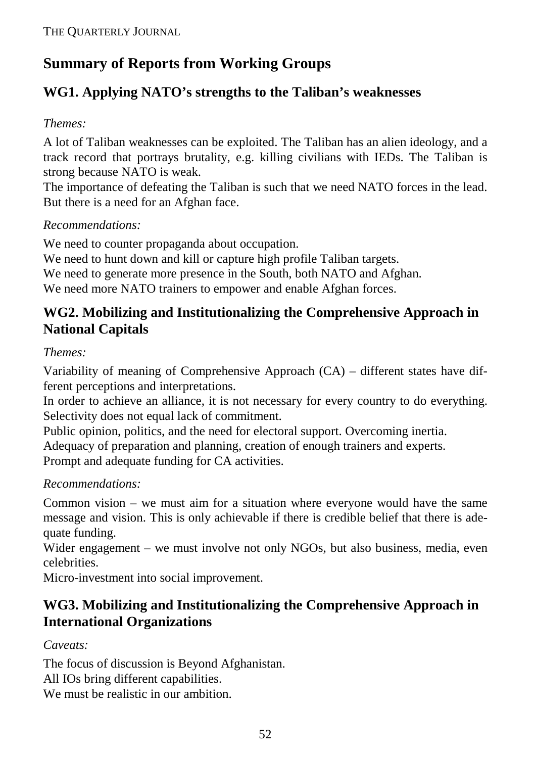## Summary of Reports from Working Groups

### WG1. Applying NATO's strengths to the Taliban's weaknesses

*Themes:*

A lot of Taliban weaknesses can be exploited. The Taliban has an alien ideology, and a track record that portrays brutality, e.g. killing civilians with IEDs. The Taliban is strong because NATO is weak.

The importance of defeating the Taliban is such that we need NATO forces in the lead. But there is a need for an Afghan face.

*Recommendations:*

We need to counter propaganda about occupation.
We need to hunt down and kill or capture high profile Taliban targets.
We need to generate more presence in the South, both NATO and Afghan.
We need more NATO trainers to empower and enable Afghan forces.

### WG2. Mobilizing and Institutionalizing the Comprehensive Approach in National Capitals

*Themes:*

Variability of meaning of Comprehensive Approach (CA) – different states have different perceptions and interpretations.

In order to achieve an alliance, it is not necessary for every country to do everything. Selectivity does not equal lack of commitment.

Public opinion, politics, and the need for electoral support. Overcoming inertia.

Adequacy of preparation and planning, creation of enough trainers and experts.

Prompt and adequate funding for CA activities.

*Recommendations:*

Common vision – we must aim for a situation where everyone would have the same message and vision. This is only achievable if there is credible belief that there is adequate funding.

Wider engagement – we must involve not only NGOs, but also business, media, even celebrities.

Micro-investment into social improvement.

### WG3. Mobilizing and Institutionalizing the Comprehensive Approach in International Organizations

*Caveats:*

The focus of discussion is Beyond Afghanistan.
All IOs bring different capabilities.
We must be realistic in our ambition.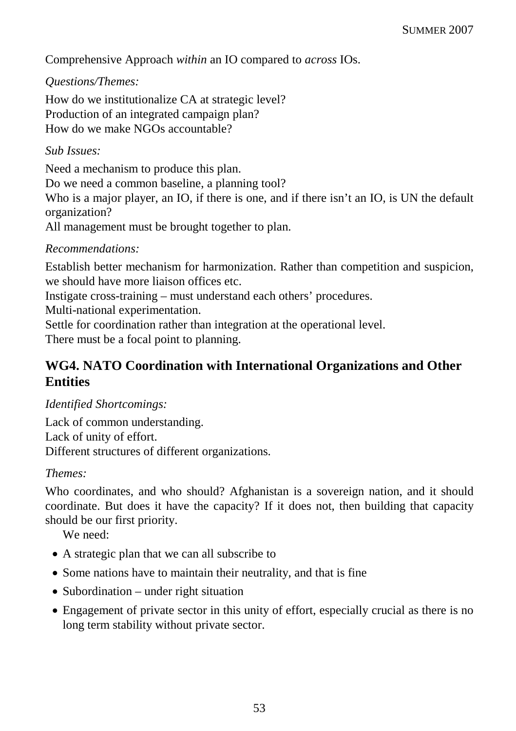Comprehensive Approach *within* an IO compared to *across* IOs.

*Questions/Themes:*

How do we institutionalize CA at strategic level?
Production of an integrated campaign plan?
How do we make NGOs accountable?

*Sub Issues:*

Need a mechanism to produce this plan.
Do we need a common baseline, a planning tool?
Who is a major player, an IO, if there is one, and if there isn't an IO, is UN the default organization?
All management must be brought together to plan.

*Recommendations:*

Establish better mechanism for harmonization. Rather than competition and suspicion, we should have more liaison offices etc.
Instigate cross-training – must understand each others' procedures.
Multi-national experimentation.
Settle for coordination rather than integration at the operational level.
There must be a focal point to planning.

## WG4. NATO Coordination with International Organizations and Other Entities

*Identified Shortcomings:*

Lack of common understanding.
Lack of unity of effort.
Different structures of different organizations.

*Themes:*

Who coordinates, and who should? Afghanistan is a sovereign nation, and it should coordinate. But does it have the capacity? If it does not, then building that capacity should be our first priority.

We need:

- A strategic plan that we can all subscribe to
- Some nations have to maintain their neutrality, and that is fine
- Subordination – under right situation
- Engagement of private sector in this unity of effort, especially crucial as there is no long term stability without private sector.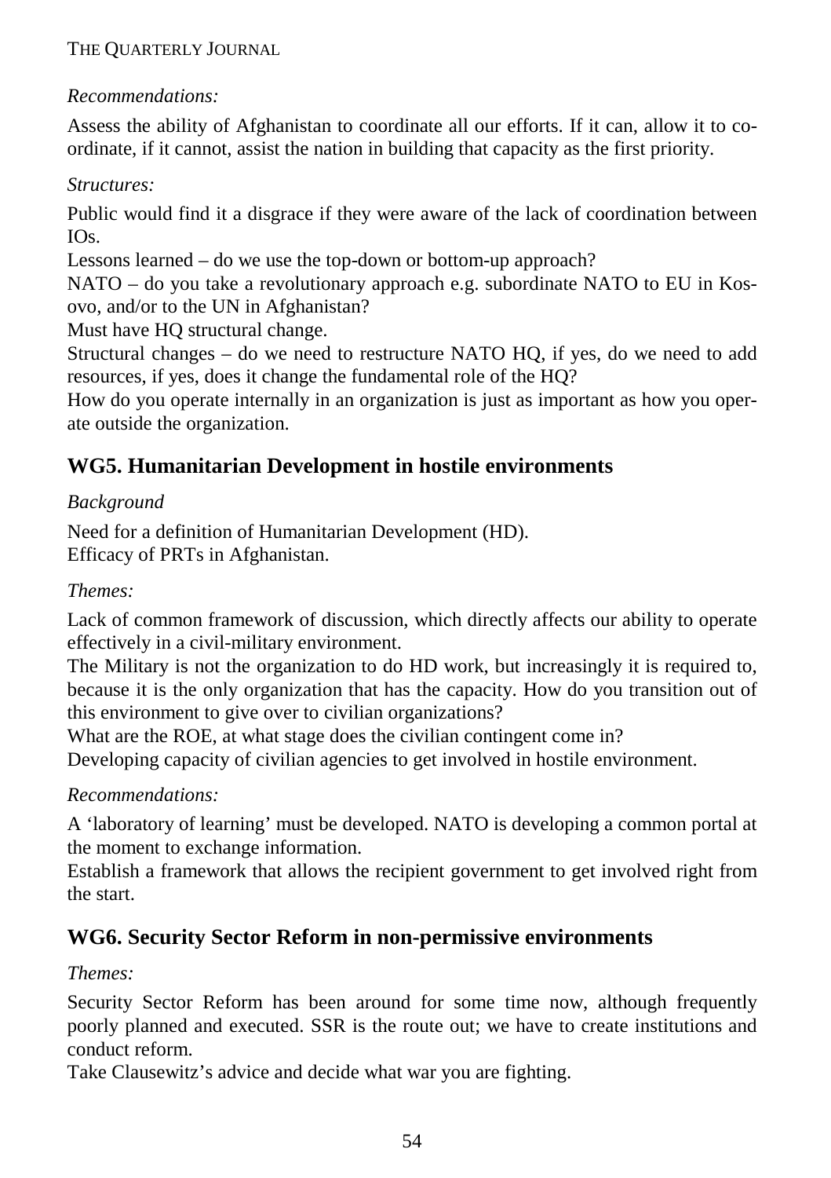*Recommendations:*

Assess the ability of Afghanistan to coordinate all our efforts. If it can, allow it to coordinate, if it cannot, assist the nation in building that capacity as the first priority.

*Structures:*

Public would find it a disgrace if they were aware of the lack of coordination between IOs.

Lessons learned – do we use the top-down or bottom-up approach?

NATO – do you take a revolutionary approach e.g. subordinate NATO to EU in Kosovo, and/or to the UN in Afghanistan?

Must have HQ structural change.

Structural changes – do we need to restructure NATO HQ, if yes, do we need to add resources, if yes, does it change the fundamental role of the HQ?

How do you operate internally in an organization is just as important as how you operate outside the organization.

## WG5. Humanitarian Development in hostile environments

*Background*

Need for a definition of Humanitarian Development (HD).

Efficacy of PRTs in Afghanistan.

*Themes:*

Lack of common framework of discussion, which directly affects our ability to operate effectively in a civil-military environment.

The Military is not the organization to do HD work, but increasingly it is required to, because it is the only organization that has the capacity. How do you transition out of this environment to give over to civilian organizations?

What are the ROE, at what stage does the civilian contingent come in?

Developing capacity of civilian agencies to get involved in hostile environment.

*Recommendations:*

A 'laboratory of learning' must be developed. NATO is developing a common portal at the moment to exchange information.

Establish a framework that allows the recipient government to get involved right from the start.

## WG6. Security Sector Reform in non-permissive environments

*Themes:*

Security Sector Reform has been around for some time now, although frequently poorly planned and executed. SSR is the route out; we have to create institutions and conduct reform.

Take Clausewitz's advice and decide what war you are fighting.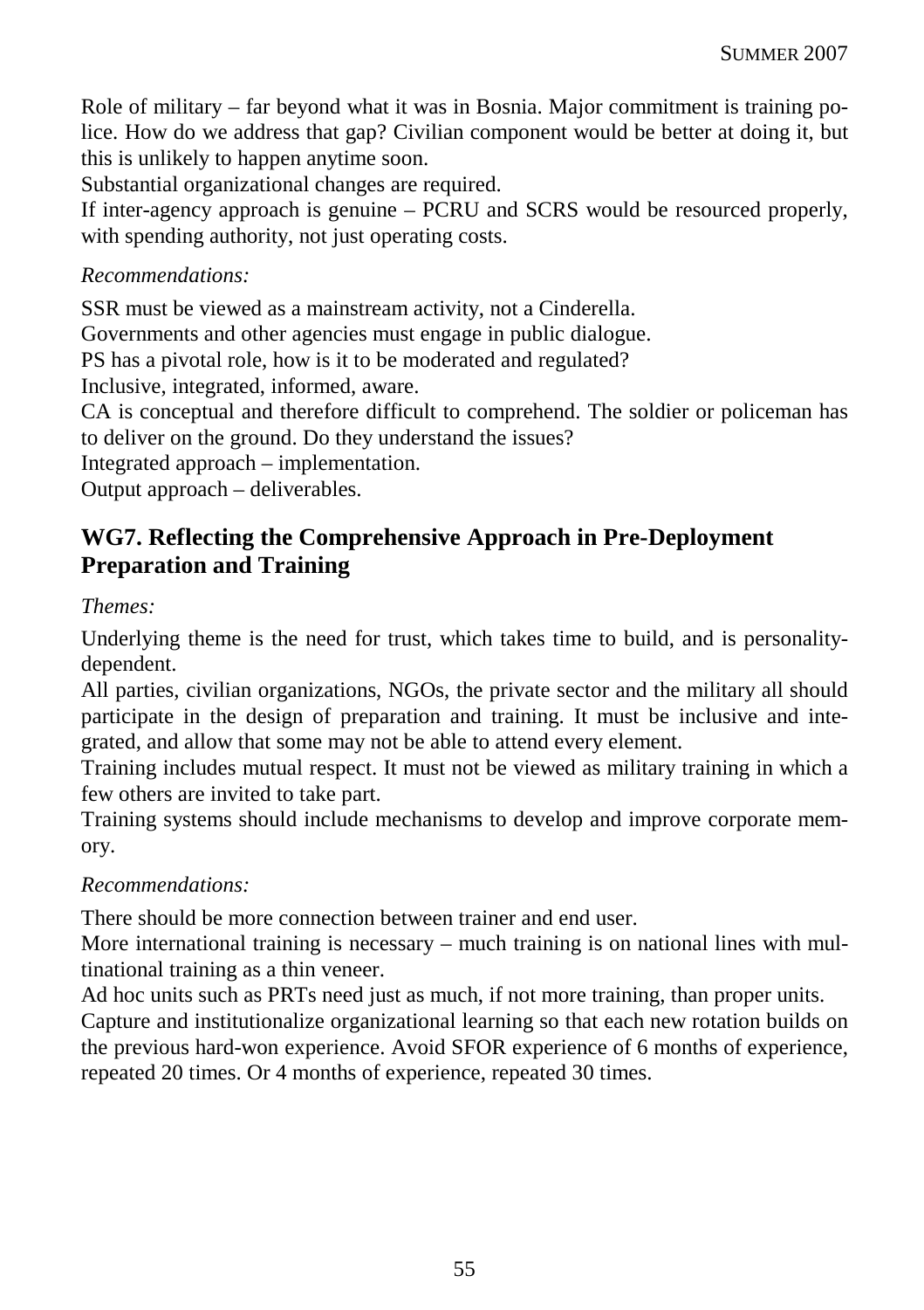Role of military – far beyond what it was in Bosnia. Major commitment is training police. How do we address that gap? Civilian component would be better at doing it, but this is unlikely to happen anytime soon.
Substantial organizational changes are required.
If inter-agency approach is genuine – PCRU and SCRS would be resourced properly, with spending authority, not just operating costs.

*Recommendations:*

SSR must be viewed as a mainstream activity, not a Cinderella.
Governments and other agencies must engage in public dialogue.
PS has a pivotal role, how is it to be moderated and regulated?
Inclusive, integrated, informed, aware.
CA is conceptual and therefore difficult to comprehend. The soldier or policeman has to deliver on the ground. Do they understand the issues?
Integrated approach – implementation.
Output approach – deliverables.

## WG7. Reflecting the Comprehensive Approach in Pre-Deployment Preparation and Training

*Themes:*

Underlying theme is the need for trust, which takes time to build, and is personality-dependent.
All parties, civilian organizations, NGOs, the private sector and the military all should participate in the design of preparation and training. It must be inclusive and integrated, and allow that some may not be able to attend every element.
Training includes mutual respect. It must not be viewed as military training in which a few others are invited to take part.
Training systems should include mechanisms to develop and improve corporate memory.

*Recommendations:*

There should be more connection between trainer and end user.
More international training is necessary – much training is on national lines with multinational training as a thin veneer.
Ad hoc units such as PRTs need just as much, if not more training, than proper units.
Capture and institutionalize organizational learning so that each new rotation builds on the previous hard-won experience. Avoid SFOR experience of 6 months of experience, repeated 20 times. Or 4 months of experience, repeated 30 times.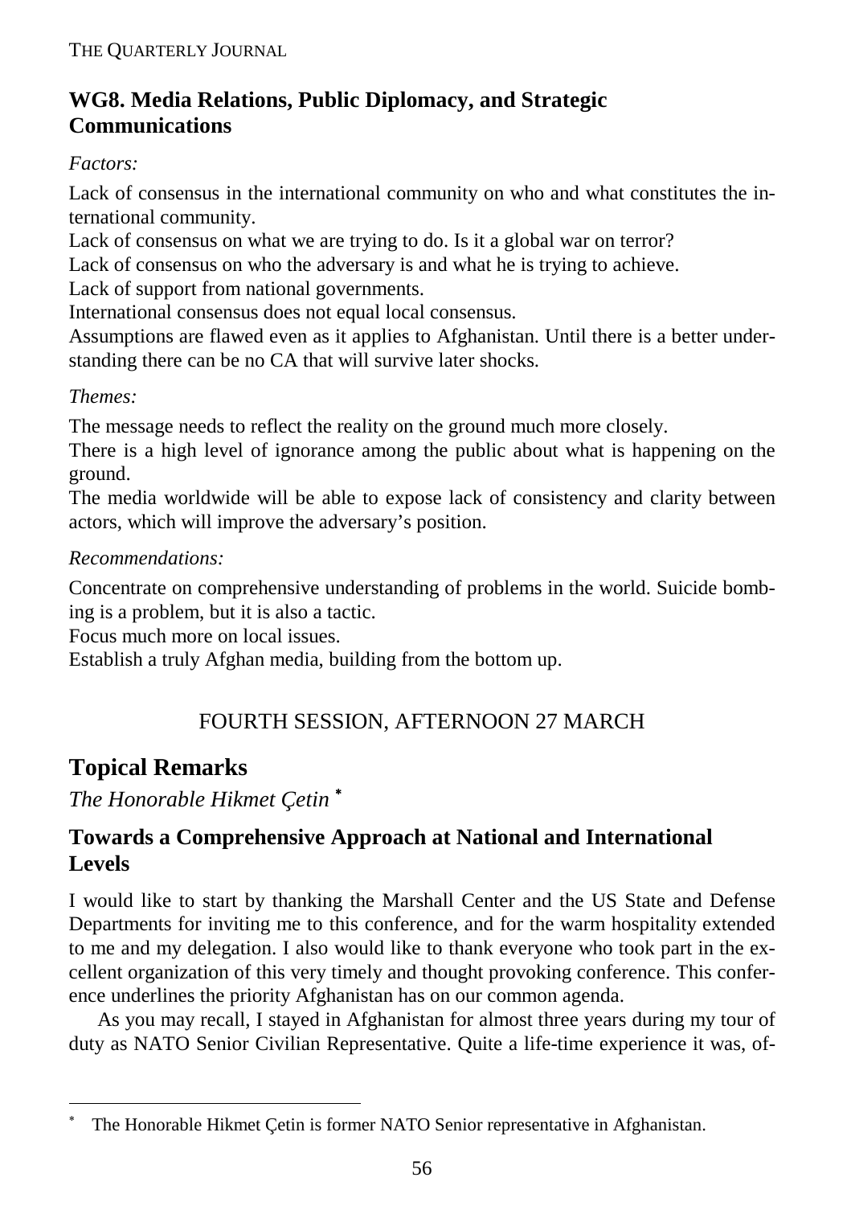## WG8. Media Relations, Public Diplomacy, and Strategic Communications

*Factors:*

Lack of consensus in the international community on who and what constitutes the international community.

Lack of consensus on what we are trying to do. Is it a global war on terror?

Lack of consensus on who the adversary is and what he is trying to achieve.

Lack of support from national governments.

International consensus does not equal local consensus.

Assumptions are flawed even as it applies to Afghanistan. Until there is a better understanding there can be no CA that will survive later shocks.

*Themes:*

The message needs to reflect the reality on the ground much more closely.

There is a high level of ignorance among the public about what is happening on the ground.

The media worldwide will be able to expose lack of consistency and clarity between actors, which will improve the adversary's position.

*Recommendations:*

Concentrate on comprehensive understanding of problems in the world. Suicide bombing is a problem, but it is also a tactic.

Focus much more on local issues.

Establish a truly Afghan media, building from the bottom up.

FOURTH SESSION, AFTERNOON 27 MARCH

# Topical Remarks

*The Honorable Hikmet Çetin* [*]

## Towards a Comprehensive Approach at National and International Levels

I would like to start by thanking the Marshall Center and the US State and Defense Departments for inviting me to this conference, and for the warm hospitality extended to me and my delegation. I also would like to thank everyone who took part in the excellent organization of this very timely and thought provoking conference. This conference underlines the priority Afghanistan has on our common agenda.

As you may recall, I stayed in Afghanistan for almost three years during my tour of duty as NATO Senior Civilian Representative. Quite a life-time experience it was, of-

---

[*] The Honorable Hikmet Çetin is former NATO Senior representative in Afghanistan.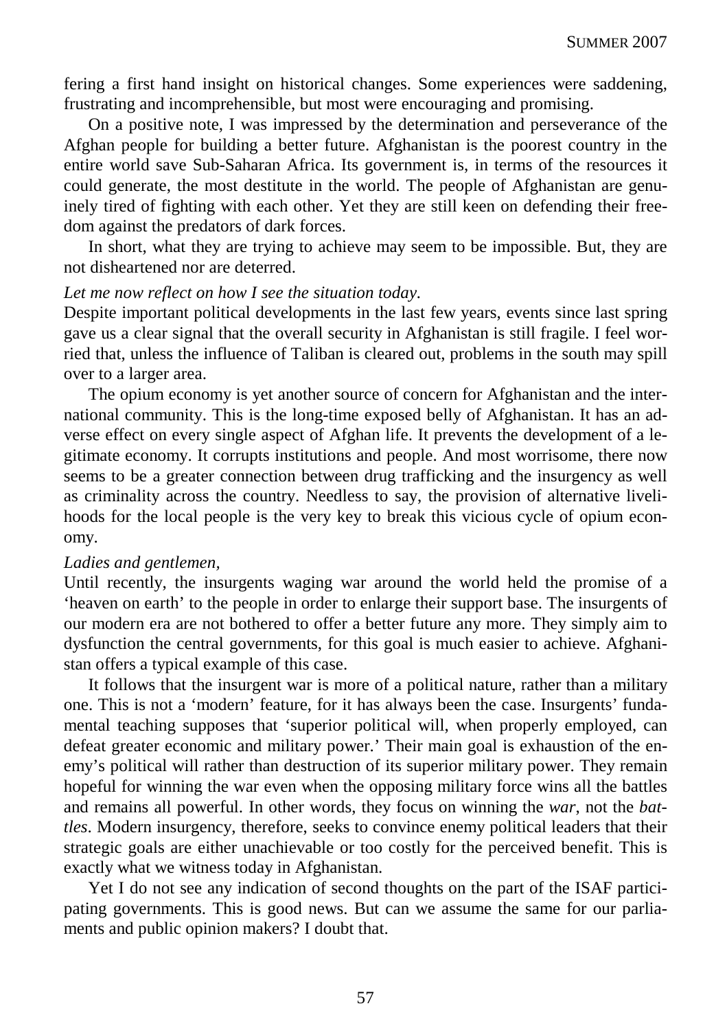fering a first hand insight on historical changes. Some experiences were saddening, frustrating and incomprehensible, but most were encouraging and promising.

On a positive note, I was impressed by the determination and perseverance of the Afghan people for building a better future. Afghanistan is the poorest country in the entire world save Sub-Saharan Africa. Its government is, in terms of the resources it could generate, the most destitute in the world. The people of Afghanistan are genuinely tired of fighting with each other. Yet they are still keen on defending their freedom against the predators of dark forces.

In short, what they are trying to achieve may seem to be impossible. But, they are not disheartened nor are deterred.

*Let me now reflect on how I see the situation today.*

Despite important political developments in the last few years, events since last spring gave us a clear signal that the overall security in Afghanistan is still fragile. I feel worried that, unless the influence of Taliban is cleared out, problems in the south may spill over to a larger area.

The opium economy is yet another source of concern for Afghanistan and the international community. This is the long-time exposed belly of Afghanistan. It has an adverse effect on every single aspect of Afghan life. It prevents the development of a legitimate economy. It corrupts institutions and people. And most worrisome, there now seems to be a greater connection between drug trafficking and the insurgency as well as criminality across the country. Needless to say, the provision of alternative livelihoods for the local people is the very key to break this vicious cycle of opium economy.

*Ladies and gentlemen,*

Until recently, the insurgents waging war around the world held the promise of a 'heaven on earth' to the people in order to enlarge their support base. The insurgents of our modern era are not bothered to offer a better future any more. They simply aim to dysfunction the central governments, for this goal is much easier to achieve. Afghanistan offers a typical example of this case.

It follows that the insurgent war is more of a political nature, rather than a military one. This is not a 'modern' feature, for it has always been the case. Insurgents' fundamental teaching supposes that 'superior political will, when properly employed, can defeat greater economic and military power.' Their main goal is exhaustion of the enemy's political will rather than destruction of its superior military power. They remain hopeful for winning the war even when the opposing military force wins all the battles and remains all powerful. In other words, they focus on winning the *war*, not the *battles*. Modern insurgency, therefore, seeks to convince enemy political leaders that their strategic goals are either unachievable or too costly for the perceived benefit. This is exactly what we witness today in Afghanistan.

Yet I do not see any indication of second thoughts on the part of the ISAF participating governments. This is good news. But can we assume the same for our parliaments and public opinion makers? I doubt that.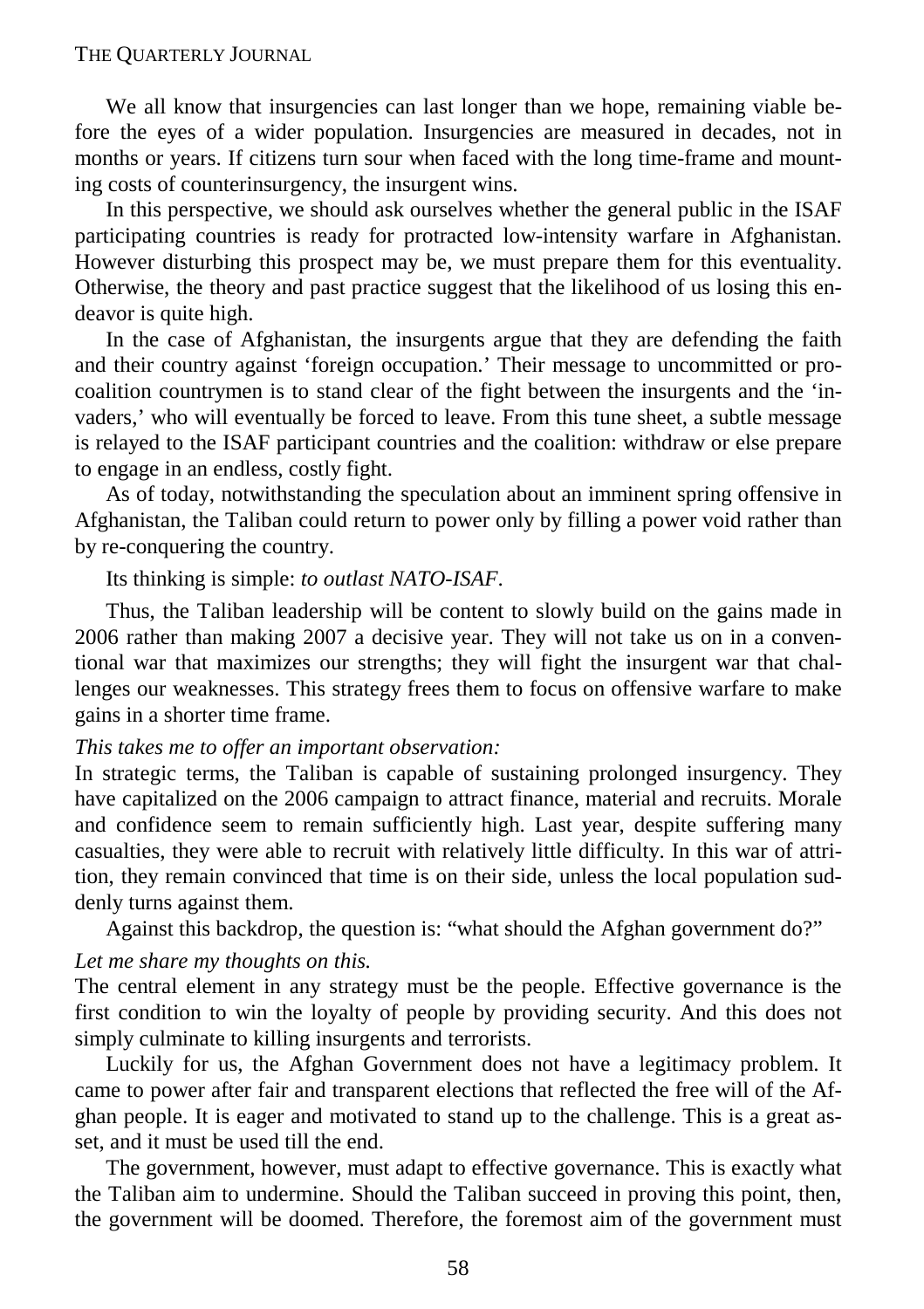We all know that insurgencies can last longer than we hope, remaining viable before the eyes of a wider population. Insurgencies are measured in decades, not in months or years. If citizens turn sour when faced with the long time-frame and mounting costs of counterinsurgency, the insurgent wins.

In this perspective, we should ask ourselves whether the general public in the ISAF participating countries is ready for protracted low-intensity warfare in Afghanistan. However disturbing this prospect may be, we must prepare them for this eventuality. Otherwise, the theory and past practice suggest that the likelihood of us losing this endeavor is quite high.

In the case of Afghanistan, the insurgents argue that they are defending the faith and their country against 'foreign occupation.' Their message to uncommitted or pro-coalition countrymen is to stand clear of the fight between the insurgents and the 'invaders,' who will eventually be forced to leave. From this tune sheet, a subtle message is relayed to the ISAF participant countries and the coalition: withdraw or else prepare to engage in an endless, costly fight.

As of today, notwithstanding the speculation about an imminent spring offensive in Afghanistan, the Taliban could return to power only by filling a power void rather than by re-conquering the country.

Its thinking is simple: *to outlast NATO-ISAF*.

Thus, the Taliban leadership will be content to slowly build on the gains made in 2006 rather than making 2007 a decisive year. They will not take us on in a conventional war that maximizes our strengths; they will fight the insurgent war that challenges our weaknesses. This strategy frees them to focus on offensive warfare to make gains in a shorter time frame.

*This takes me to offer an important observation:*

In strategic terms, the Taliban is capable of sustaining prolonged insurgency. They have capitalized on the 2006 campaign to attract finance, material and recruits. Morale and confidence seem to remain sufficiently high. Last year, despite suffering many casualties, they were able to recruit with relatively little difficulty. In this war of attrition, they remain convinced that time is on their side, unless the local population suddenly turns against them.

Against this backdrop, the question is: "what should the Afghan government do?"

*Let me share my thoughts on this.*

The central element in any strategy must be the people. Effective governance is the first condition to win the loyalty of people by providing security. And this does not simply culminate to killing insurgents and terrorists.

Luckily for us, the Afghan Government does not have a legitimacy problem. It came to power after fair and transparent elections that reflected the free will of the Afghan people. It is eager and motivated to stand up to the challenge. This is a great asset, and it must be used till the end.

The government, however, must adapt to effective governance. This is exactly what the Taliban aim to undermine. Should the Taliban succeed in proving this point, then, the government will be doomed. Therefore, the foremost aim of the government must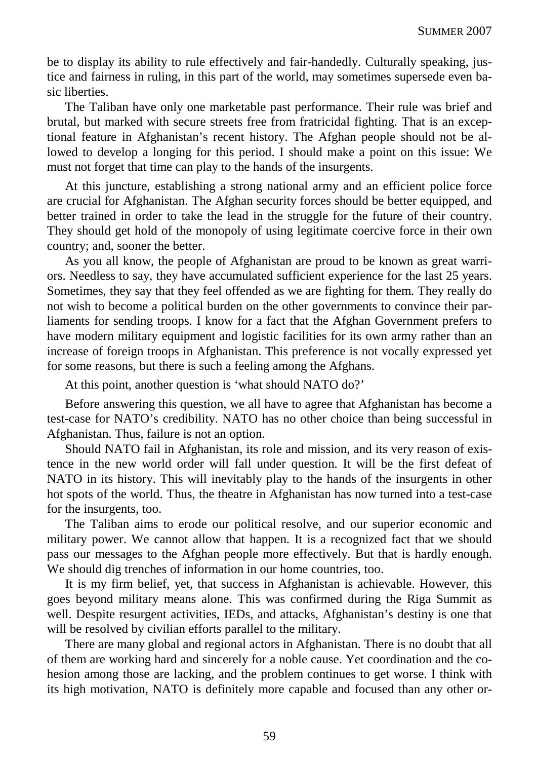be to display its ability to rule effectively and fair-handedly. Culturally speaking, justice and fairness in ruling, in this part of the world, may sometimes supersede even basic liberties.

The Taliban have only one marketable past performance. Their rule was brief and brutal, but marked with secure streets free from fratricidal fighting. That is an exceptional feature in Afghanistan's recent history. The Afghan people should not be allowed to develop a longing for this period. I should make a point on this issue: We must not forget that time can play to the hands of the insurgents.

At this juncture, establishing a strong national army and an efficient police force are crucial for Afghanistan. The Afghan security forces should be better equipped, and better trained in order to take the lead in the struggle for the future of their country. They should get hold of the monopoly of using legitimate coercive force in their own country; and, sooner the better.

As you all know, the people of Afghanistan are proud to be known as great warriors. Needless to say, they have accumulated sufficient experience for the last 25 years. Sometimes, they say that they feel offended as we are fighting for them. They really do not wish to become a political burden on the other governments to convince their parliaments for sending troops. I know for a fact that the Afghan Government prefers to have modern military equipment and logistic facilities for its own army rather than an increase of foreign troops in Afghanistan. This preference is not vocally expressed yet for some reasons, but there is such a feeling among the Afghans.

At this point, another question is 'what should NATO do?'

Before answering this question, we all have to agree that Afghanistan has become a test-case for NATO's credibility. NATO has no other choice than being successful in Afghanistan. Thus, failure is not an option.

Should NATO fail in Afghanistan, its role and mission, and its very reason of existence in the new world order will fall under question. It will be the first defeat of NATO in its history. This will inevitably play to the hands of the insurgents in other hot spots of the world. Thus, the theatre in Afghanistan has now turned into a test-case for the insurgents, too.

The Taliban aims to erode our political resolve, and our superior economic and military power. We cannot allow that happen. It is a recognized fact that we should pass our messages to the Afghan people more effectively. But that is hardly enough. We should dig trenches of information in our home countries, too.

It is my firm belief, yet, that success in Afghanistan is achievable. However, this goes beyond military means alone. This was confirmed during the Riga Summit as well. Despite resurgent activities, IEDs, and attacks, Afghanistan's destiny is one that will be resolved by civilian efforts parallel to the military.

There are many global and regional actors in Afghanistan. There is no doubt that all of them are working hard and sincerely for a noble cause. Yet coordination and the cohesion among those are lacking, and the problem continues to get worse. I think with its high motivation, NATO is definitely more capable and focused than any other or-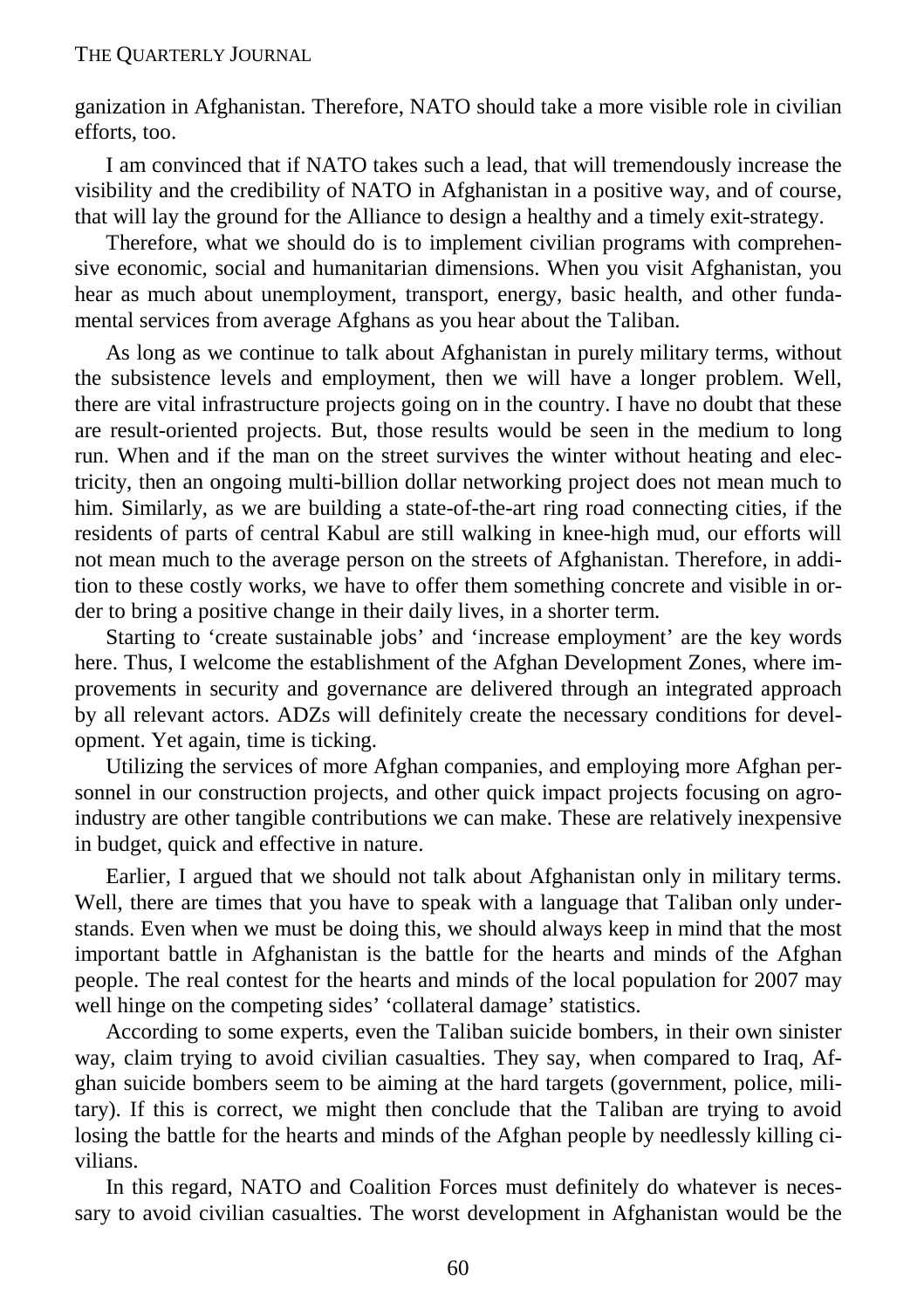ganization in Afghanistan. Therefore, NATO should take a more visible role in civilian efforts, too.

I am convinced that if NATO takes such a lead, that will tremendously increase the visibility and the credibility of NATO in Afghanistan in a positive way, and of course, that will lay the ground for the Alliance to design a healthy and a timely exit-strategy.

Therefore, what we should do is to implement civilian programs with comprehensive economic, social and humanitarian dimensions. When you visit Afghanistan, you hear as much about unemployment, transport, energy, basic health, and other fundamental services from average Afghans as you hear about the Taliban.

As long as we continue to talk about Afghanistan in purely military terms, without the subsistence levels and employment, then we will have a longer problem. Well, there are vital infrastructure projects going on in the country. I have no doubt that these are result-oriented projects. But, those results would be seen in the medium to long run. When and if the man on the street survives the winter without heating and electricity, then an ongoing multi-billion dollar networking project does not mean much to him. Similarly, as we are building a state-of-the-art ring road connecting cities, if the residents of parts of central Kabul are still walking in knee-high mud, our efforts will not mean much to the average person on the streets of Afghanistan. Therefore, in addition to these costly works, we have to offer them something concrete and visible in order to bring a positive change in their daily lives, in a shorter term.

Starting to 'create sustainable jobs' and 'increase employment' are the key words here. Thus, I welcome the establishment of the Afghan Development Zones, where improvements in security and governance are delivered through an integrated approach by all relevant actors. ADZs will definitely create the necessary conditions for development. Yet again, time is ticking.

Utilizing the services of more Afghan companies, and employing more Afghan personnel in our construction projects, and other quick impact projects focusing on agro-industry are other tangible contributions we can make. These are relatively inexpensive in budget, quick and effective in nature.

Earlier, I argued that we should not talk about Afghanistan only in military terms. Well, there are times that you have to speak with a language that Taliban only understands. Even when we must be doing this, we should always keep in mind that the most important battle in Afghanistan is the battle for the hearts and minds of the Afghan people. The real contest for the hearts and minds of the local population for 2007 may well hinge on the competing sides' 'collateral damage' statistics.

According to some experts, even the Taliban suicide bombers, in their own sinister way, claim trying to avoid civilian casualties. They say, when compared to Iraq, Afghan suicide bombers seem to be aiming at the hard targets (government, police, military). If this is correct, we might then conclude that the Taliban are trying to avoid losing the battle for the hearts and minds of the Afghan people by needlessly killing civilians.

In this regard, NATO and Coalition Forces must definitely do whatever is necessary to avoid civilian casualties. The worst development in Afghanistan would be the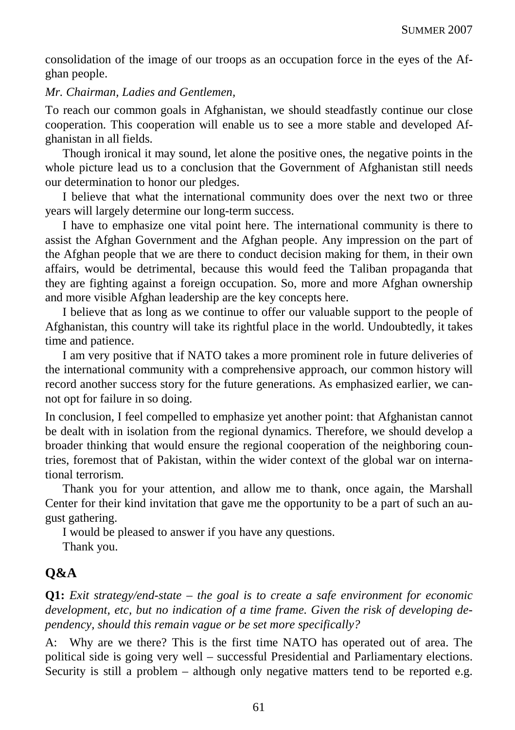consolidation of the image of our troops as an occupation force in the eyes of the Afghan people.

*Mr. Chairman, Ladies and Gentlemen,*

To reach our common goals in Afghanistan, we should steadfastly continue our close cooperation. This cooperation will enable us to see a more stable and developed Afghanistan in all fields.

Though ironical it may sound, let alone the positive ones, the negative points in the whole picture lead us to a conclusion that the Government of Afghanistan still needs our determination to honor our pledges.

I believe that what the international community does over the next two or three years will largely determine our long-term success.

I have to emphasize one vital point here. The international community is there to assist the Afghan Government and the Afghan people. Any impression on the part of the Afghan people that we are there to conduct decision making for them, in their own affairs, would be detrimental, because this would feed the Taliban propaganda that they are fighting against a foreign occupation. So, more and more Afghan ownership and more visible Afghan leadership are the key concepts here.

I believe that as long as we continue to offer our valuable support to the people of Afghanistan, this country will take its rightful place in the world. Undoubtedly, it takes time and patience.

I am very positive that if NATO takes a more prominent role in future deliveries of the international community with a comprehensive approach, our common history will record another success story for the future generations. As emphasized earlier, we cannot opt for failure in so doing.

In conclusion, I feel compelled to emphasize yet another point: that Afghanistan cannot be dealt with in isolation from the regional dynamics. Therefore, we should develop a broader thinking that would ensure the regional cooperation of the neighboring countries, foremost that of Pakistan, within the wider context of the global war on international terrorism.

Thank you for your attention, and allow me to thank, once again, the Marshall Center for their kind invitation that gave me the opportunity to be a part of such an august gathering.

I would be pleased to answer if you have any questions.

Thank you.

## Q&A

**Q1:** *Exit strategy/end-state – the goal is to create a safe environment for economic development, etc, but no indication of a time frame. Given the risk of developing dependency, should this remain vague or be set more specifically?*

A: Why are we there? This is the first time NATO has operated out of area. The political side is going very well – successful Presidential and Parliamentary elections. Security is still a problem – although only negative matters tend to be reported e.g.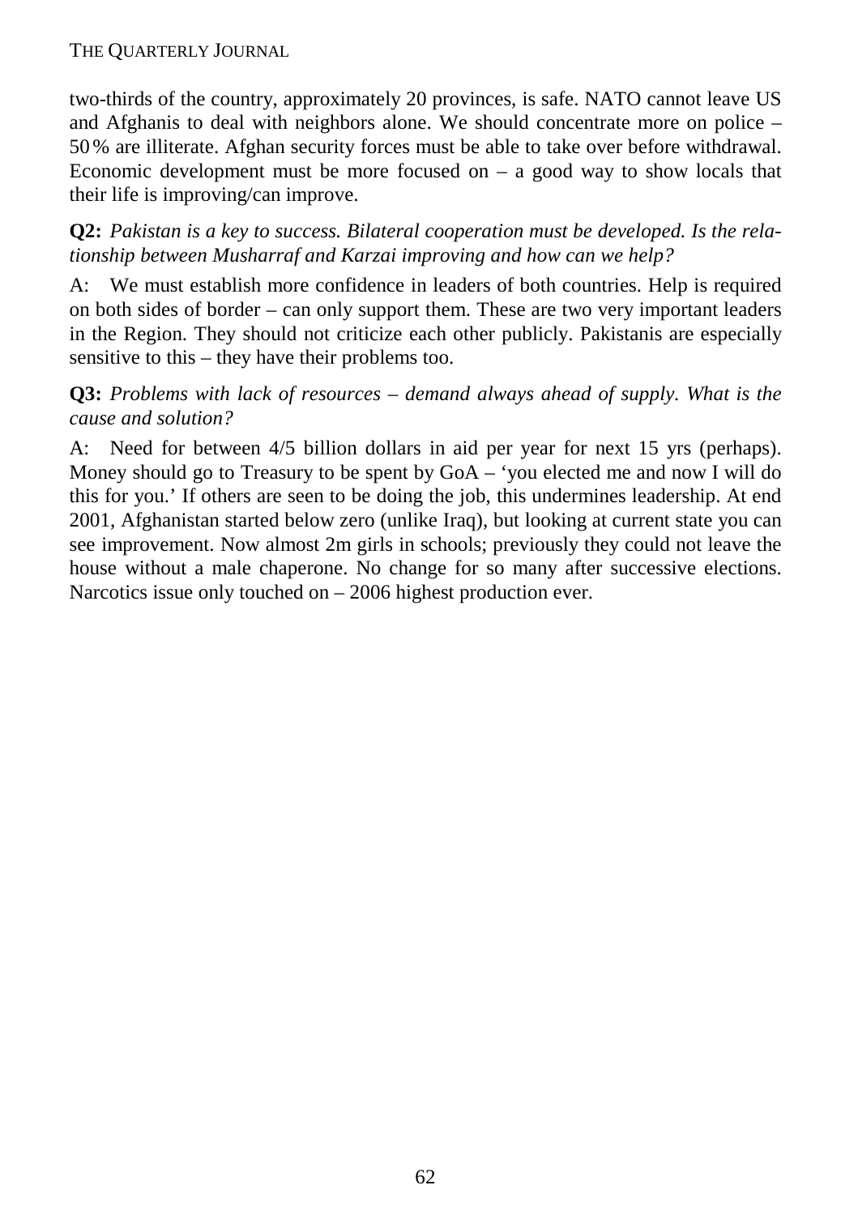two-thirds of the country, approximately 20 provinces, is safe. NATO cannot leave US and Afghanis to deal with neighbors alone. We should concentrate more on police – 50% are illiterate. Afghan security forces must be able to take over before withdrawal. Economic development must be more focused on – a good way to show locals that their life is improving/can improve.

**Q2:** *Pakistan is a key to success. Bilateral cooperation must be developed. Is the relationship between Musharraf and Karzai improving and how can we help?*

A: We must establish more confidence in leaders of both countries. Help is required on both sides of border – can only support them. These are two very important leaders in the Region. They should not criticize each other publicly. Pakistanis are especially sensitive to this – they have their problems too.

**Q3:** *Problems with lack of resources – demand always ahead of supply. What is the cause and solution?*

A: Need for between 4/5 billion dollars in aid per year for next 15 yrs (perhaps). Money should go to Treasury to be spent by GoA – 'you elected me and now I will do this for you.' If others are seen to be doing the job, this undermines leadership. At end 2001, Afghanistan started below zero (unlike Iraq), but looking at current state you can see improvement. Now almost 2m girls in schools; previously they could not leave the house without a male chaperone. No change for so many after successive elections. Narcotics issue only touched on – 2006 highest production ever.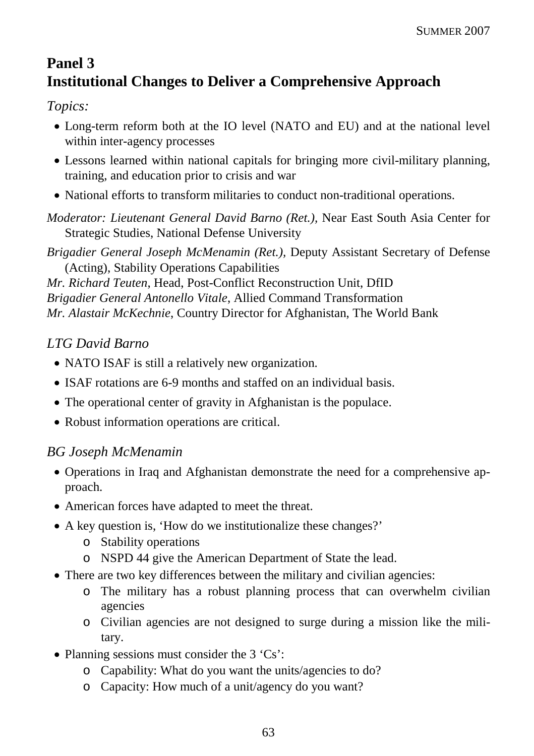## Panel 3
## Institutional Changes to Deliver a Comprehensive Approach

*Topics:*

- Long-term reform both at the IO level (NATO and EU) and at the national level within inter-agency processes
- Lessons learned within national capitals for bringing more civil-military planning, training, and education prior to crisis and war
- National efforts to transform militaries to conduct non-traditional operations.

*Moderator: Lieutenant General David Barno (Ret.),* Near East South Asia Center for Strategic Studies, National Defense University

*Brigadier General Joseph McMenamin (Ret.),* Deputy Assistant Secretary of Defense (Acting), Stability Operations Capabilities

*Mr. Richard Teuten*, Head, Post-Conflict Reconstruction Unit, DfID

*Brigadier General Antonello Vitale*, Allied Command Transformation

*Mr. Alastair McKechnie*, Country Director for Afghanistan, The World Bank

### *LTG David Barno*

- NATO ISAF is still a relatively new organization.
- ISAF rotations are 6-9 months and staffed on an individual basis.
- The operational center of gravity in Afghanistan is the populace.
- Robust information operations are critical.

### *BG Joseph McMenamin*

- Operations in Iraq and Afghanistan demonstrate the need for a comprehensive approach.
- American forces have adapted to meet the threat.
- A key question is, 'How do we institutionalize these changes?'
    - Stability operations
    - NSPD 44 give the American Department of State the lead.
- There are two key differences between the military and civilian agencies:
    - The military has a robust planning process that can overwhelm civilian agencies
    - Civilian agencies are not designed to surge during a mission like the military.
- Planning sessions must consider the 3 'Cs':
    - Capability: What do you want the units/agencies to do?
    - Capacity: How much of a unit/agency do you want?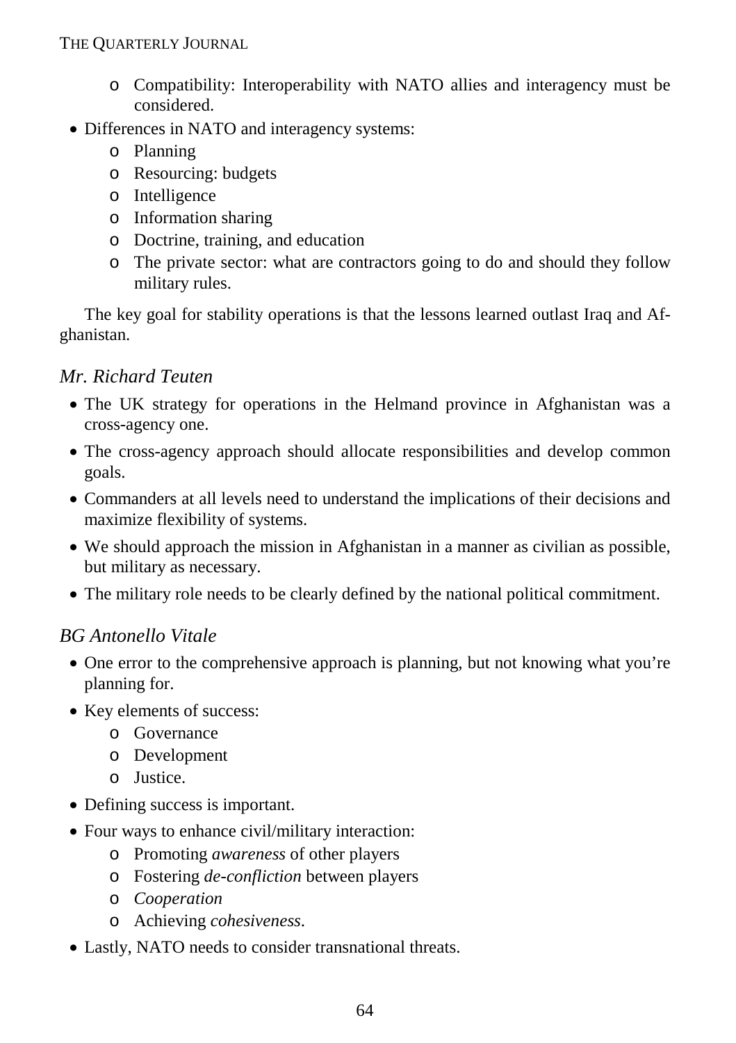- Compatibility: Interoperability with NATO allies and interagency must be considered.
- Differences in NATO and interagency systems:
   - Planning
   - Resourcing: budgets
   - Intelligence
   - Information sharing
   - Doctrine, training, and education
   - The private sector: what are contractors going to do and should they follow military rules.

The key goal for stability operations is that the lessons learned outlast Iraq and Afghanistan.

### *Mr. Richard Teuten*

- The UK strategy for operations in the Helmand province in Afghanistan was a cross-agency one.
- The cross-agency approach should allocate responsibilities and develop common goals.
- Commanders at all levels need to understand the implications of their decisions and maximize flexibility of systems.
- We should approach the mission in Afghanistan in a manner as civilian as possible, but military as necessary.
- The military role needs to be clearly defined by the national political commitment.

### *BG Antonello Vitale*

- One error to the comprehensive approach is planning, but not knowing what you're planning for.
- Key elements of success:
   - Governance
   - Development
   - Justice.
- Defining success is important.
- Four ways to enhance civil/military interaction:
   - Promoting *awareness* of other players
   - Fostering *de-confliction* between players
   - *Cooperation*
   - Achieving *cohesiveness*.
- Lastly, NATO needs to consider transnational threats.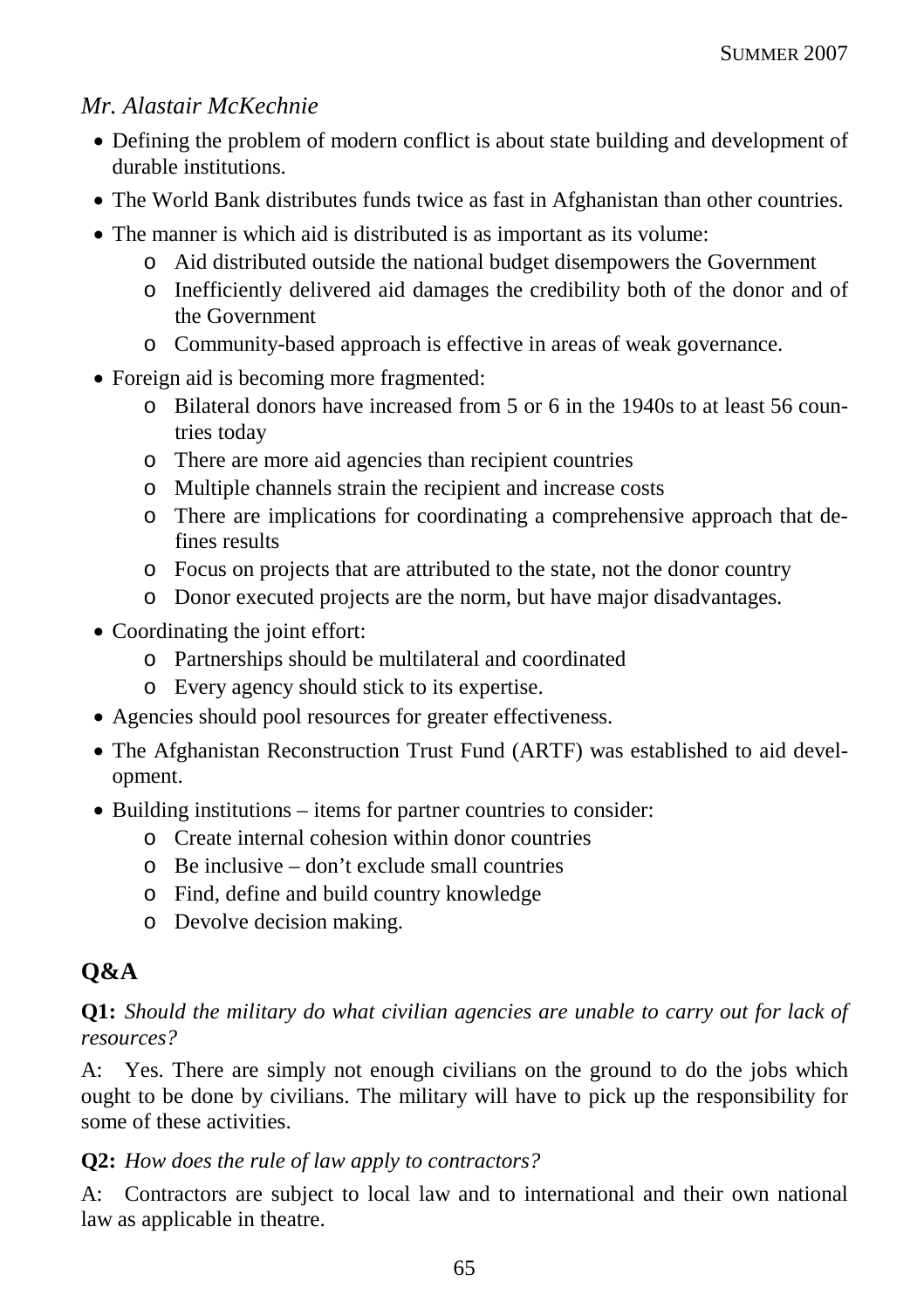*Mr. Alastair McKechnie*

- Defining the problem of modern conflict is about state building and development of durable institutions.
- The World Bank distributes funds twice as fast in Afghanistan than other countries.
- The manner is which aid is distributed is as important as its volume:
  - Aid distributed outside the national budget disempowers the Government
  - Inefficiently delivered aid damages the credibility both of the donor and of the Government
  - Community-based approach is effective in areas of weak governance.
- Foreign aid is becoming more fragmented:
  - Bilateral donors have increased from 5 or 6 in the 1940s to at least 56 countries today
  - There are more aid agencies than recipient countries
  - Multiple channels strain the recipient and increase costs
  - There are implications for coordinating a comprehensive approach that defines results
  - Focus on projects that are attributed to the state, not the donor country
  - Donor executed projects are the norm, but have major disadvantages.
- Coordinating the joint effort:
  - Partnerships should be multilateral and coordinated
  - Every agency should stick to its expertise.
- Agencies should pool resources for greater effectiveness.
- The Afghanistan Reconstruction Trust Fund (ARTF) was established to aid development.
- Building institutions – items for partner countries to consider:
  - Create internal cohesion within donor countries
  - Be inclusive – don't exclude small countries
  - Find, define and build country knowledge
  - Devolve decision making.

## Q&A

**Q1:** *Should the military do what civilian agencies are unable to carry out for lack of resources?*

A: Yes. There are simply not enough civilians on the ground to do the jobs which ought to be done by civilians. The military will have to pick up the responsibility for some of these activities.

**Q2:** *How does the rule of law apply to contractors?*

A: Contractors are subject to local law and to international and their own national law as applicable in theatre.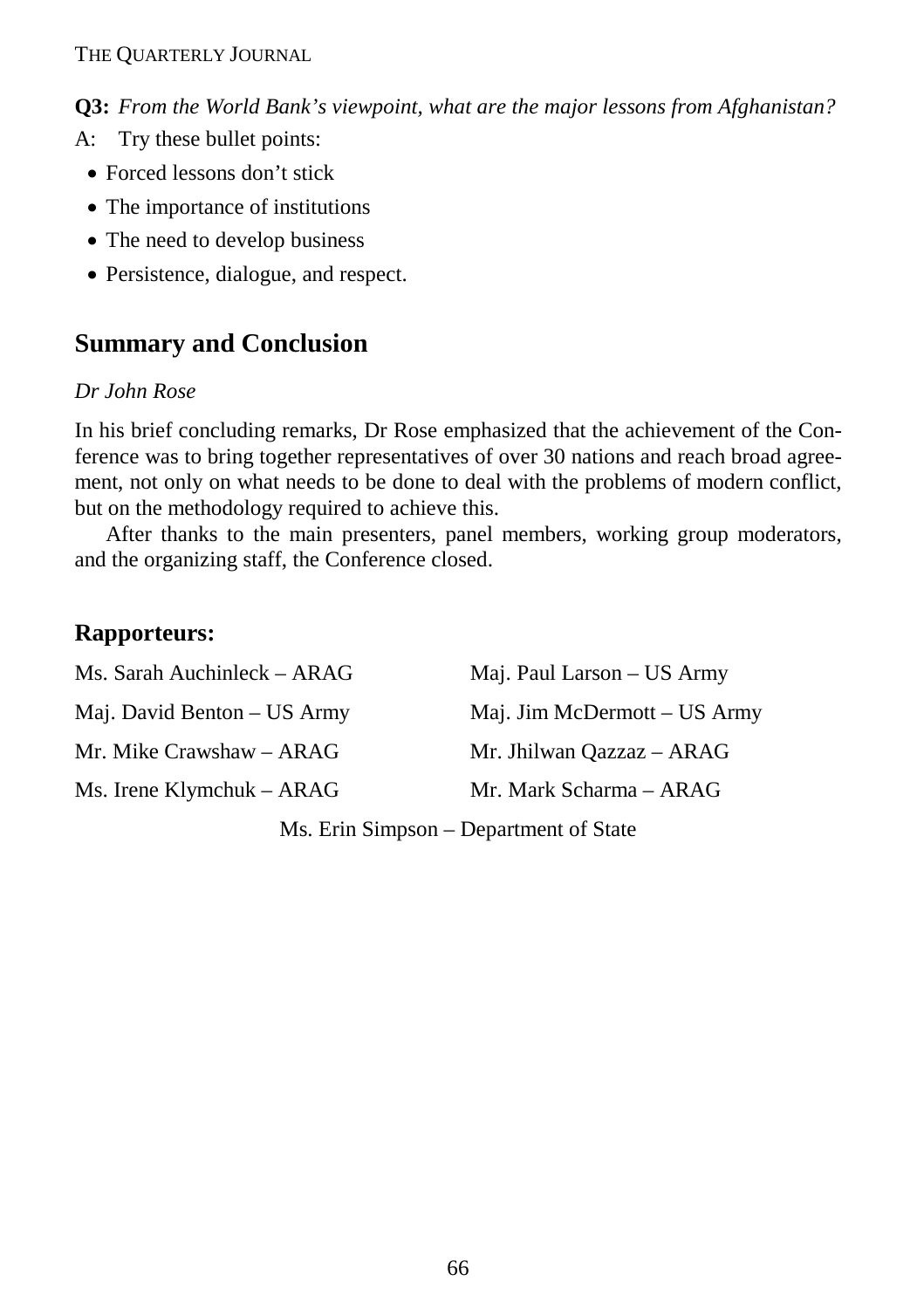**Q3:** *From the World Bank's viewpoint, what are the major lessons from Afghanistan?*

A: Try these bullet points:

- Forced lessons don't stick
- The importance of institutions
- The need to develop business
- Persistence, dialogue, and respect.

## Summary and Conclusion

*Dr John Rose*

In his brief concluding remarks, Dr Rose emphasized that the achievement of the Conference was to bring together representatives of over 30 nations and reach broad agreement, not only on what needs to be done to deal with the problems of modern conflict, but on the methodology required to achieve this.

After thanks to the main presenters, panel members, working group moderators, and the organizing staff, the Conference closed.

## Rapporteurs:

Ms. Sarah Auchinleck – ARAG

Maj. David Benton – US Army

Mr. Mike Crawshaw – ARAG

Ms. Irene Klymchuk – ARAG

Maj. Paul Larson – US Army

Maj. Jim McDermott – US Army

Mr. Jhilwan Qazzaz – ARAG

Mr. Mark Scharma – ARAG

Ms. Erin Simpson – Department of State